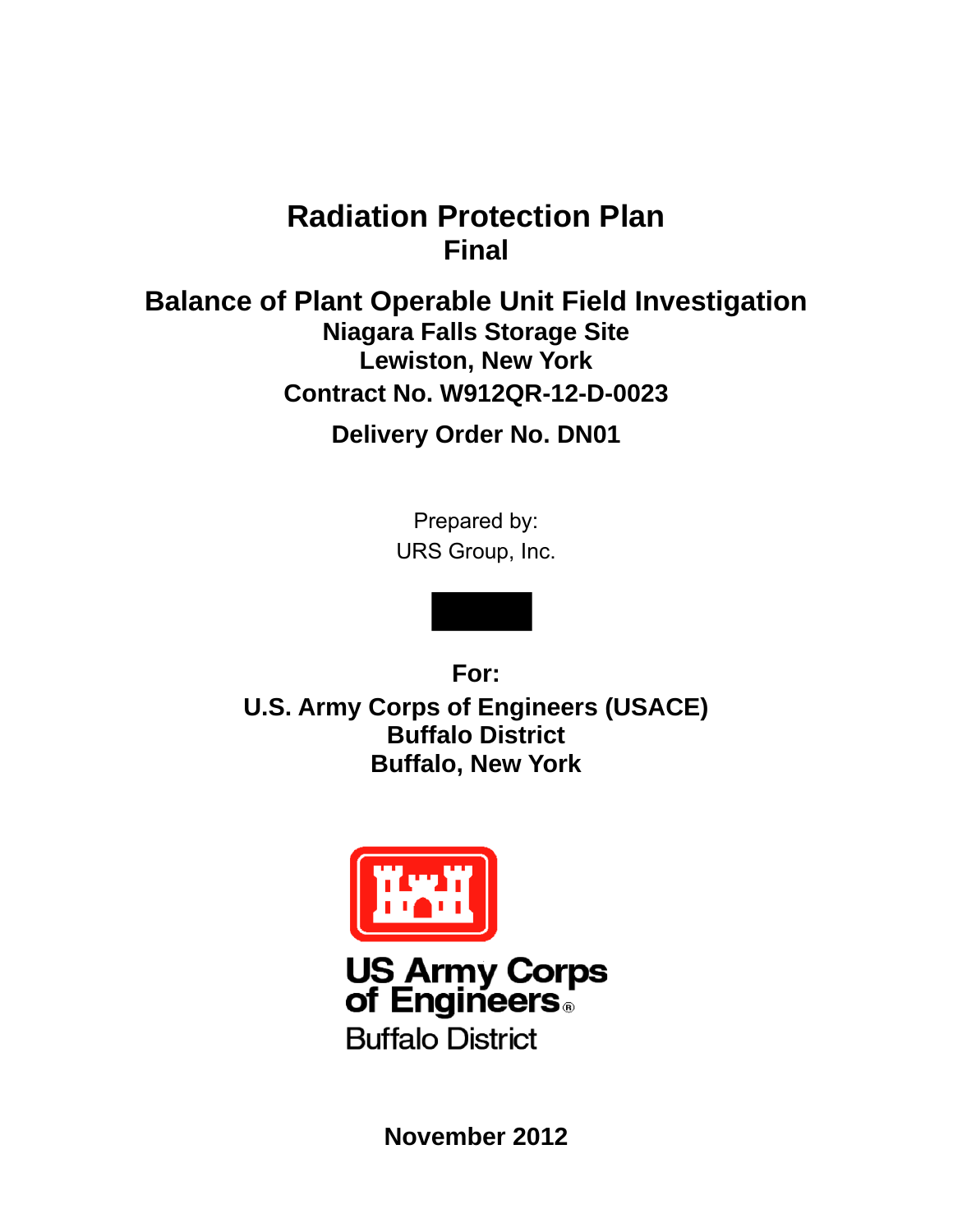# Radiation Protection Plan
## Final

## Balance of Plant Operable Unit Field Investigation

**Niagara Falls Storage Site**

**Lewiston, New York**

**Contract No. W912QR-12-D-0023**

**Delivery Order No. DN01**

Prepared by:

URS Group, Inc.

**For:**

**U.S. Army Corps of Engineers (USACE)**

**Buffalo District**

**Buffalo, New York**

US Army Corps of Engineers®

Buffalo District

**November 2012**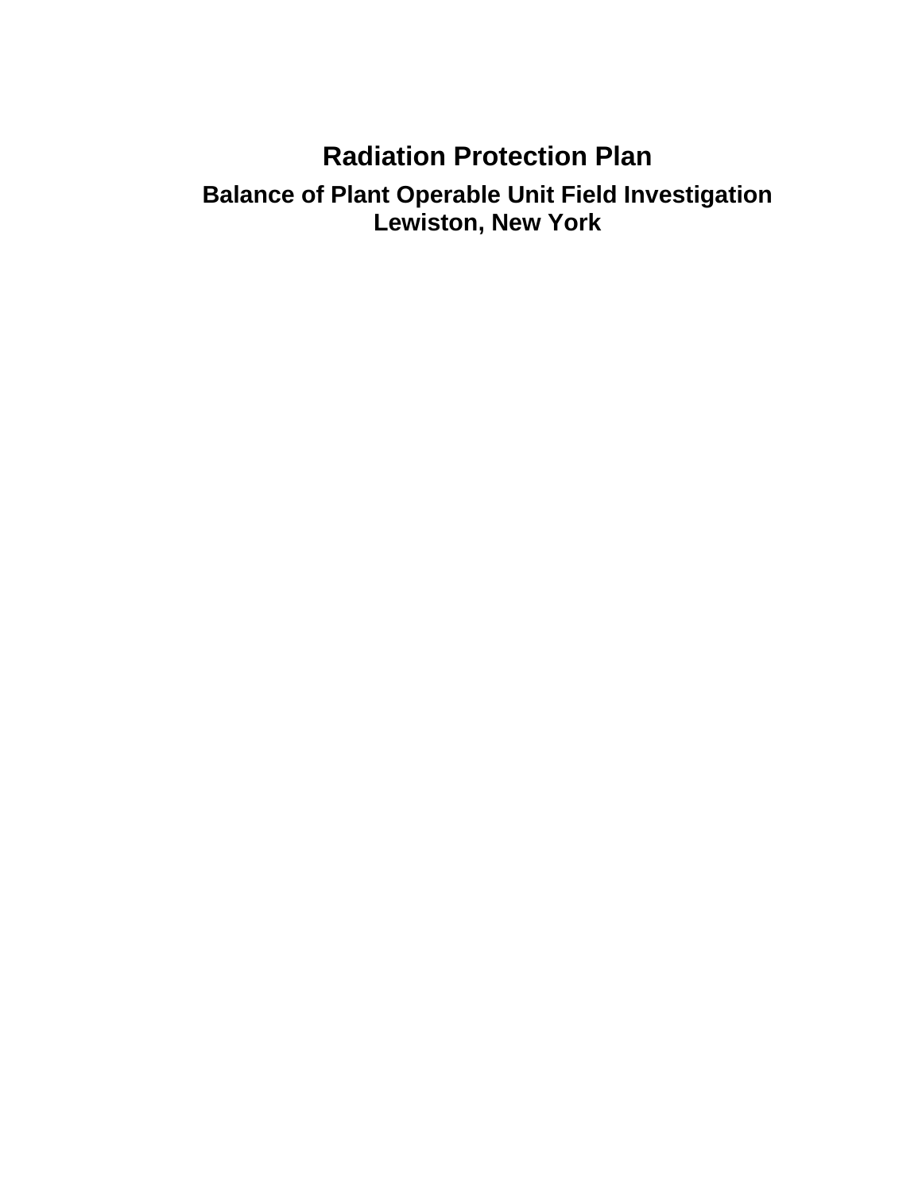# Radiation Protection Plan

## Balance of Plant Operable Unit Field Investigation
## Lewiston, New York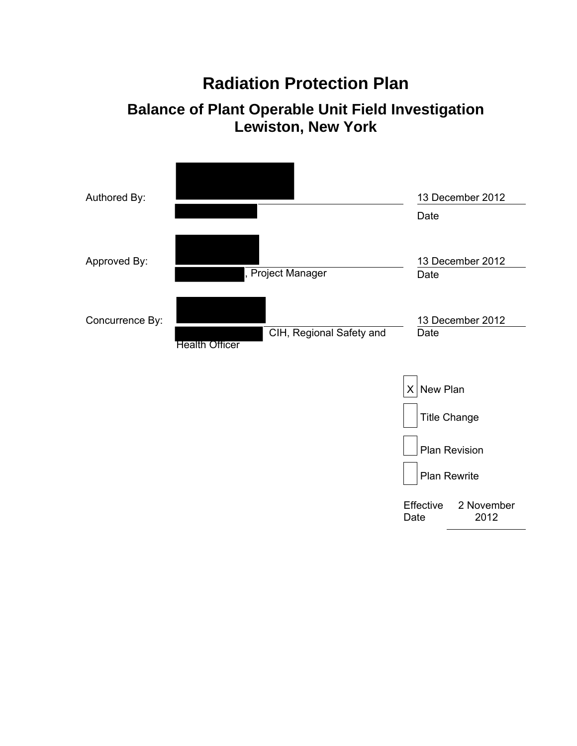# Radiation Protection Plan

## Balance of Plant Operable Unit Field Investigation
## Lewiston, New York

| | | |
|---|---|---|
| Authored By: | | 13 December 2012 |
| | | Date |
| Approved By: | , Project Manager | 13 December 2012 |
| | | Date |
| Concurrence By: | CIH, Regional Safety and Health Officer | 13 December 2012 |
| | | Date |

- [X] New Plan
- [ ] Title Change
- [ ] Plan Revision
- [ ] Plan Rewrite

Effective Date: 2 November 2012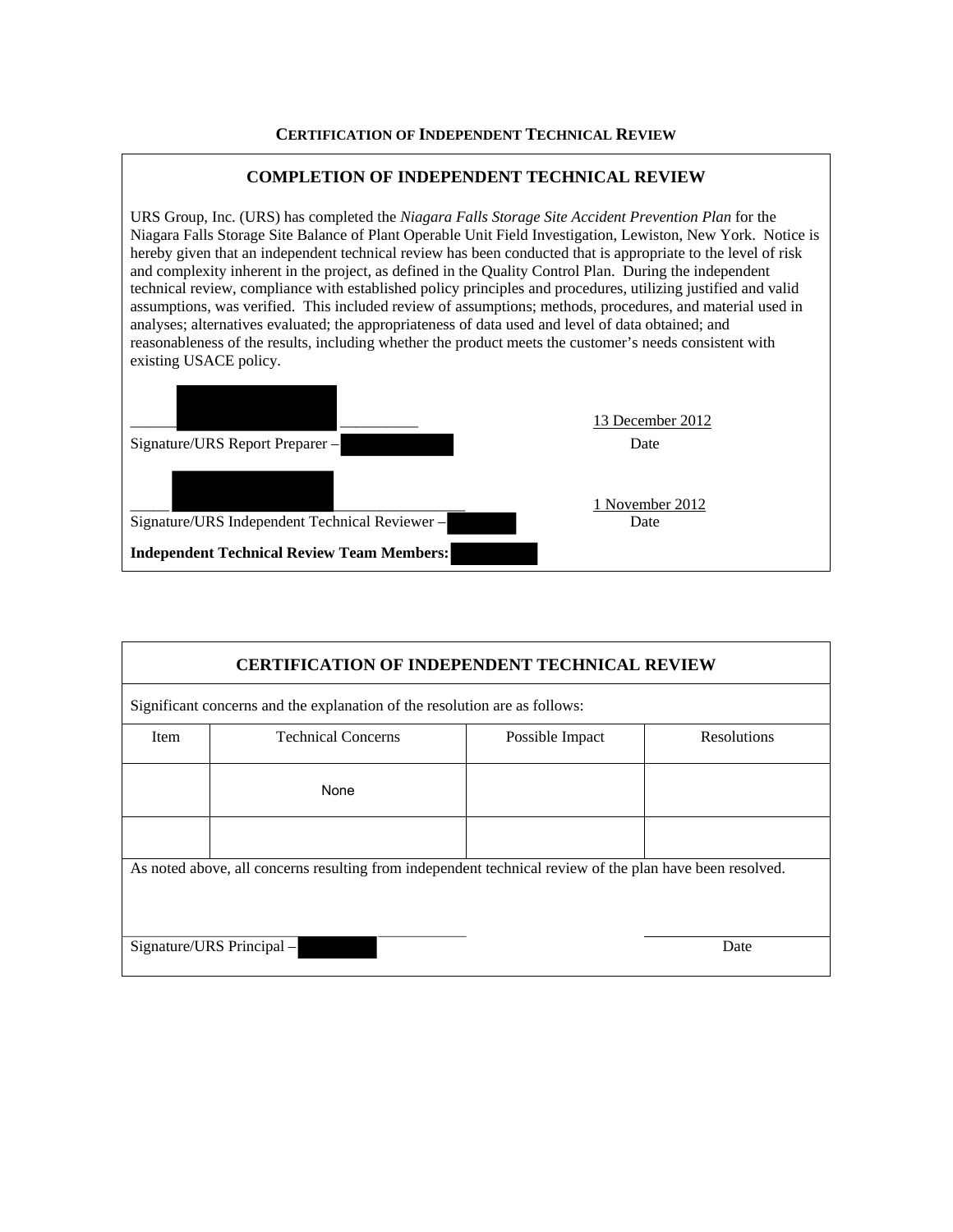## CERTIFICATION OF INDEPENDENT TECHNICAL REVIEW

### COMPLETION OF INDEPENDENT TECHNICAL REVIEW

URS Group, Inc. (URS) has completed the *Niagara Falls Storage Site Accident Prevention Plan* for the Niagara Falls Storage Site Balance of Plant Operable Unit Field Investigation, Lewiston, New York. Notice is hereby given that an independent technical review has been conducted that is appropriate to the level of risk and complexity inherent in the project, as defined in the Quality Control Plan. During the independent technical review, compliance with established policy principles and procedures, utilizing justified and valid assumptions, was verified. This included review of assumptions; methods, procedures, and material used in analyses; alternatives evaluated; the appropriateness of data used and level of data obtained; and reasonableness of the results, including whether the product meets the customer's needs consistent with existing USACE policy.

Signature/URS Report Preparer – 13 December 2012 Date

Signature/URS Independent Technical Reviewer – 1 November 2012 Date

**Independent Technical Review Team Members:**

### CERTIFICATION OF INDEPENDENT TECHNICAL REVIEW

Significant concerns and the explanation of the resolution are as follows:

| Item | Technical Concerns | Possible Impact | Resolutions |
|---|---|---|---|
| | None | | |
| | | | |

As noted above, all concerns resulting from independent technical review of the plan have been resolved.

Signature/URS Principal – Date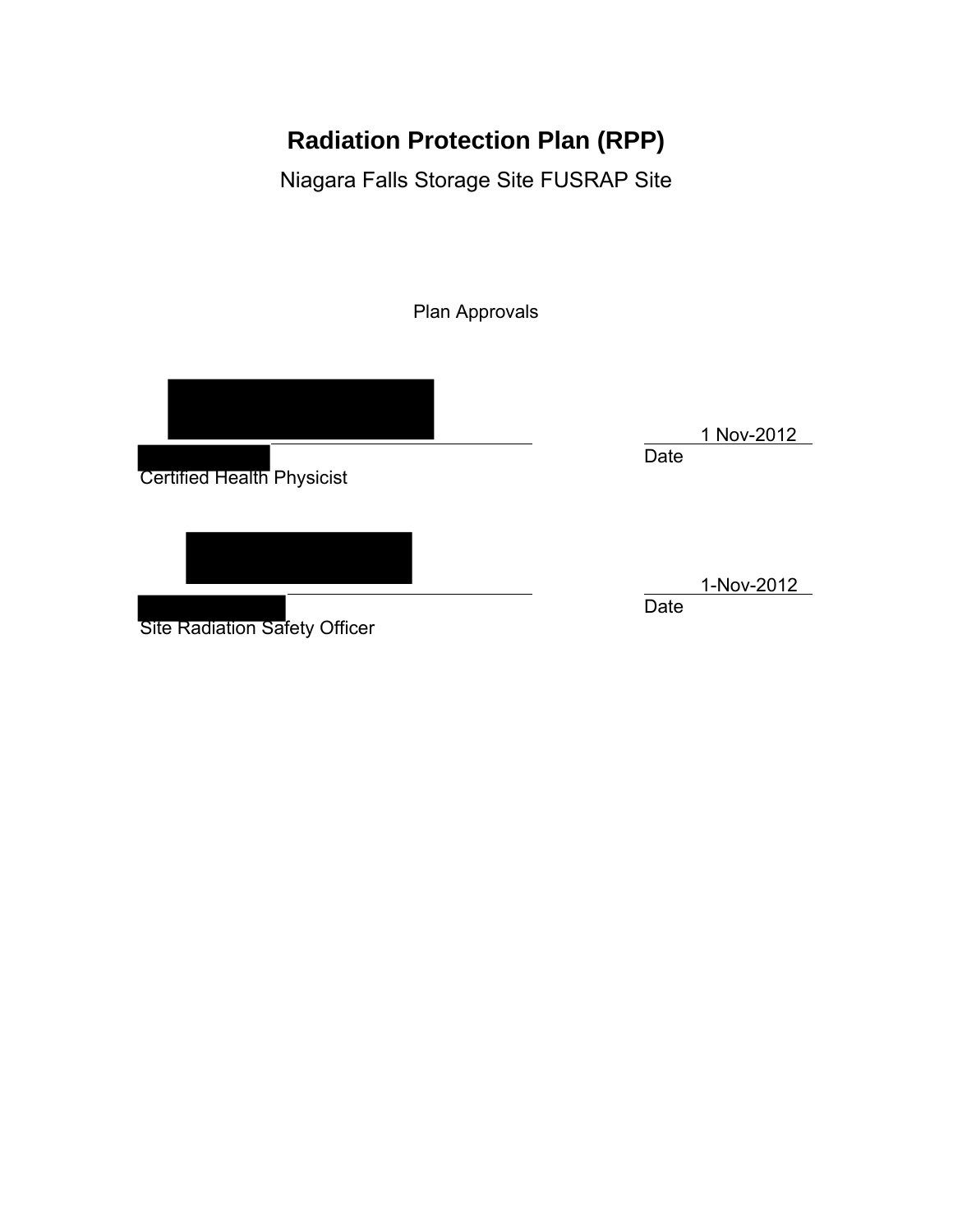# Radiation Protection Plan (RPP)

Niagara Falls Storage Site FUSRAP Site

Plan Approvals

______________________________ 1 Nov-2012

Certified Health Physicist — Date

______________________________ 1-Nov-2012

Site Radiation Safety Officer — Date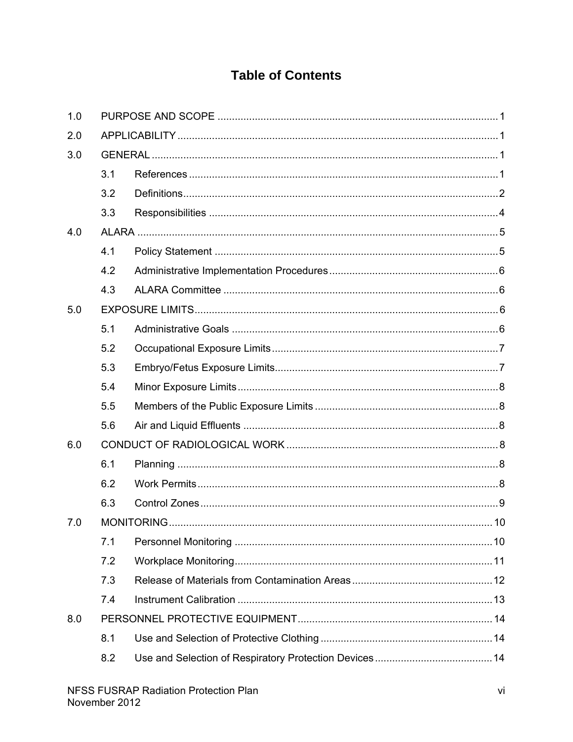# Table of Contents

1.0 PURPOSE AND SCOPE ..... 1

2.0 APPLICABILITY ..... 1

3.0 GENERAL ..... 1

- 3.1 References ..... 1
- 3.2 Definitions ..... 2
- 3.3 Responsibilities ..... 4

4.0 ALARA ..... 5

- 4.1 Policy Statement ..... 5
- 4.2 Administrative Implementation Procedures ..... 6
- 4.3 ALARA Committee ..... 6

5.0 EXPOSURE LIMITS ..... 6

- 5.1 Administrative Goals ..... 6
- 5.2 Occupational Exposure Limits ..... 7
- 5.3 Embryo/Fetus Exposure Limits ..... 7
- 5.4 Minor Exposure Limits ..... 8
- 5.5 Members of the Public Exposure Limits ..... 8
- 5.6 Air and Liquid Effluents ..... 8

6.0 CONDUCT OF RADIOLOGICAL WORK ..... 8

- 6.1 Planning ..... 8
- 6.2 Work Permits ..... 8
- 6.3 Control Zones ..... 9

7.0 MONITORING ..... 10

- 7.1 Personnel Monitoring ..... 10
- 7.2 Workplace Monitoring ..... 11
- 7.3 Release of Materials from Contamination Areas ..... 12
- 7.4 Instrument Calibration ..... 13

8.0 PERSONNEL PROTECTIVE EQUIPMENT ..... 14

- 8.1 Use and Selection of Protective Clothing ..... 14
- 8.2 Use and Selection of Respiratory Protection Devices ..... 14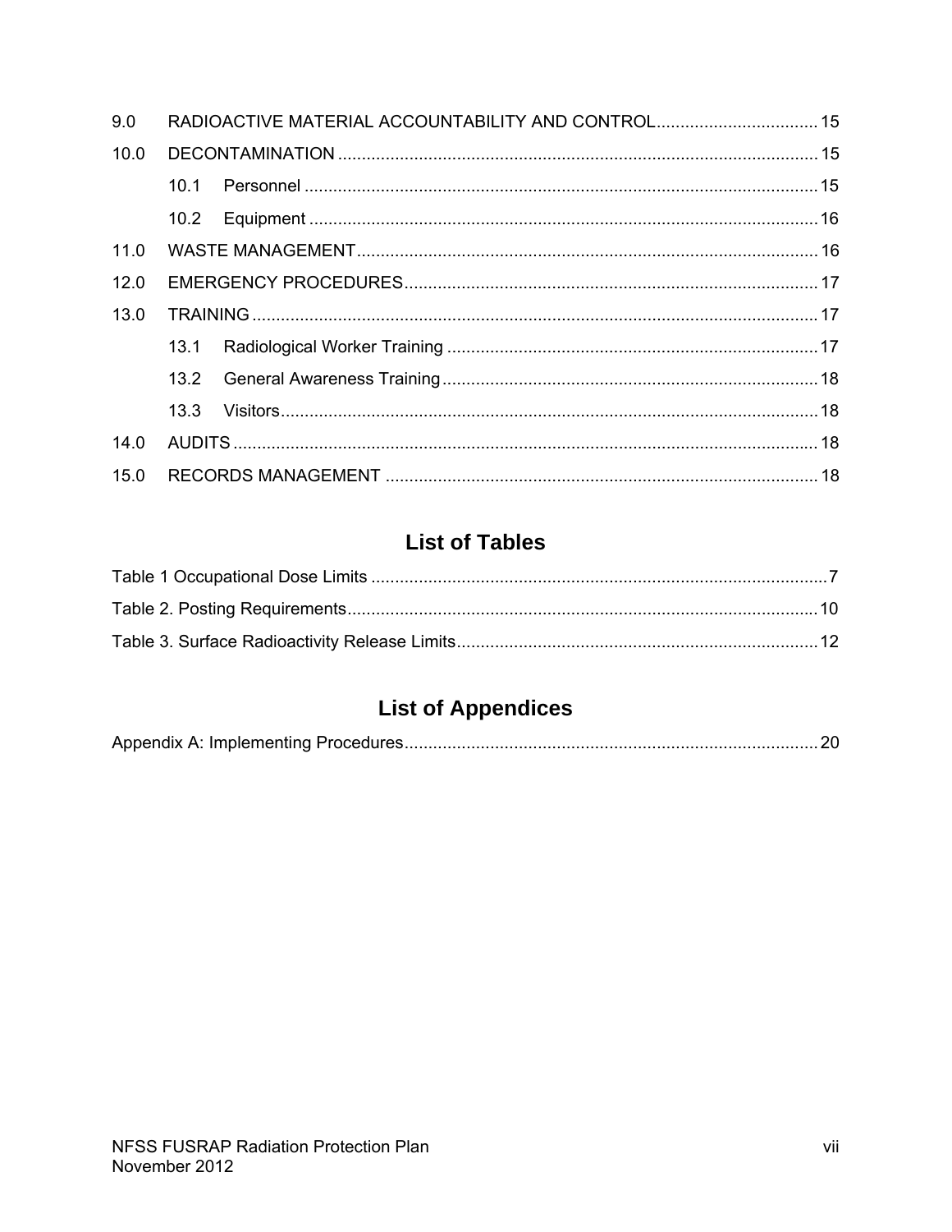| | | |
|---|---|---|
| 9.0 | RADIOACTIVE MATERIAL ACCOUNTABILITY AND CONTROL | 15 |
| 10.0 | DECONTAMINATION | 15 |
| | 10.1 Personnel | 15 |
| | 10.2 Equipment | 16 |
| 11.0 | WASTE MANAGEMENT | 16 |
| 12.0 | EMERGENCY PROCEDURES | 17 |
| 13.0 | TRAINING | 17 |
| | 13.1 Radiological Worker Training | 17 |
| | 13.2 General Awareness Training | 18 |
| | 13.3 Visitors | 18 |
| 14.0 | AUDITS | 18 |
| 15.0 | RECORDS MANAGEMENT | 18 |

## List of Tables

| | |
|---|---|
| Table 1 Occupational Dose Limits | 7 |
| Table 2. Posting Requirements | 10 |
| Table 3. Surface Radioactivity Release Limits | 12 |

## List of Appendices

| | |
|---|---|
| Appendix A: Implementing Procedures | 20 |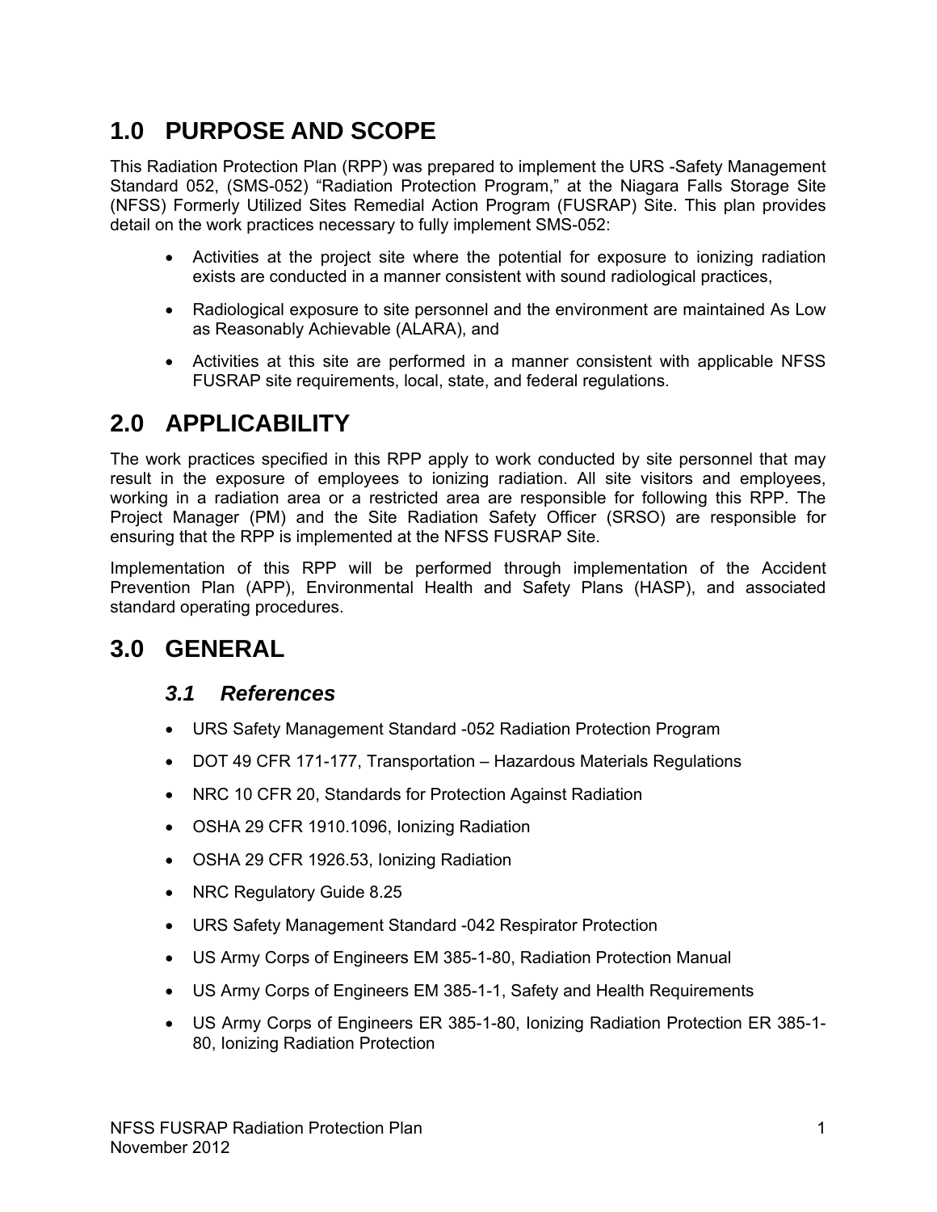# 1.0 PURPOSE AND SCOPE

This Radiation Protection Plan (RPP) was prepared to implement the URS -Safety Management Standard 052, (SMS-052) "Radiation Protection Program," at the Niagara Falls Storage Site (NFSS) Formerly Utilized Sites Remedial Action Program (FUSRAP) Site. This plan provides detail on the work practices necessary to fully implement SMS-052:

- Activities at the project site where the potential for exposure to ionizing radiation exists are conducted in a manner consistent with sound radiological practices,
- Radiological exposure to site personnel and the environment are maintained As Low as Reasonably Achievable (ALARA), and
- Activities at this site are performed in a manner consistent with applicable NFSS FUSRAP site requirements, local, state, and federal regulations.

# 2.0 APPLICABILITY

The work practices specified in this RPP apply to work conducted by site personnel that may result in the exposure of employees to ionizing radiation. All site visitors and employees, working in a radiation area or a restricted area are responsible for following this RPP. The Project Manager (PM) and the Site Radiation Safety Officer (SRSO) are responsible for ensuring that the RPP is implemented at the NFSS FUSRAP Site.

Implementation of this RPP will be performed through implementation of the Accident Prevention Plan (APP), Environmental Health and Safety Plans (HASP), and associated standard operating procedures.

# 3.0 GENERAL

## *3.1 References*

- URS Safety Management Standard -052 Radiation Protection Program
- DOT 49 CFR 171-177, Transportation – Hazardous Materials Regulations
- NRC 10 CFR 20, Standards for Protection Against Radiation
- OSHA 29 CFR 1910.1096, Ionizing Radiation
- OSHA 29 CFR 1926.53, Ionizing Radiation
- NRC Regulatory Guide 8.25
- URS Safety Management Standard -042 Respirator Protection
- US Army Corps of Engineers EM 385-1-80, Radiation Protection Manual
- US Army Corps of Engineers EM 385-1-1, Safety and Health Requirements
- US Army Corps of Engineers ER 385-1-80, Ionizing Radiation Protection ER 385-1-80, Ionizing Radiation Protection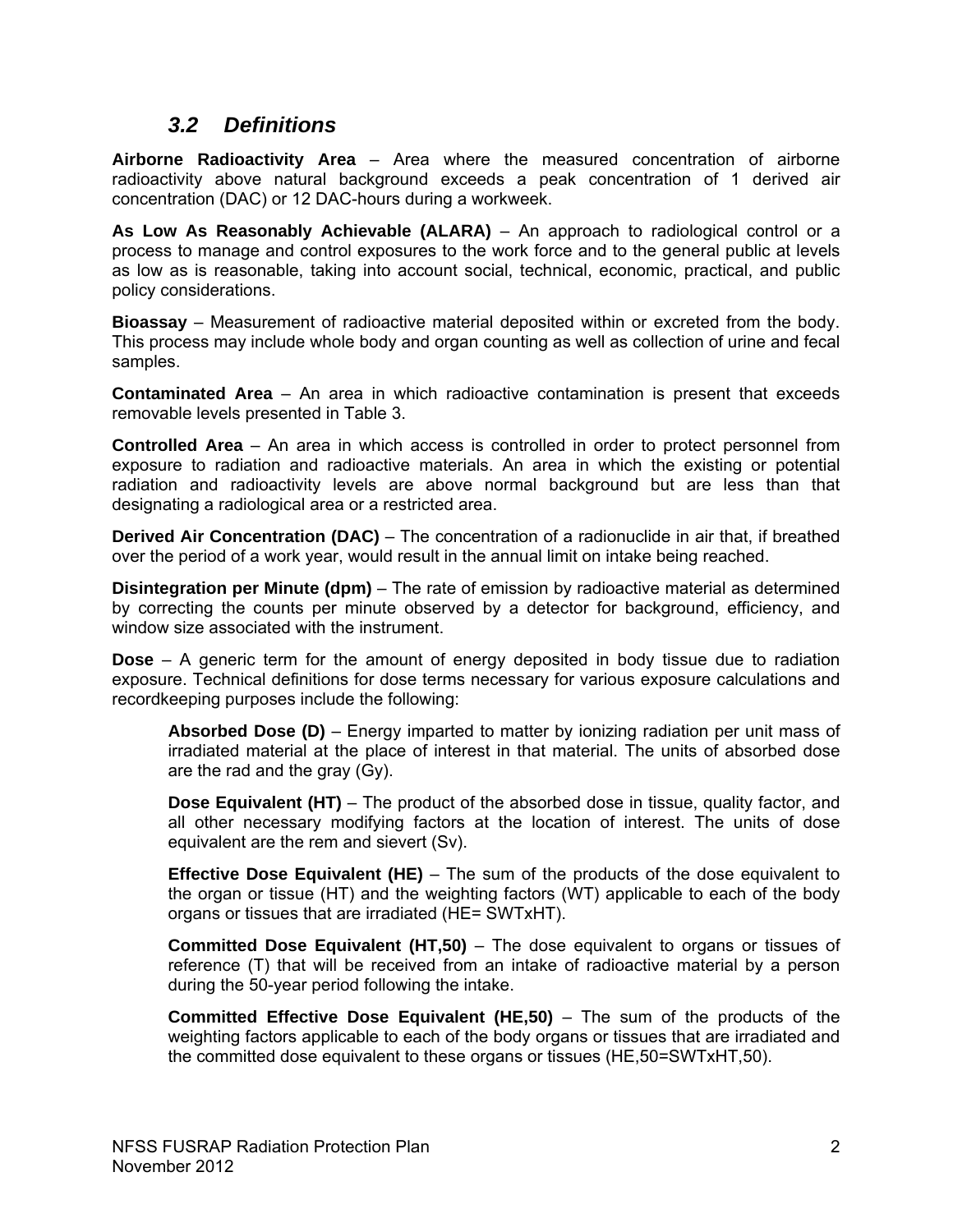## *3.2 Definitions*

**Airborne Radioactivity Area** – Area where the measured concentration of airborne radioactivity above natural background exceeds a peak concentration of 1 derived air concentration (DAC) or 12 DAC-hours during a workweek.

**As Low As Reasonably Achievable (ALARA)** – An approach to radiological control or a process to manage and control exposures to the work force and to the general public at levels as low as is reasonable, taking into account social, technical, economic, practical, and public policy considerations.

**Bioassay** – Measurement of radioactive material deposited within or excreted from the body. This process may include whole body and organ counting as well as collection of urine and fecal samples.

**Contaminated Area** – An area in which radioactive contamination is present that exceeds removable levels presented in Table 3.

**Controlled Area** – An area in which access is controlled in order to protect personnel from exposure to radiation and radioactive materials. An area in which the existing or potential radiation and radioactivity levels are above normal background but are less than that designating a radiological area or a restricted area.

**Derived Air Concentration (DAC)** – The concentration of a radionuclide in air that, if breathed over the period of a work year, would result in the annual limit on intake being reached.

**Disintegration per Minute (dpm)** – The rate of emission by radioactive material as determined by correcting the counts per minute observed by a detector for background, efficiency, and window size associated with the instrument.

**Dose** – A generic term for the amount of energy deposited in body tissue due to radiation exposure. Technical definitions for dose terms necessary for various exposure calculations and recordkeeping purposes include the following:

> **Absorbed Dose (D)** – Energy imparted to matter by ionizing radiation per unit mass of irradiated material at the place of interest in that material. The units of absorbed dose are the rad and the gray (Gy).
>
> **Dose Equivalent (HT)** – The product of the absorbed dose in tissue, quality factor, and all other necessary modifying factors at the location of interest. The units of dose equivalent are the rem and sievert (Sv).
>
> **Effective Dose Equivalent (HE)** – The sum of the products of the dose equivalent to the organ or tissue (HT) and the weighting factors (WT) applicable to each of the body organs or tissues that are irradiated (HE= SWTxHT).
>
> **Committed Dose Equivalent (HT,50)** – The dose equivalent to organs or tissues of reference (T) that will be received from an intake of radioactive material by a person during the 50-year period following the intake.
>
> **Committed Effective Dose Equivalent (HE,50)** – The sum of the products of the weighting factors applicable to each of the body organs or tissues that are irradiated and the committed dose equivalent to these organs or tissues (HE,50=SWTxHT,50).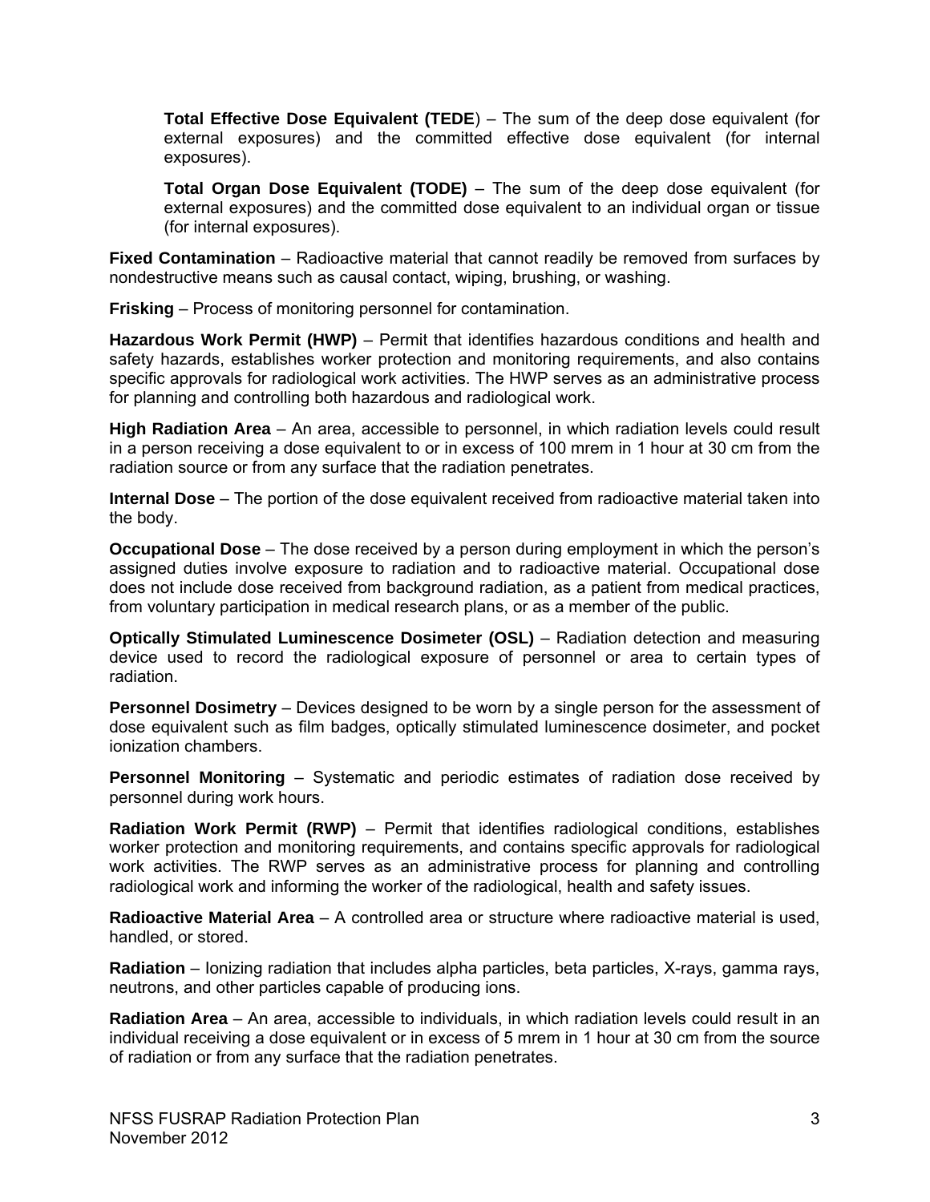**Total Effective Dose Equivalent (TEDE**) – The sum of the deep dose equivalent (for external exposures) and the committed effective dose equivalent (for internal exposures).

**Total Organ Dose Equivalent (TODE)** – The sum of the deep dose equivalent (for external exposures) and the committed dose equivalent to an individual organ or tissue (for internal exposures).

**Fixed Contamination** – Radioactive material that cannot readily be removed from surfaces by nondestructive means such as causal contact, wiping, brushing, or washing.

**Frisking** – Process of monitoring personnel for contamination.

**Hazardous Work Permit (HWP)** – Permit that identifies hazardous conditions and health and safety hazards, establishes worker protection and monitoring requirements, and also contains specific approvals for radiological work activities. The HWP serves as an administrative process for planning and controlling both hazardous and radiological work.

**High Radiation Area** – An area, accessible to personnel, in which radiation levels could result in a person receiving a dose equivalent to or in excess of 100 mrem in 1 hour at 30 cm from the radiation source or from any surface that the radiation penetrates.

**Internal Dose** – The portion of the dose equivalent received from radioactive material taken into the body.

**Occupational Dose** – The dose received by a person during employment in which the person's assigned duties involve exposure to radiation and to radioactive material. Occupational dose does not include dose received from background radiation, as a patient from medical practices, from voluntary participation in medical research plans, or as a member of the public.

**Optically Stimulated Luminescence Dosimeter (OSL)** – Radiation detection and measuring device used to record the radiological exposure of personnel or area to certain types of radiation.

**Personnel Dosimetry** – Devices designed to be worn by a single person for the assessment of dose equivalent such as film badges, optically stimulated luminescence dosimeter, and pocket ionization chambers.

**Personnel Monitoring** – Systematic and periodic estimates of radiation dose received by personnel during work hours.

**Radiation Work Permit (RWP)** – Permit that identifies radiological conditions, establishes worker protection and monitoring requirements, and contains specific approvals for radiological work activities. The RWP serves as an administrative process for planning and controlling radiological work and informing the worker of the radiological, health and safety issues.

**Radioactive Material Area** – A controlled area or structure where radioactive material is used, handled, or stored.

**Radiation** – Ionizing radiation that includes alpha particles, beta particles, X-rays, gamma rays, neutrons, and other particles capable of producing ions.

**Radiation Area** – An area, accessible to individuals, in which radiation levels could result in an individual receiving a dose equivalent or in excess of 5 mrem in 1 hour at 30 cm from the source of radiation or from any surface that the radiation penetrates.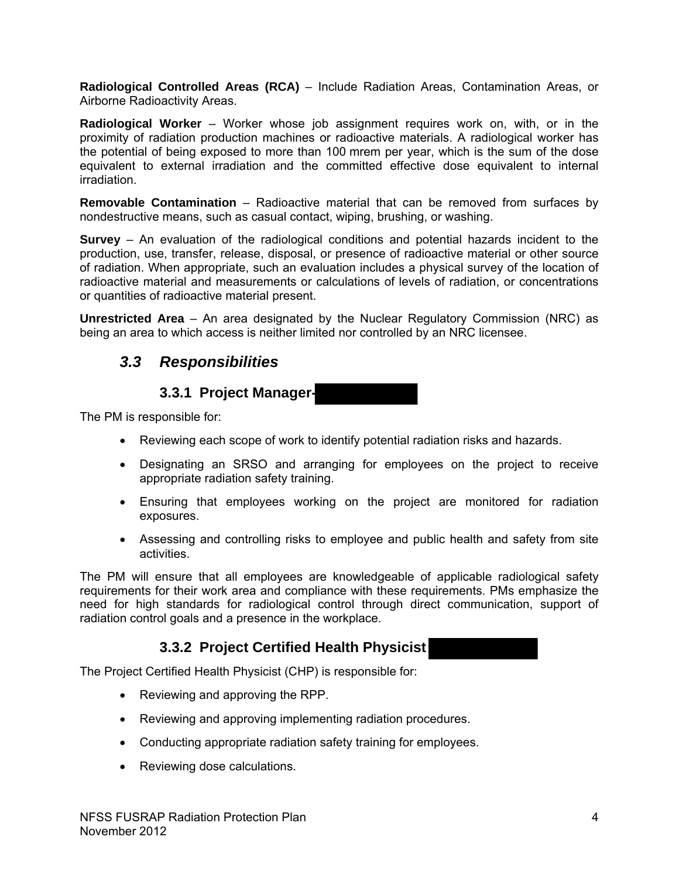**Radiological Controlled Areas (RCA)** – Include Radiation Areas, Contamination Areas, or Airborne Radioactivity Areas.

**Radiological Worker** – Worker whose job assignment requires work on, with, or in the proximity of radiation production machines or radioactive materials. A radiological worker has the potential of being exposed to more than 100 mrem per year, which is the sum of the dose equivalent to external irradiation and the committed effective dose equivalent to internal irradiation.

**Removable Contamination** – Radioactive material that can be removed from surfaces by nondestructive means, such as casual contact, wiping, brushing, or washing.

**Survey** – An evaluation of the radiological conditions and potential hazards incident to the production, use, transfer, release, disposal, or presence of radioactive material or other source of radiation. When appropriate, such an evaluation includes a physical survey of the location of radioactive material and measurements or calculations of levels of radiation, or concentrations or quantities of radioactive material present.

**Unrestricted Area** – An area designated by the Nuclear Regulatory Commission (NRC) as being an area to which access is neither limited nor controlled by an NRC licensee.

## *3.3 Responsibilities*

### 3.3.1 Project Manager-

The PM is responsible for:

- Reviewing each scope of work to identify potential radiation risks and hazards.
- Designating an SRSO and arranging for employees on the project to receive appropriate radiation safety training.
- Ensuring that employees working on the project are monitored for radiation exposures.
- Assessing and controlling risks to employee and public health and safety from site activities.

The PM will ensure that all employees are knowledgeable of applicable radiological safety requirements for their work area and compliance with these requirements. PMs emphasize the need for high standards for radiological control through direct communication, support of radiation control goals and a presence in the workplace.

### 3.3.2 Project Certified Health Physicist

The Project Certified Health Physicist (CHP) is responsible for:

- Reviewing and approving the RPP.
- Reviewing and approving implementing radiation procedures.
- Conducting appropriate radiation safety training for employees.
- Reviewing dose calculations.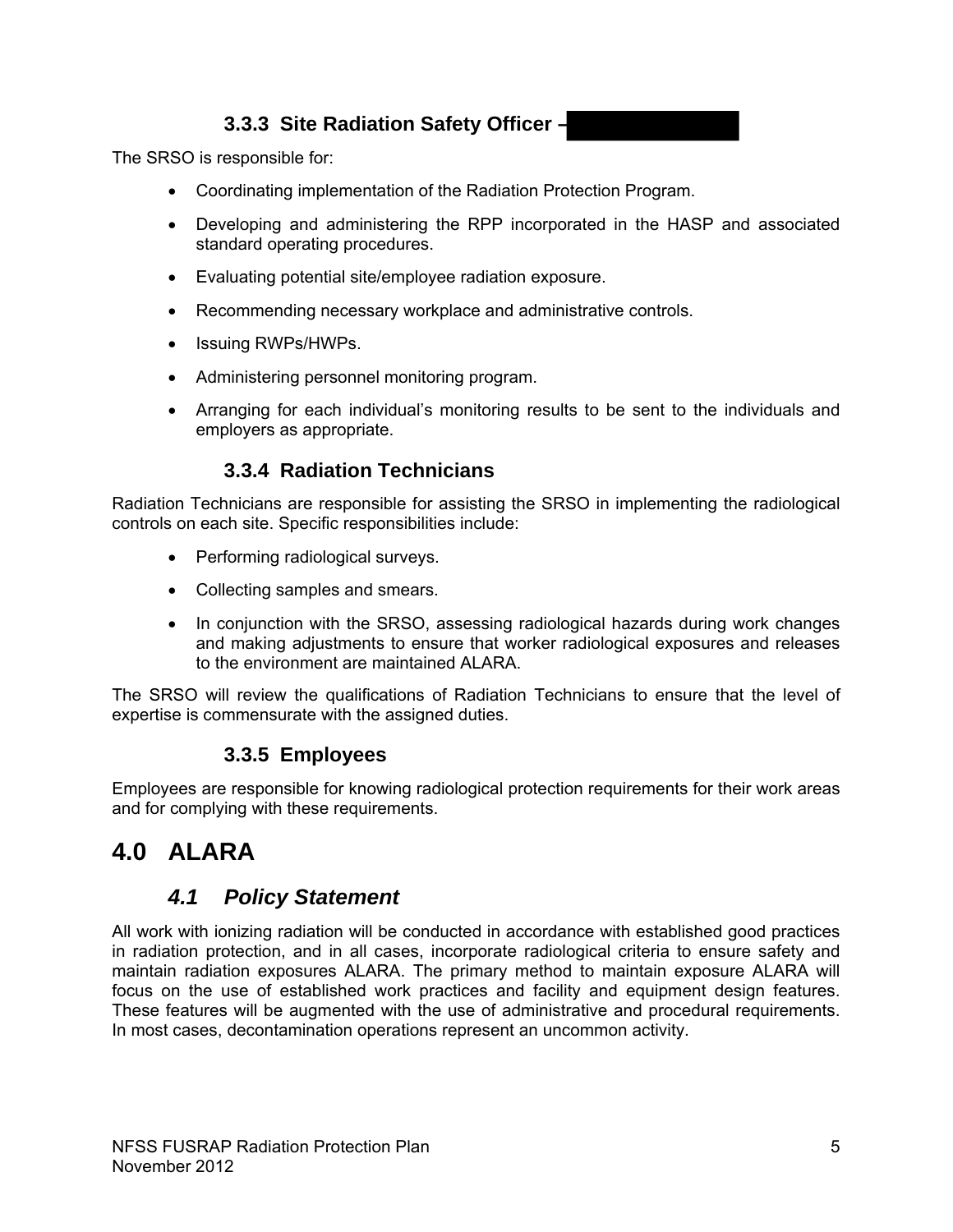### 3.3.3 Site Radiation Safety Officer –

The SRSO is responsible for:

- Coordinating implementation of the Radiation Protection Program.
- Developing and administering the RPP incorporated in the HASP and associated standard operating procedures.
- Evaluating potential site/employee radiation exposure.
- Recommending necessary workplace and administrative controls.
- Issuing RWPs/HWPs.
- Administering personnel monitoring program.
- Arranging for each individual's monitoring results to be sent to the individuals and employers as appropriate.

### 3.3.4 Radiation Technicians

Radiation Technicians are responsible for assisting the SRSO in implementing the radiological controls on each site. Specific responsibilities include:

- Performing radiological surveys.
- Collecting samples and smears.
- In conjunction with the SRSO, assessing radiological hazards during work changes and making adjustments to ensure that worker radiological exposures and releases to the environment are maintained ALARA.

The SRSO will review the qualifications of Radiation Technicians to ensure that the level of expertise is commensurate with the assigned duties.

### 3.3.5 Employees

Employees are responsible for knowing radiological protection requirements for their work areas and for complying with these requirements.

# 4.0 ALARA

## *4.1 Policy Statement*

All work with ionizing radiation will be conducted in accordance with established good practices in radiation protection, and in all cases, incorporate radiological criteria to ensure safety and maintain radiation exposures ALARA. The primary method to maintain exposure ALARA will focus on the use of established work practices and facility and equipment design features. These features will be augmented with the use of administrative and procedural requirements. In most cases, decontamination operations represent an uncommon activity.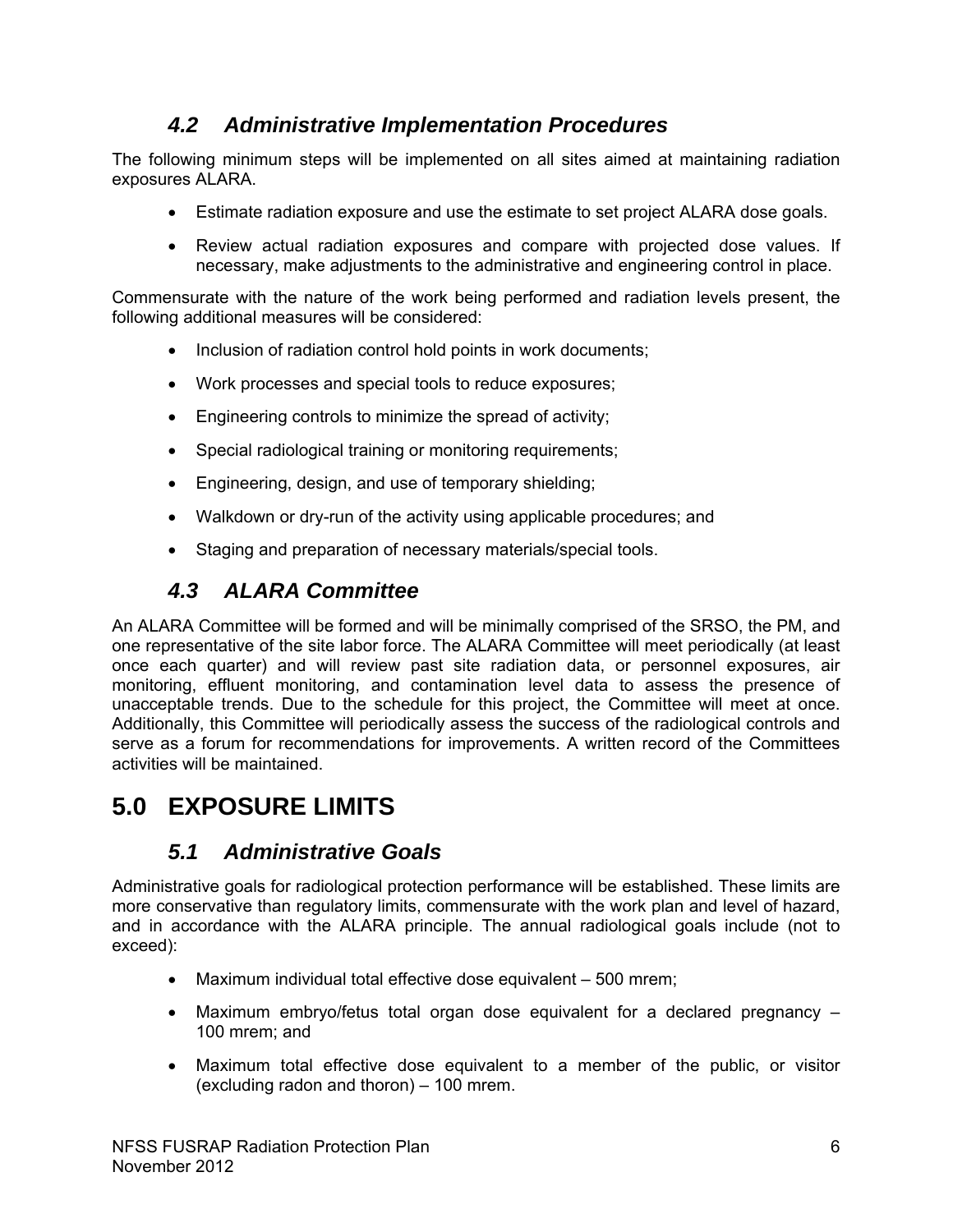### 4.2 Administrative Implementation Procedures

The following minimum steps will be implemented on all sites aimed at maintaining radiation exposures ALARA.

- Estimate radiation exposure and use the estimate to set project ALARA dose goals.
- Review actual radiation exposures and compare with projected dose values. If necessary, make adjustments to the administrative and engineering control in place.

Commensurate with the nature of the work being performed and radiation levels present, the following additional measures will be considered:

- Inclusion of radiation control hold points in work documents;
- Work processes and special tools to reduce exposures;
- Engineering controls to minimize the spread of activity;
- Special radiological training or monitoring requirements;
- Engineering, design, and use of temporary shielding;
- Walkdown or dry-run of the activity using applicable procedures; and
- Staging and preparation of necessary materials/special tools.

### 4.3 ALARA Committee

An ALARA Committee will be formed and will be minimally comprised of the SRSO, the PM, and one representative of the site labor force. The ALARA Committee will meet periodically (at least once each quarter) and will review past site radiation data, or personnel exposures, air monitoring, effluent monitoring, and contamination level data to assess the presence of unacceptable trends. Due to the schedule for this project, the Committee will meet at once. Additionally, this Committee will periodically assess the success of the radiological controls and serve as a forum for recommendations for improvements. A written record of the Committees activities will be maintained.

## 5.0 EXPOSURE LIMITS

### 5.1 Administrative Goals

Administrative goals for radiological protection performance will be established. These limits are more conservative than regulatory limits, commensurate with the work plan and level of hazard, and in accordance with the ALARA principle. The annual radiological goals include (not to exceed):

- Maximum individual total effective dose equivalent – 500 mrem;
- Maximum embryo/fetus total organ dose equivalent for a declared pregnancy – 100 mrem; and
- Maximum total effective dose equivalent to a member of the public, or visitor (excluding radon and thoron) – 100 mrem.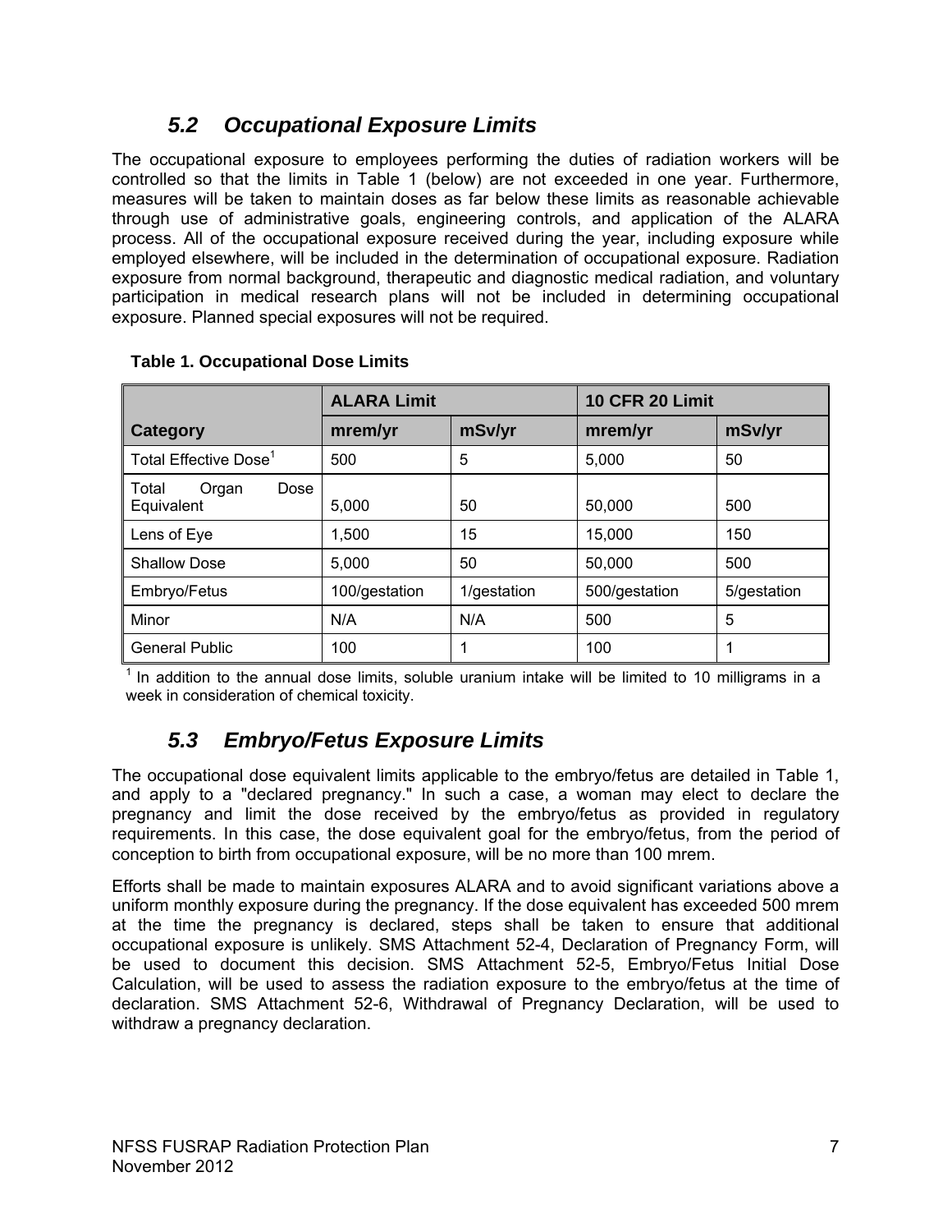## 5.2 Occupational Exposure Limits

The occupational exposure to employees performing the duties of radiation workers will be controlled so that the limits in Table 1 (below) are not exceeded in one year. Furthermore, measures will be taken to maintain doses as far below these limits as reasonable achievable through use of administrative goals, engineering controls, and application of the ALARA process. All of the occupational exposure received during the year, including exposure while employed elsewhere, will be included in the determination of occupational exposure. Radiation exposure from normal background, therapeutic and diagnostic medical radiation, and voluntary participation in medical research plans will not be included in determining occupational exposure. Planned special exposures will not be required.

**Table 1. Occupational Dose Limits**

| | ALARA Limit | | 10 CFR 20 Limit | |
|---|---|---|---|---|
| **Category** | **mrem/yr** | **mSv/yr** | **mrem/yr** | **mSv/yr** |
| Total Effective Dose[1] | 500 | 5 | 5,000 | 50 |
| Total Organ Dose Equivalent | 5,000 | 50 | 50,000 | 500 |
| Lens of Eye | 1,500 | 15 | 15,000 | 150 |
| Shallow Dose | 5,000 | 50 | 50,000 | 500 |
| Embryo/Fetus | 100/gestation | 1/gestation | 500/gestation | 5/gestation |
| Minor | N/A | N/A | 500 | 5 |
| General Public | 100 | 1 | 100 | 1 |

[1] In addition to the annual dose limits, soluble uranium intake will be limited to 10 milligrams in a week in consideration of chemical toxicity.

## 5.3 Embryo/Fetus Exposure Limits

The occupational dose equivalent limits applicable to the embryo/fetus are detailed in Table 1, and apply to a "declared pregnancy." In such a case, a woman may elect to declare the pregnancy and limit the dose received by the embryo/fetus as provided in regulatory requirements. In this case, the dose equivalent goal for the embryo/fetus, from the period of conception to birth from occupational exposure, will be no more than 100 mrem.

Efforts shall be made to maintain exposures ALARA and to avoid significant variations above a uniform monthly exposure during the pregnancy. If the dose equivalent has exceeded 500 mrem at the time the pregnancy is declared, steps shall be taken to ensure that additional occupational exposure is unlikely. SMS Attachment 52-4, Declaration of Pregnancy Form, will be used to document this decision. SMS Attachment 52-5, Embryo/Fetus Initial Dose Calculation, will be used to assess the radiation exposure to the embryo/fetus at the time of declaration. SMS Attachment 52-6, Withdrawal of Pregnancy Declaration, will be used to withdraw a pregnancy declaration.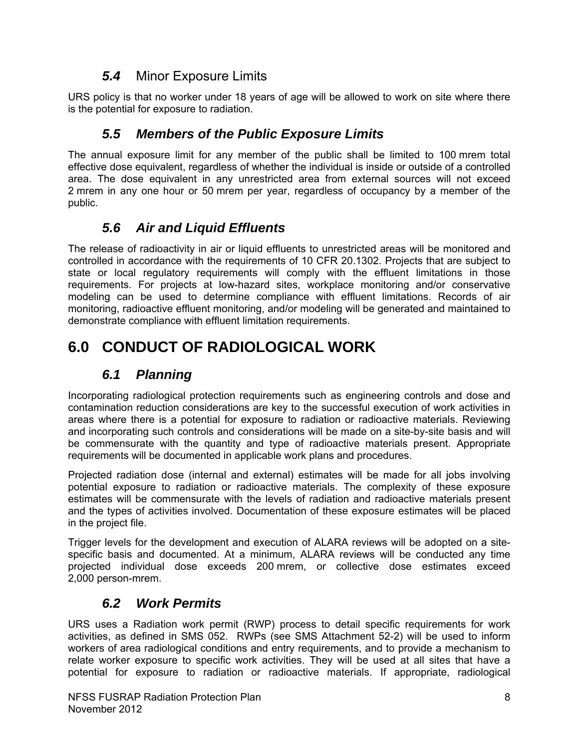### *5.4* Minor Exposure Limits

URS policy is that no worker under 18 years of age will be allowed to work on site where there is the potential for exposure to radiation.

### *5.5 Members of the Public Exposure Limits*

The annual exposure limit for any member of the public shall be limited to 100 mrem total effective dose equivalent, regardless of whether the individual is inside or outside of a controlled area. The dose equivalent in any unrestricted area from external sources will not exceed 2 mrem in any one hour or 50 mrem per year, regardless of occupancy by a member of the public.

### *5.6 Air and Liquid Effluents*

The release of radioactivity in air or liquid effluents to unrestricted areas will be monitored and controlled in accordance with the requirements of 10 CFR 20.1302. Projects that are subject to state or local regulatory requirements will comply with the effluent limitations in those requirements. For projects at low-hazard sites, workplace monitoring and/or conservative modeling can be used to determine compliance with effluent limitations. Records of air monitoring, radioactive effluent monitoring, and/or modeling will be generated and maintained to demonstrate compliance with effluent limitation requirements.

## 6.0 CONDUCT OF RADIOLOGICAL WORK

### *6.1 Planning*

Incorporating radiological protection requirements such as engineering controls and dose and contamination reduction considerations are key to the successful execution of work activities in areas where there is a potential for exposure to radiation or radioactive materials. Reviewing and incorporating such controls and considerations will be made on a site-by-site basis and will be commensurate with the quantity and type of radioactive materials present. Appropriate requirements will be documented in applicable work plans and procedures.

Projected radiation dose (internal and external) estimates will be made for all jobs involving potential exposure to radiation or radioactive materials. The complexity of these exposure estimates will be commensurate with the levels of radiation and radioactive materials present and the types of activities involved. Documentation of these exposure estimates will be placed in the project file.

Trigger levels for the development and execution of ALARA reviews will be adopted on a site-specific basis and documented. At a minimum, ALARA reviews will be conducted any time projected individual dose exceeds 200 mrem, or collective dose estimates exceed 2,000 person-mrem.

### *6.2 Work Permits*

URS uses a Radiation work permit (RWP) process to detail specific requirements for work activities, as defined in SMS 052. RWPs (see SMS Attachment 52-2) will be used to inform workers of area radiological conditions and entry requirements, and to provide a mechanism to relate worker exposure to specific work activities. They will be used at all sites that have a potential for exposure to radiation or radioactive materials. If appropriate, radiological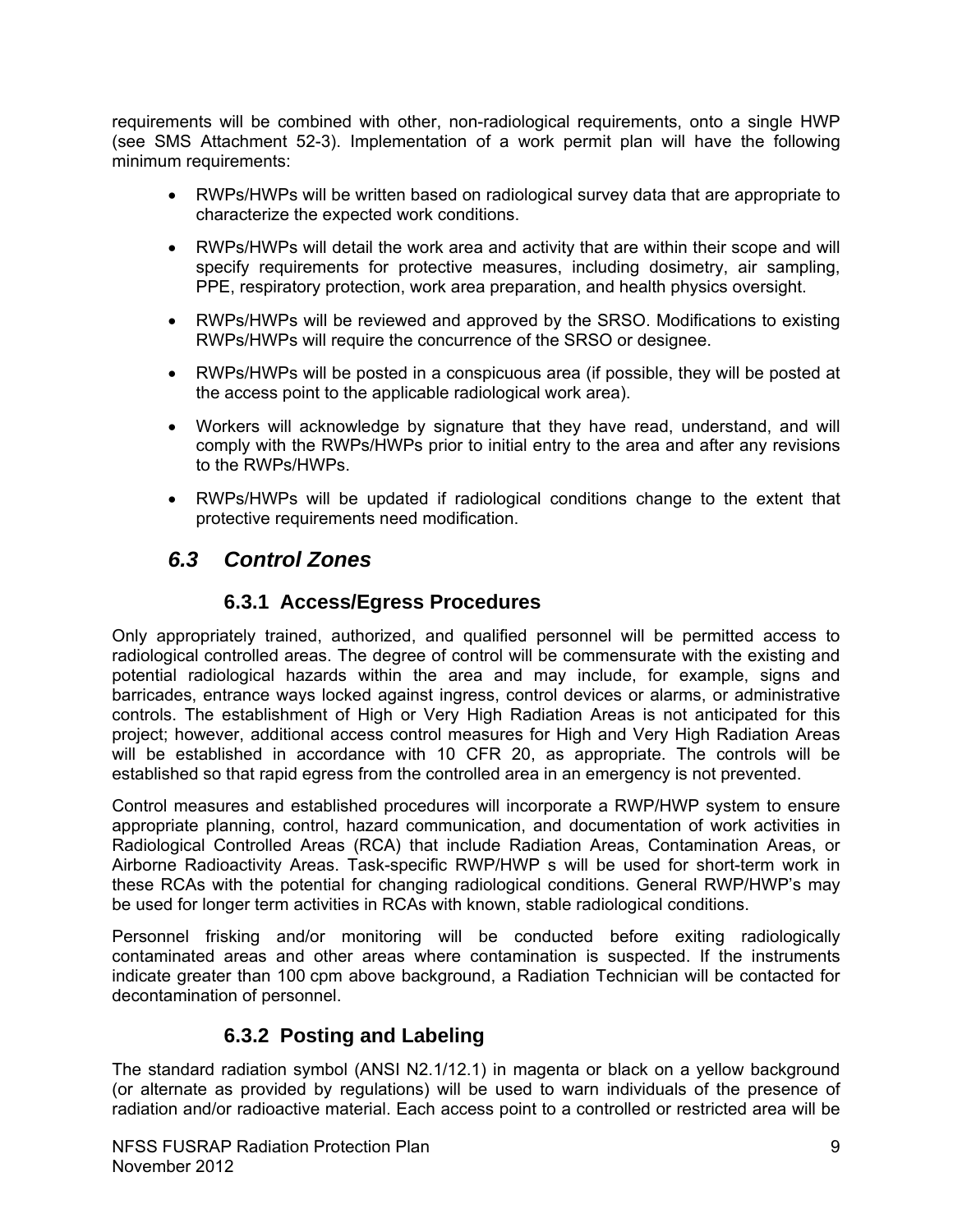requirements will be combined with other, non-radiological requirements, onto a single HWP (see SMS Attachment 52-3). Implementation of a work permit plan will have the following minimum requirements:

- RWPs/HWPs will be written based on radiological survey data that are appropriate to characterize the expected work conditions.
- RWPs/HWPs will detail the work area and activity that are within their scope and will specify requirements for protective measures, including dosimetry, air sampling, PPE, respiratory protection, work area preparation, and health physics oversight.
- RWPs/HWPs will be reviewed and approved by the SRSO. Modifications to existing RWPs/HWPs will require the concurrence of the SRSO or designee.
- RWPs/HWPs will be posted in a conspicuous area (if possible, they will be posted at the access point to the applicable radiological work area).
- Workers will acknowledge by signature that they have read, understand, and will comply with the RWPs/HWPs prior to initial entry to the area and after any revisions to the RWPs/HWPs.
- RWPs/HWPs will be updated if radiological conditions change to the extent that protective requirements need modification.

## *6.3 Control Zones*

### 6.3.1 Access/Egress Procedures

Only appropriately trained, authorized, and qualified personnel will be permitted access to radiological controlled areas. The degree of control will be commensurate with the existing and potential radiological hazards within the area and may include, for example, signs and barricades, entrance ways locked against ingress, control devices or alarms, or administrative controls. The establishment of High or Very High Radiation Areas is not anticipated for this project; however, additional access control measures for High and Very High Radiation Areas will be established in accordance with 10 CFR 20, as appropriate. The controls will be established so that rapid egress from the controlled area in an emergency is not prevented.

Control measures and established procedures will incorporate a RWP/HWP system to ensure appropriate planning, control, hazard communication, and documentation of work activities in Radiological Controlled Areas (RCA) that include Radiation Areas, Contamination Areas, or Airborne Radioactivity Areas. Task-specific RWP/HWP s will be used for short-term work in these RCAs with the potential for changing radiological conditions. General RWP/HWP's may be used for longer term activities in RCAs with known, stable radiological conditions.

Personnel frisking and/or monitoring will be conducted before exiting radiologically contaminated areas and other areas where contamination is suspected. If the instruments indicate greater than 100 cpm above background, a Radiation Technician will be contacted for decontamination of personnel.

### 6.3.2 Posting and Labeling

The standard radiation symbol (ANSI N2.1/12.1) in magenta or black on a yellow background (or alternate as provided by regulations) will be used to warn individuals of the presence of radiation and/or radioactive material. Each access point to a controlled or restricted area will be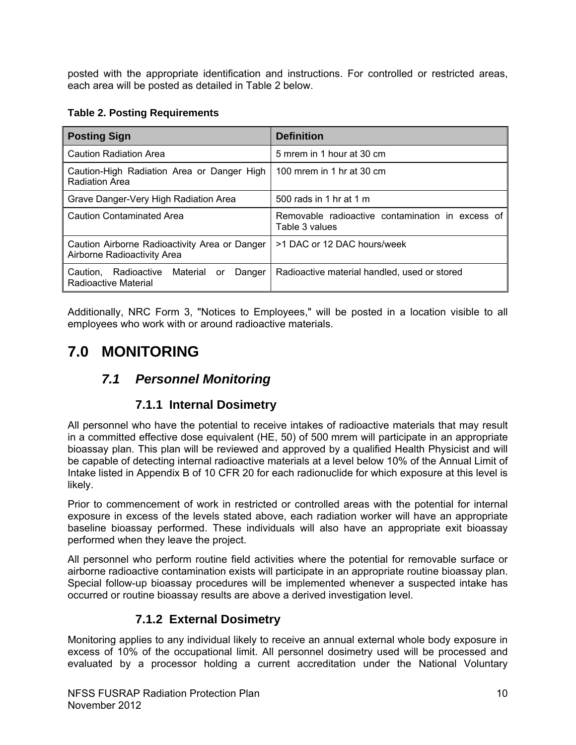posted with the appropriate identification and instructions. For controlled or restricted areas, each area will be posted as detailed in Table 2 below.

**Table 2. Posting Requirements**

| Posting Sign | Definition |
| --- | --- |
| Caution Radiation Area | 5 mrem in 1 hour at 30 cm |
| Caution-High Radiation Area or Danger High Radiation Area | 100 mrem in 1 hr at 30 cm |
| Grave Danger-Very High Radiation Area | 500 rads in 1 hr at 1 m |
| Caution Contaminated Area | Removable radioactive contamination in excess of Table 3 values |
| Caution Airborne Radioactivity Area or Danger Airborne Radioactivity Area | >1 DAC or 12 DAC hours/week |
| Caution, Radioactive Material or Danger Radioactive Material | Radioactive material handled, used or stored |

Additionally, NRC Form 3, "Notices to Employees," will be posted in a location visible to all employees who work with or around radioactive materials.

# 7.0 MONITORING

## *7.1 Personnel Monitoring*

### 7.1.1 Internal Dosimetry

All personnel who have the potential to receive intakes of radioactive materials that may result in a committed effective dose equivalent (HE, 50) of 500 mrem will participate in an appropriate bioassay plan. This plan will be reviewed and approved by a qualified Health Physicist and will be capable of detecting internal radioactive materials at a level below 10% of the Annual Limit of Intake listed in Appendix B of 10 CFR 20 for each radionuclide for which exposure at this level is likely.

Prior to commencement of work in restricted or controlled areas with the potential for internal exposure in excess of the levels stated above, each radiation worker will have an appropriate baseline bioassay performed. These individuals will also have an appropriate exit bioassay performed when they leave the project.

All personnel who perform routine field activities where the potential for removable surface or airborne radioactive contamination exists will participate in an appropriate routine bioassay plan. Special follow-up bioassay procedures will be implemented whenever a suspected intake has occurred or routine bioassay results are above a derived investigation level.

### 7.1.2 External Dosimetry

Monitoring applies to any individual likely to receive an annual external whole body exposure in excess of 10% of the occupational limit. All personnel dosimetry used will be processed and evaluated by a processor holding a current accreditation under the National Voluntary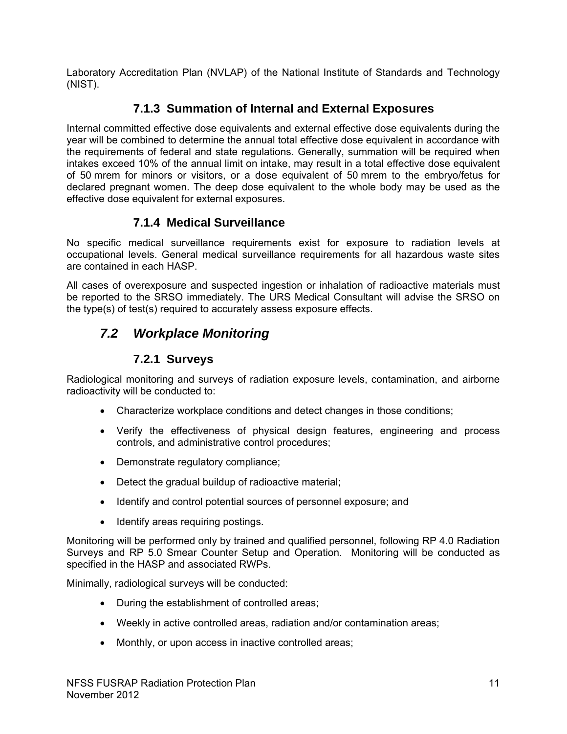Laboratory Accreditation Plan (NVLAP) of the National Institute of Standards and Technology (NIST).

### 7.1.3 Summation of Internal and External Exposures

Internal committed effective dose equivalents and external effective dose equivalents during the year will be combined to determine the annual total effective dose equivalent in accordance with the requirements of federal and state regulations. Generally, summation will be required when intakes exceed 10% of the annual limit on intake, may result in a total effective dose equivalent of 50 mrem for minors or visitors, or a dose equivalent of 50 mrem to the embryo/fetus for declared pregnant women. The deep dose equivalent to the whole body may be used as the effective dose equivalent for external exposures.

### 7.1.4 Medical Surveillance

No specific medical surveillance requirements exist for exposure to radiation levels at occupational levels. General medical surveillance requirements for all hazardous waste sites are contained in each HASP.

All cases of overexposure and suspected ingestion or inhalation of radioactive materials must be reported to the SRSO immediately. The URS Medical Consultant will advise the SRSO on the type(s) of test(s) required to accurately assess exposure effects.

## *7.2 Workplace Monitoring*

### 7.2.1 Surveys

Radiological monitoring and surveys of radiation exposure levels, contamination, and airborne radioactivity will be conducted to:

- Characterize workplace conditions and detect changes in those conditions;
- Verify the effectiveness of physical design features, engineering and process controls, and administrative control procedures;
- Demonstrate regulatory compliance;
- Detect the gradual buildup of radioactive material;
- Identify and control potential sources of personnel exposure; and
- Identify areas requiring postings.

Monitoring will be performed only by trained and qualified personnel, following RP 4.0 Radiation Surveys and RP 5.0 Smear Counter Setup and Operation. Monitoring will be conducted as specified in the HASP and associated RWPs.

Minimally, radiological surveys will be conducted:

- During the establishment of controlled areas;
- Weekly in active controlled areas, radiation and/or contamination areas;
- Monthly, or upon access in inactive controlled areas;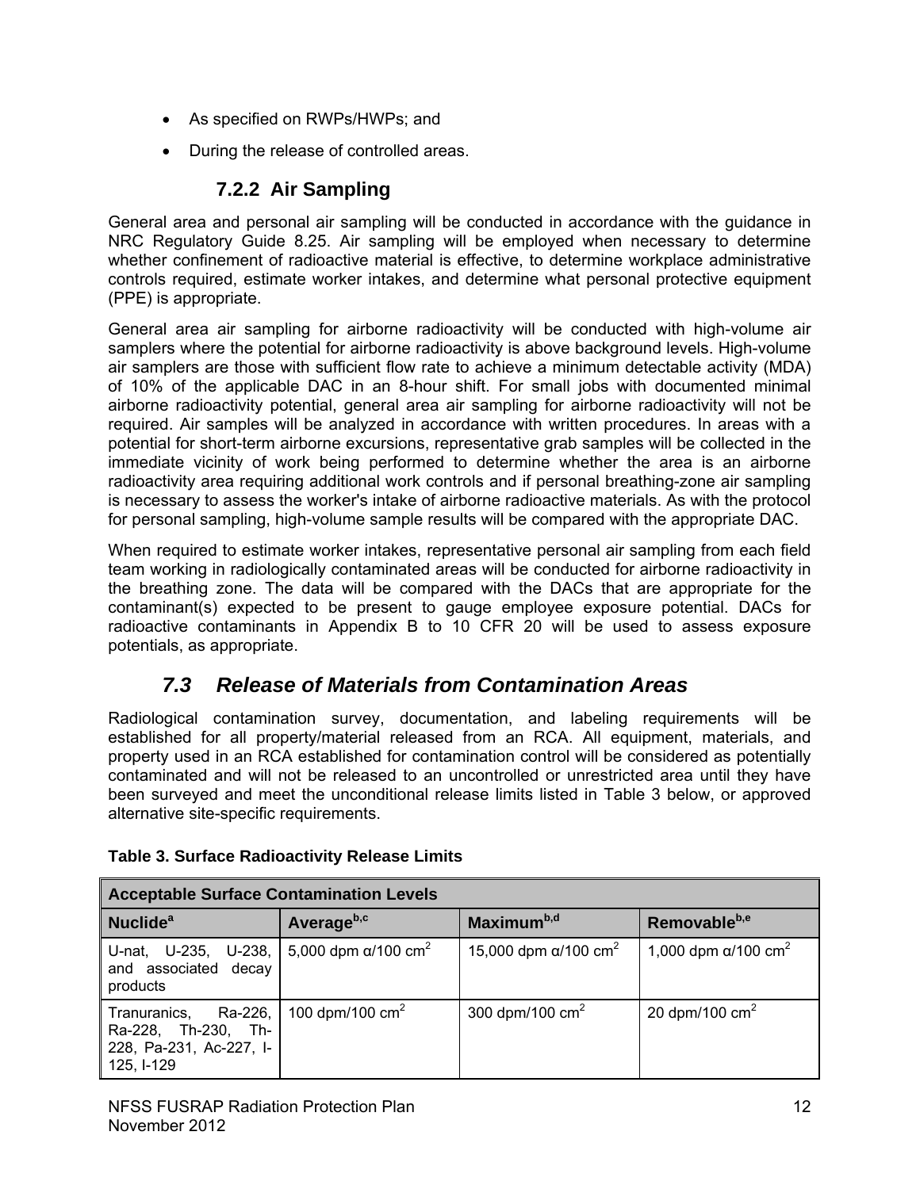- As specified on RWPs/HWPs; and
- During the release of controlled areas.

### 7.2.2 Air Sampling

General area and personal air sampling will be conducted in accordance with the guidance in NRC Regulatory Guide 8.25. Air sampling will be employed when necessary to determine whether confinement of radioactive material is effective, to determine workplace administrative controls required, estimate worker intakes, and determine what personal protective equipment (PPE) is appropriate.

General area air sampling for airborne radioactivity will be conducted with high-volume air samplers where the potential for airborne radioactivity is above background levels. High-volume air samplers are those with sufficient flow rate to achieve a minimum detectable activity (MDA) of 10% of the applicable DAC in an 8-hour shift. For small jobs with documented minimal airborne radioactivity potential, general area air sampling for airborne radioactivity will not be required. Air samples will be analyzed in accordance with written procedures. In areas with a potential for short-term airborne excursions, representative grab samples will be collected in the immediate vicinity of work being performed to determine whether the area is an airborne radioactivity area requiring additional work controls and if personal breathing-zone air sampling is necessary to assess the worker's intake of airborne radioactive materials. As with the protocol for personal sampling, high-volume sample results will be compared with the appropriate DAC.

When required to estimate worker intakes, representative personal air sampling from each field team working in radiologically contaminated areas will be conducted for airborne radioactivity in the breathing zone. The data will be compared with the DACs that are appropriate for the contaminant(s) expected to be present to gauge employee exposure potential. DACs for radioactive contaminants in Appendix B to 10 CFR 20 will be used to assess exposure potentials, as appropriate.

## *7.3 Release of Materials from Contamination Areas*

Radiological contamination survey, documentation, and labeling requirements will be established for all property/material released from an RCA. All equipment, materials, and property used in an RCA established for contamination control will be considered as potentially contaminated and will not be released to an uncontrolled or unrestricted area until they have been surveyed and meet the unconditional release limits listed in Table 3 below, or approved alternative site-specific requirements.

**Table 3. Surface Radioactivity Release Limits**

| **Acceptable Surface Contamination Levels** | | | |
|---|---|---|---|
| **Nuclide**[a] | **Average**[b,c] | **Maximum**[b,d] | **Removable**[b,e] |
| U-nat, U-235, U-238, and associated decay products | 5,000 dpm α/100 cm$^2$ | 15,000 dpm α/100 cm$^2$ | 1,000 dpm α/100 cm$^2$ |
| Tranuranics, Ra-226, Ra-228, Th-230, Th-228, Pa-231, Ac-227, I-125, I-129 | 100 dpm/100 cm$^2$ | 300 dpm/100 cm$^2$ | 20 dpm/100 cm$^2$ |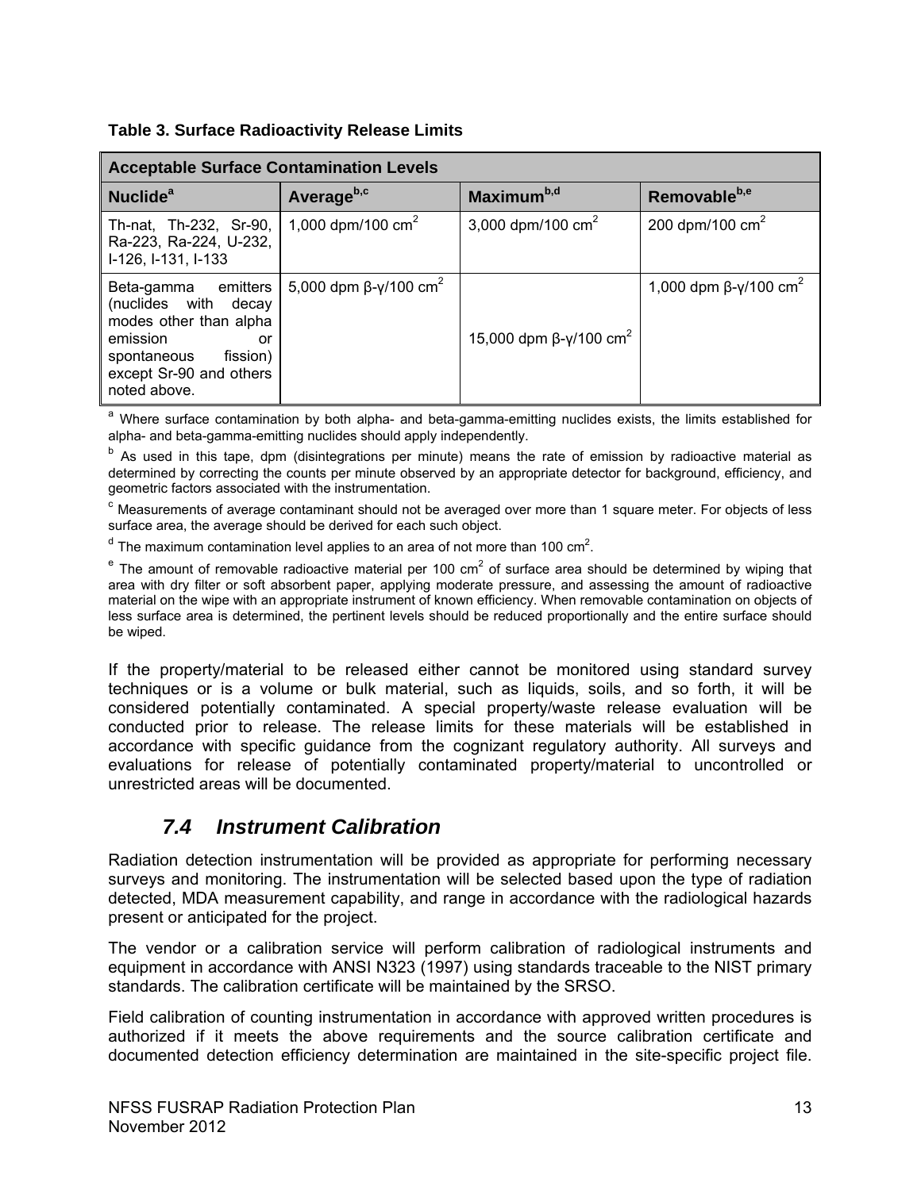**Table 3. Surface Radioactivity Release Limits**

| Acceptable Surface Contamination Levels | | | |
|---|---|---|---|
| Nuclide[a] | Average[b,c] | Maximum[b,d] | Removable[b,e] |
| Th-nat, Th-232, Sr-90, Ra-223, Ra-224, U-232, I-126, I-131, I-133 | 1,000 dpm/100 $cm^2$ | 3,000 dpm/100 $cm^2$ | 200 dpm/100 $cm^2$ |
| Beta-gamma emitters (nuclides with decay modes other than alpha emission or spontaneous fission) except Sr-90 and others noted above. | 5,000 dpm β-γ/100 $cm^2$ | 15,000 dpm β-γ/100 $cm^2$ | 1,000 dpm β-γ/100 $cm^2$ |

[a] Where surface contamination by both alpha- and beta-gamma-emitting nuclides exists, the limits established for alpha- and beta-gamma-emitting nuclides should apply independently.

[b] As used in this tape, dpm (disintegrations per minute) means the rate of emission by radioactive material as determined by correcting the counts per minute observed by an appropriate detector for background, efficiency, and geometric factors associated with the instrumentation.

[c] Measurements of average contaminant should not be averaged over more than 1 square meter. For objects of less surface area, the average should be derived for each such object.

[d] The maximum contamination level applies to an area of not more than 100 $cm^2$.

[e] The amount of removable radioactive material per 100 $cm^2$ of surface area should be determined by wiping that area with dry filter or soft absorbent paper, applying moderate pressure, and assessing the amount of radioactive material on the wipe with an appropriate instrument of known efficiency. When removable contamination on objects of less surface area is determined, the pertinent levels should be reduced proportionally and the entire surface should be wiped.

If the property/material to be released either cannot be monitored using standard survey techniques or is a volume or bulk material, such as liquids, soils, and so forth, it will be considered potentially contaminated. A special property/waste release evaluation will be conducted prior to release. The release limits for these materials will be established in accordance with specific guidance from the cognizant regulatory authority. All surveys and evaluations for release of potentially contaminated property/material to uncontrolled or unrestricted areas will be documented.

## *7.4 Instrument Calibration*

Radiation detection instrumentation will be provided as appropriate for performing necessary surveys and monitoring. The instrumentation will be selected based upon the type of radiation detected, MDA measurement capability, and range in accordance with the radiological hazards present or anticipated for the project.

The vendor or a calibration service will perform calibration of radiological instruments and equipment in accordance with ANSI N323 (1997) using standards traceable to the NIST primary standards. The calibration certificate will be maintained by the SRSO.

Field calibration of counting instrumentation in accordance with approved written procedures is authorized if it meets the above requirements and the source calibration certificate and documented detection efficiency determination are maintained in the site-specific project file.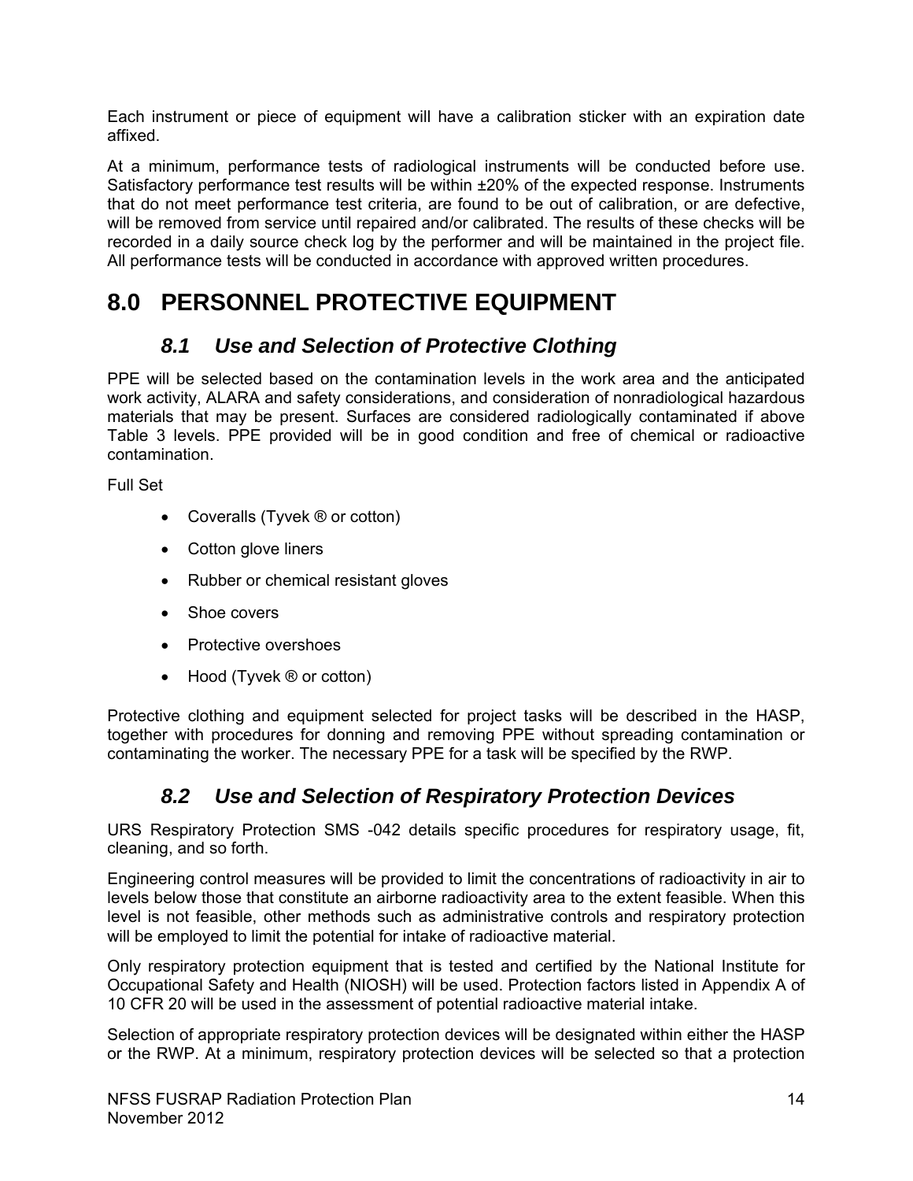Each instrument or piece of equipment will have a calibration sticker with an expiration date affixed.

At a minimum, performance tests of radiological instruments will be conducted before use. Satisfactory performance test results will be within ±20% of the expected response. Instruments that do not meet performance test criteria, are found to be out of calibration, or are defective, will be removed from service until repaired and/or calibrated. The results of these checks will be recorded in a daily source check log by the performer and will be maintained in the project file. All performance tests will be conducted in accordance with approved written procedures.

# 8.0 PERSONNEL PROTECTIVE EQUIPMENT

## *8.1 Use and Selection of Protective Clothing*

PPE will be selected based on the contamination levels in the work area and the anticipated work activity, ALARA and safety considerations, and consideration of nonradiological hazardous materials that may be present. Surfaces are considered radiologically contaminated if above Table 3 levels. PPE provided will be in good condition and free of chemical or radioactive contamination.

Full Set

- Coveralls (Tyvek ® or cotton)
- Cotton glove liners
- Rubber or chemical resistant gloves
- Shoe covers
- Protective overshoes
- Hood (Tyvek ® or cotton)

Protective clothing and equipment selected for project tasks will be described in the HASP, together with procedures for donning and removing PPE without spreading contamination or contaminating the worker. The necessary PPE for a task will be specified by the RWP.

## *8.2 Use and Selection of Respiratory Protection Devices*

URS Respiratory Protection SMS -042 details specific procedures for respiratory usage, fit, cleaning, and so forth.

Engineering control measures will be provided to limit the concentrations of radioactivity in air to levels below those that constitute an airborne radioactivity area to the extent feasible. When this level is not feasible, other methods such as administrative controls and respiratory protection will be employed to limit the potential for intake of radioactive material.

Only respiratory protection equipment that is tested and certified by the National Institute for Occupational Safety and Health (NIOSH) will be used. Protection factors listed in Appendix A of 10 CFR 20 will be used in the assessment of potential radioactive material intake.

Selection of appropriate respiratory protection devices will be designated within either the HASP or the RWP. At a minimum, respiratory protection devices will be selected so that a protection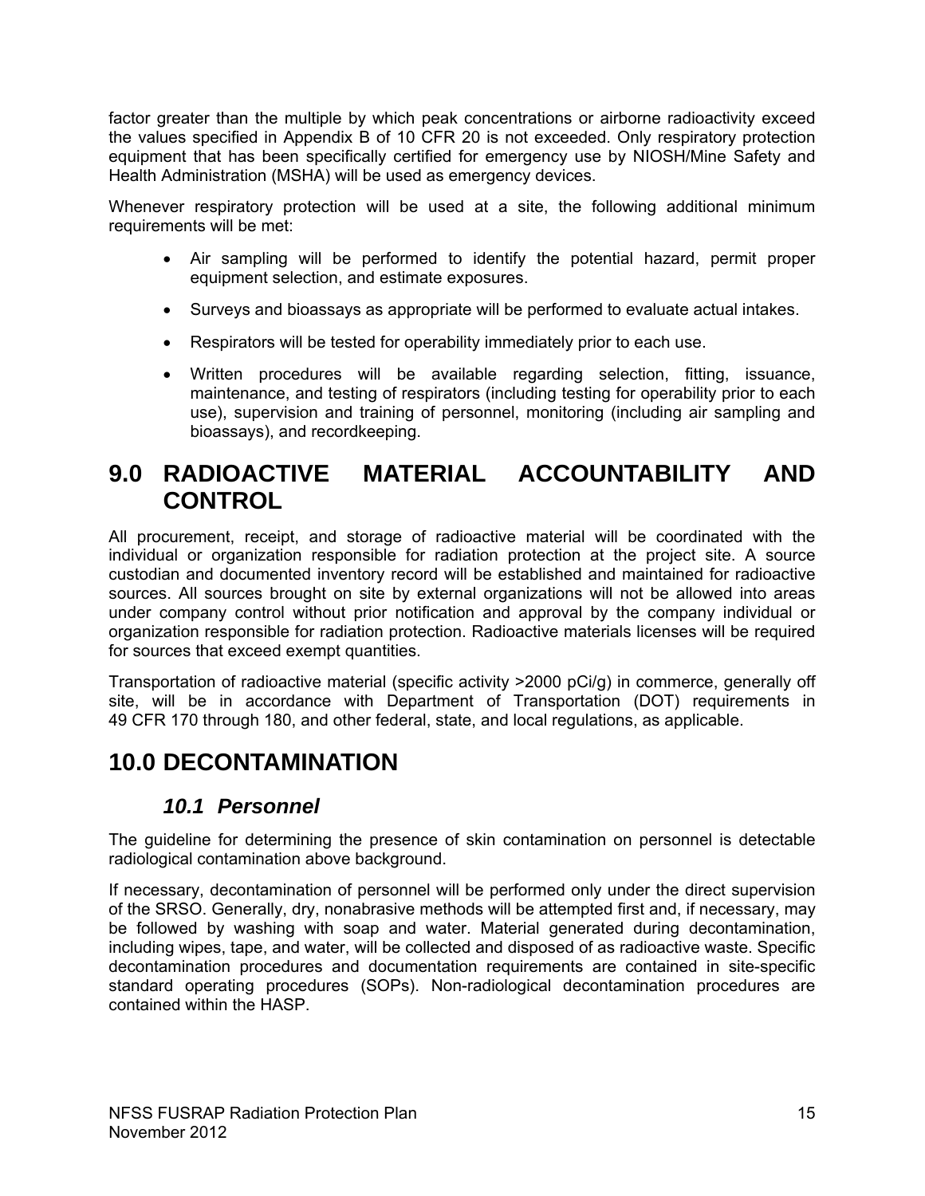factor greater than the multiple by which peak concentrations or airborne radioactivity exceed the values specified in Appendix B of 10 CFR 20 is not exceeded. Only respiratory protection equipment that has been specifically certified for emergency use by NIOSH/Mine Safety and Health Administration (MSHA) will be used as emergency devices.

Whenever respiratory protection will be used at a site, the following additional minimum requirements will be met:

- Air sampling will be performed to identify the potential hazard, permit proper equipment selection, and estimate exposures.
- Surveys and bioassays as appropriate will be performed to evaluate actual intakes.
- Respirators will be tested for operability immediately prior to each use.
- Written procedures will be available regarding selection, fitting, issuance, maintenance, and testing of respirators (including testing for operability prior to each use), supervision and training of personnel, monitoring (including air sampling and bioassays), and recordkeeping.

# 9.0 RADIOACTIVE MATERIAL ACCOUNTABILITY AND CONTROL

All procurement, receipt, and storage of radioactive material will be coordinated with the individual or organization responsible for radiation protection at the project site. A source custodian and documented inventory record will be established and maintained for radioactive sources. All sources brought on site by external organizations will not be allowed into areas under company control without prior notification and approval by the company individual or organization responsible for radiation protection. Radioactive materials licenses will be required for sources that exceed exempt quantities.

Transportation of radioactive material (specific activity >2000 pCi/g) in commerce, generally off site, will be in accordance with Department of Transportation (DOT) requirements in 49 CFR 170 through 180, and other federal, state, and local regulations, as applicable.

# 10.0 DECONTAMINATION

## *10.1 Personnel*

The guideline for determining the presence of skin contamination on personnel is detectable radiological contamination above background.

If necessary, decontamination of personnel will be performed only under the direct supervision of the SRSO. Generally, dry, nonabrasive methods will be attempted first and, if necessary, may be followed by washing with soap and water. Material generated during decontamination, including wipes, tape, and water, will be collected and disposed of as radioactive waste. Specific decontamination procedures and documentation requirements are contained in site-specific standard operating procedures (SOPs). Non-radiological decontamination procedures are contained within the HASP.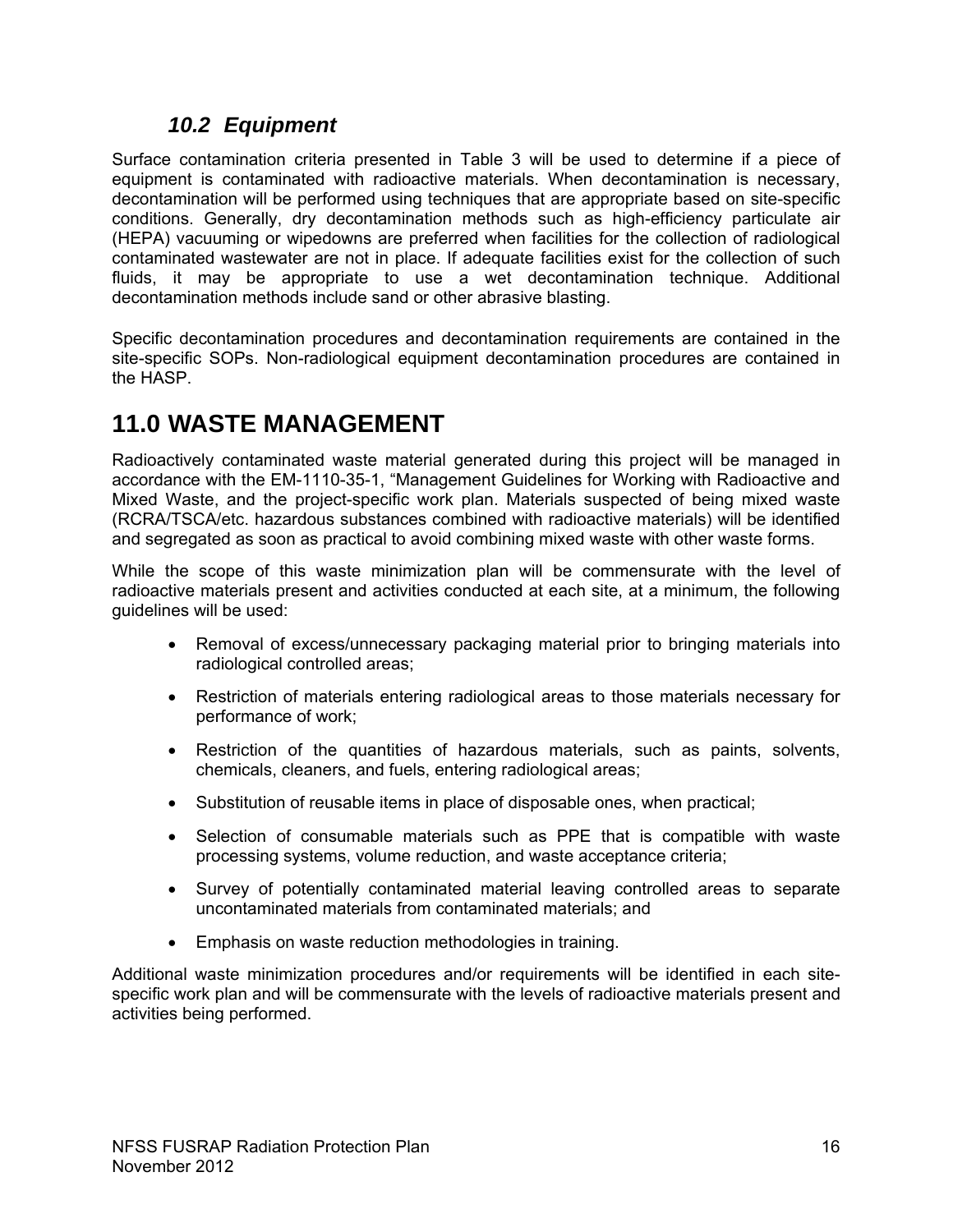## *10.2 Equipment*

Surface contamination criteria presented in Table 3 will be used to determine if a piece of equipment is contaminated with radioactive materials. When decontamination is necessary, decontamination will be performed using techniques that are appropriate based on site-specific conditions. Generally, dry decontamination methods such as high-efficiency particulate air (HEPA) vacuuming or wipedowns are preferred when facilities for the collection of radiological contaminated wastewater are not in place. If adequate facilities exist for the collection of such fluids, it may be appropriate to use a wet decontamination technique. Additional decontamination methods include sand or other abrasive blasting.

Specific decontamination procedures and decontamination requirements are contained in the site-specific SOPs. Non-radiological equipment decontamination procedures are contained in the HASP.

# 11.0 WASTE MANAGEMENT

Radioactively contaminated waste material generated during this project will be managed in accordance with the EM-1110-35-1, "Management Guidelines for Working with Radioactive and Mixed Waste, and the project-specific work plan. Materials suspected of being mixed waste (RCRA/TSCA/etc. hazardous substances combined with radioactive materials) will be identified and segregated as soon as practical to avoid combining mixed waste with other waste forms.

While the scope of this waste minimization plan will be commensurate with the level of radioactive materials present and activities conducted at each site, at a minimum, the following guidelines will be used:

- Removal of excess/unnecessary packaging material prior to bringing materials into radiological controlled areas;
- Restriction of materials entering radiological areas to those materials necessary for performance of work;
- Restriction of the quantities of hazardous materials, such as paints, solvents, chemicals, cleaners, and fuels, entering radiological areas;
- Substitution of reusable items in place of disposable ones, when practical;
- Selection of consumable materials such as PPE that is compatible with waste processing systems, volume reduction, and waste acceptance criteria;
- Survey of potentially contaminated material leaving controlled areas to separate uncontaminated materials from contaminated materials; and
- Emphasis on waste reduction methodologies in training.

Additional waste minimization procedures and/or requirements will be identified in each site-specific work plan and will be commensurate with the levels of radioactive materials present and activities being performed.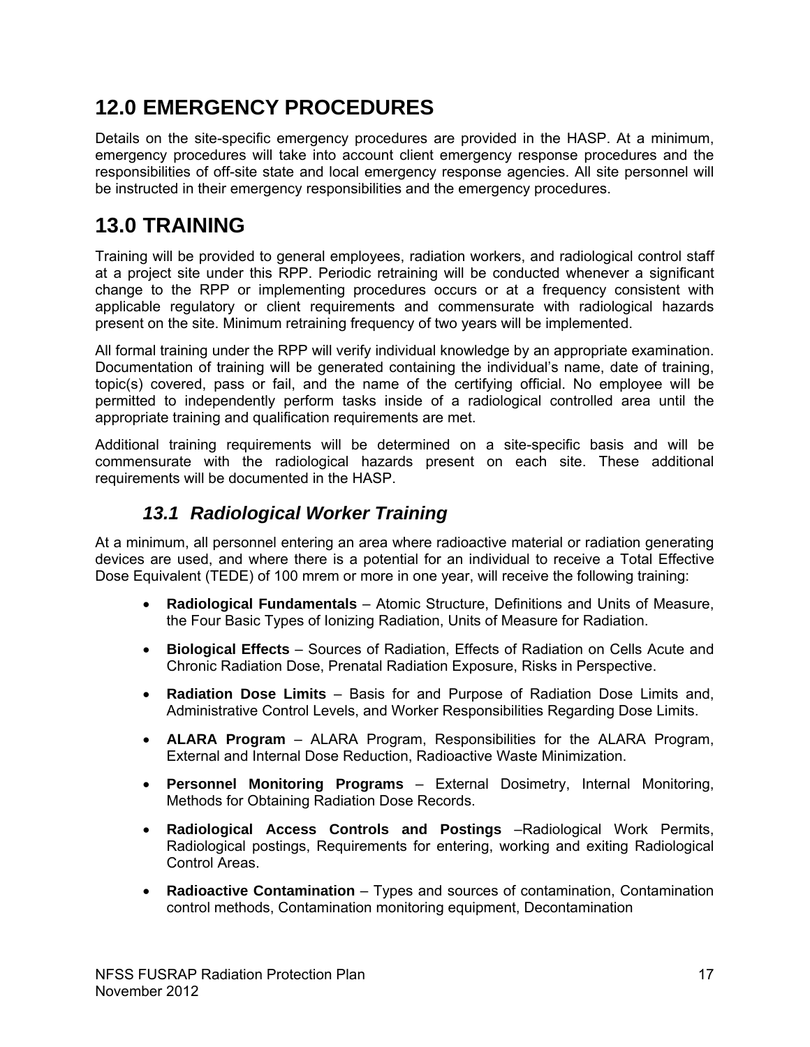# 12.0 EMERGENCY PROCEDURES

Details on the site-specific emergency procedures are provided in the HASP. At a minimum, emergency procedures will take into account client emergency response procedures and the responsibilities of off-site state and local emergency response agencies. All site personnel will be instructed in their emergency responsibilities and the emergency procedures.

# 13.0 TRAINING

Training will be provided to general employees, radiation workers, and radiological control staff at a project site under this RPP. Periodic retraining will be conducted whenever a significant change to the RPP or implementing procedures occurs or at a frequency consistent with applicable regulatory or client requirements and commensurate with radiological hazards present on the site. Minimum retraining frequency of two years will be implemented.

All formal training under the RPP will verify individual knowledge by an appropriate examination. Documentation of training will be generated containing the individual's name, date of training, topic(s) covered, pass or fail, and the name of the certifying official. No employee will be permitted to independently perform tasks inside of a radiological controlled area until the appropriate training and qualification requirements are met.

Additional training requirements will be determined on a site-specific basis and will be commensurate with the radiological hazards present on each site. These additional requirements will be documented in the HASP.

## *13.1 Radiological Worker Training*

At a minimum, all personnel entering an area where radioactive material or radiation generating devices are used, and where there is a potential for an individual to receive a Total Effective Dose Equivalent (TEDE) of 100 mrem or more in one year, will receive the following training:

- **Radiological Fundamentals** – Atomic Structure, Definitions and Units of Measure, the Four Basic Types of Ionizing Radiation, Units of Measure for Radiation.
- **Biological Effects** – Sources of Radiation, Effects of Radiation on Cells Acute and Chronic Radiation Dose, Prenatal Radiation Exposure, Risks in Perspective.
- **Radiation Dose Limits** – Basis for and Purpose of Radiation Dose Limits and, Administrative Control Levels, and Worker Responsibilities Regarding Dose Limits.
- **ALARA Program** – ALARA Program, Responsibilities for the ALARA Program, External and Internal Dose Reduction, Radioactive Waste Minimization.
- **Personnel Monitoring Programs** – External Dosimetry, Internal Monitoring, Methods for Obtaining Radiation Dose Records.
- **Radiological Access Controls and Postings** –Radiological Work Permits, Radiological postings, Requirements for entering, working and exiting Radiological Control Areas.
- **Radioactive Contamination** – Types and sources of contamination, Contamination control methods, Contamination monitoring equipment, Decontamination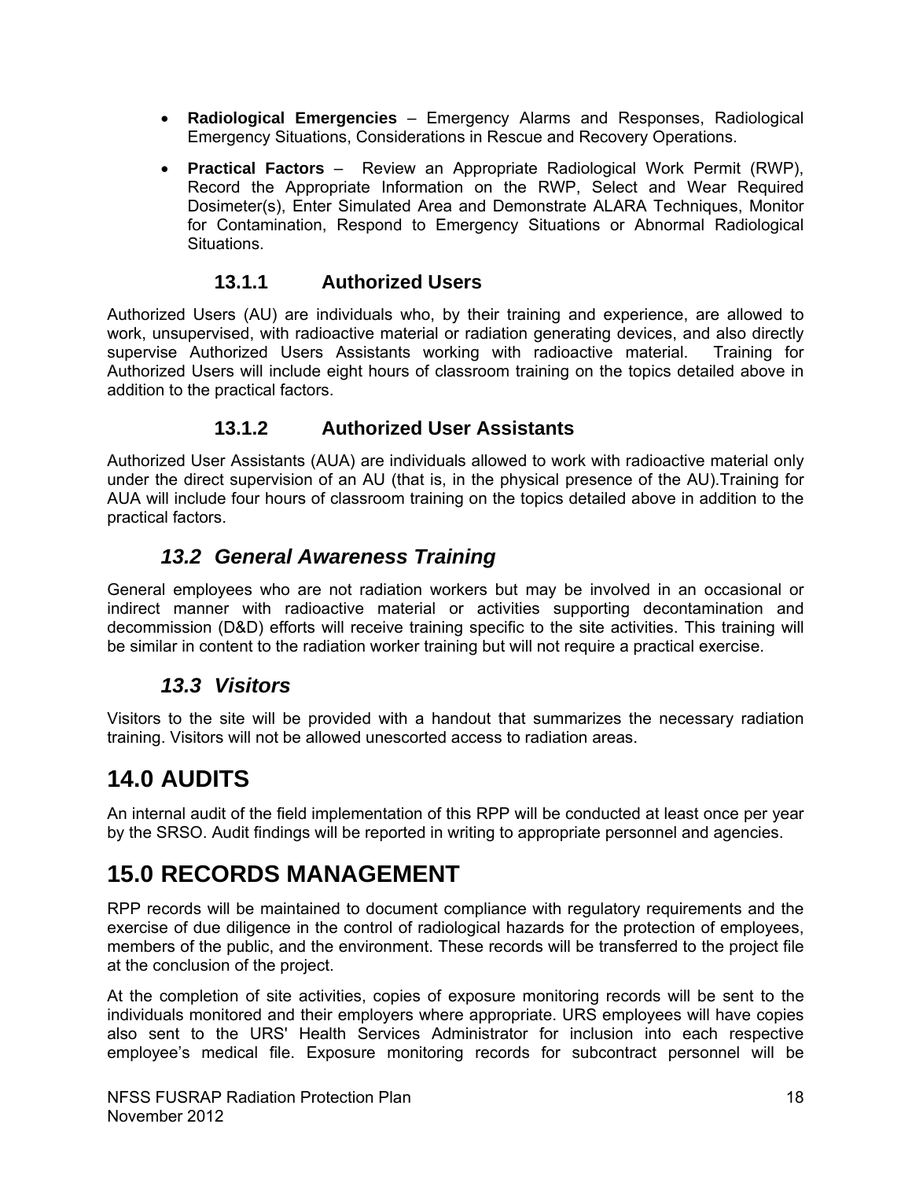- **Radiological Emergencies** – Emergency Alarms and Responses, Radiological Emergency Situations, Considerations in Rescue and Recovery Operations.
- **Practical Factors** – Review an Appropriate Radiological Work Permit (RWP), Record the Appropriate Information on the RWP, Select and Wear Required Dosimeter(s), Enter Simulated Area and Demonstrate ALARA Techniques, Monitor for Contamination, Respond to Emergency Situations or Abnormal Radiological Situations.

### 13.1.1 Authorized Users

Authorized Users (AU) are individuals who, by their training and experience, are allowed to work, unsupervised, with radioactive material or radiation generating devices, and also directly supervise Authorized Users Assistants working with radioactive material. Training for Authorized Users will include eight hours of classroom training on the topics detailed above in addition to the practical factors.

### 13.1.2 Authorized User Assistants

Authorized User Assistants (AUA) are individuals allowed to work with radioactive material only under the direct supervision of an AU (that is, in the physical presence of the AU).Training for AUA will include four hours of classroom training on the topics detailed above in addition to the practical factors.

## *13.2 General Awareness Training*

General employees who are not radiation workers but may be involved in an occasional or indirect manner with radioactive material or activities supporting decontamination and decommission (D&D) efforts will receive training specific to the site activities. This training will be similar in content to the radiation worker training but will not require a practical exercise.

## *13.3 Visitors*

Visitors to the site will be provided with a handout that summarizes the necessary radiation training. Visitors will not be allowed unescorted access to radiation areas.

# 14.0 AUDITS

An internal audit of the field implementation of this RPP will be conducted at least once per year by the SRSO. Audit findings will be reported in writing to appropriate personnel and agencies.

# 15.0 RECORDS MANAGEMENT

RPP records will be maintained to document compliance with regulatory requirements and the exercise of due diligence in the control of radiological hazards for the protection of employees, members of the public, and the environment. These records will be transferred to the project file at the conclusion of the project.

At the completion of site activities, copies of exposure monitoring records will be sent to the individuals monitored and their employers where appropriate. URS employees will have copies also sent to the URS' Health Services Administrator for inclusion into each respective employee's medical file. Exposure monitoring records for subcontract personnel will be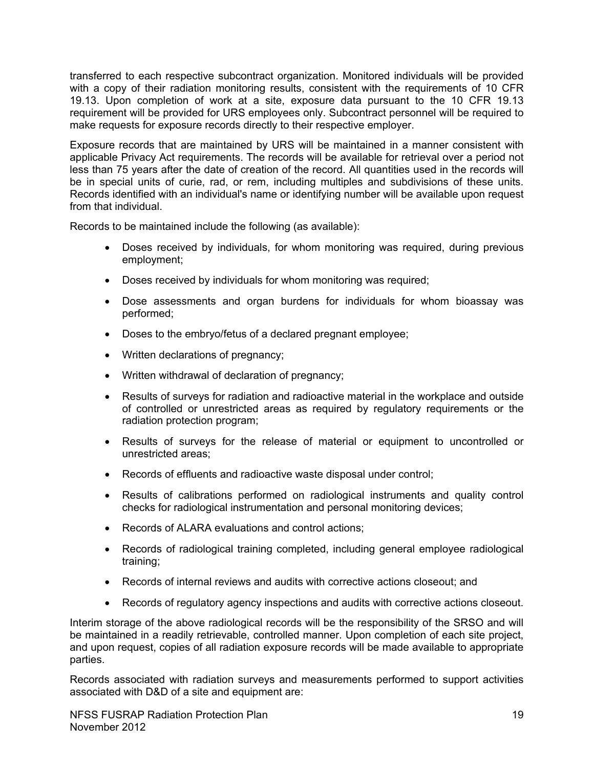transferred to each respective subcontract organization. Monitored individuals will be provided with a copy of their radiation monitoring results, consistent with the requirements of 10 CFR 19.13. Upon completion of work at a site, exposure data pursuant to the 10 CFR 19.13 requirement will be provided for URS employees only. Subcontract personnel will be required to make requests for exposure records directly to their respective employer.

Exposure records that are maintained by URS will be maintained in a manner consistent with applicable Privacy Act requirements. The records will be available for retrieval over a period not less than 75 years after the date of creation of the record. All quantities used in the records will be in special units of curie, rad, or rem, including multiples and subdivisions of these units. Records identified with an individual's name or identifying number will be available upon request from that individual.

Records to be maintained include the following (as available):

- Doses received by individuals, for whom monitoring was required, during previous employment;
- Doses received by individuals for whom monitoring was required;
- Dose assessments and organ burdens for individuals for whom bioassay was performed;
- Doses to the embryo/fetus of a declared pregnant employee;
- Written declarations of pregnancy;
- Written withdrawal of declaration of pregnancy;
- Results of surveys for radiation and radioactive material in the workplace and outside of controlled or unrestricted areas as required by regulatory requirements or the radiation protection program;
- Results of surveys for the release of material or equipment to uncontrolled or unrestricted areas;
- Records of effluents and radioactive waste disposal under control;
- Results of calibrations performed on radiological instruments and quality control checks for radiological instrumentation and personal monitoring devices;
- Records of ALARA evaluations and control actions;
- Records of radiological training completed, including general employee radiological training;
- Records of internal reviews and audits with corrective actions closeout; and
- Records of regulatory agency inspections and audits with corrective actions closeout.

Interim storage of the above radiological records will be the responsibility of the SRSO and will be maintained in a readily retrievable, controlled manner. Upon completion of each site project, and upon request, copies of all radiation exposure records will be made available to appropriate parties.

Records associated with radiation surveys and measurements performed to support activities associated with D&D of a site and equipment are: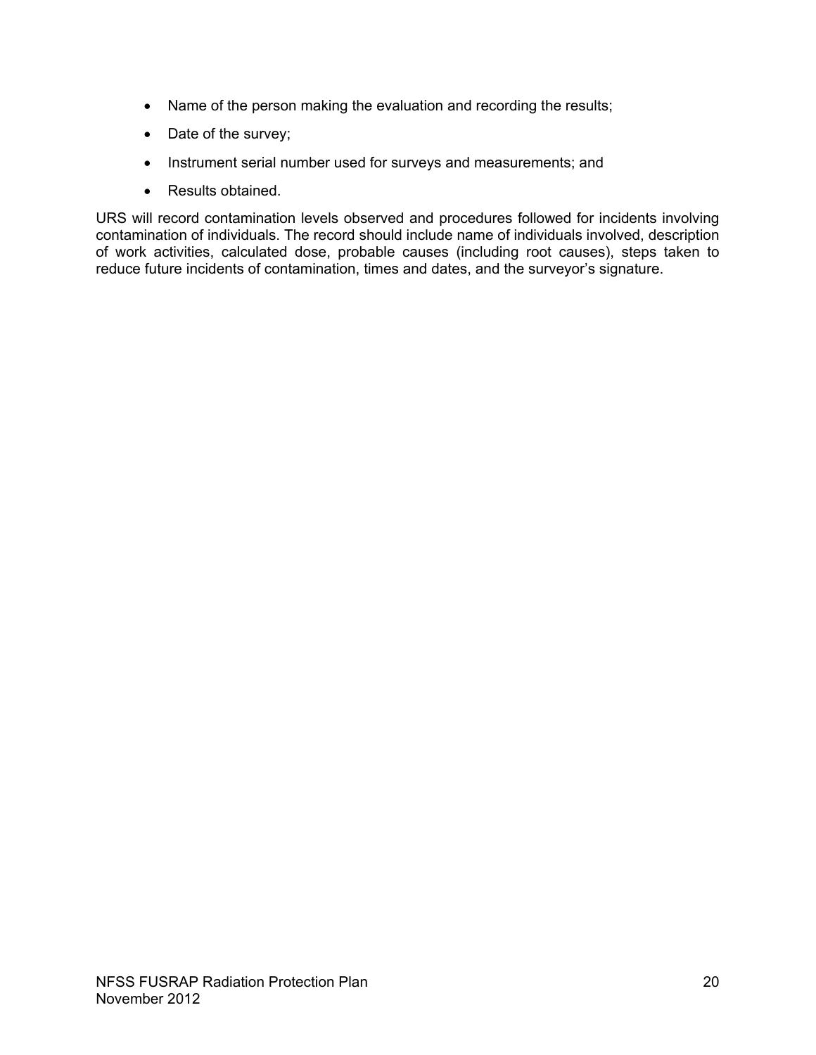- Name of the person making the evaluation and recording the results;
- Date of the survey;
- Instrument serial number used for surveys and measurements; and
- Results obtained.

URS will record contamination levels observed and procedures followed for incidents involving contamination of individuals. The record should include name of individuals involved, description of work activities, calculated dose, probable causes (including root causes), steps taken to reduce future incidents of contamination, times and dates, and the surveyor's signature.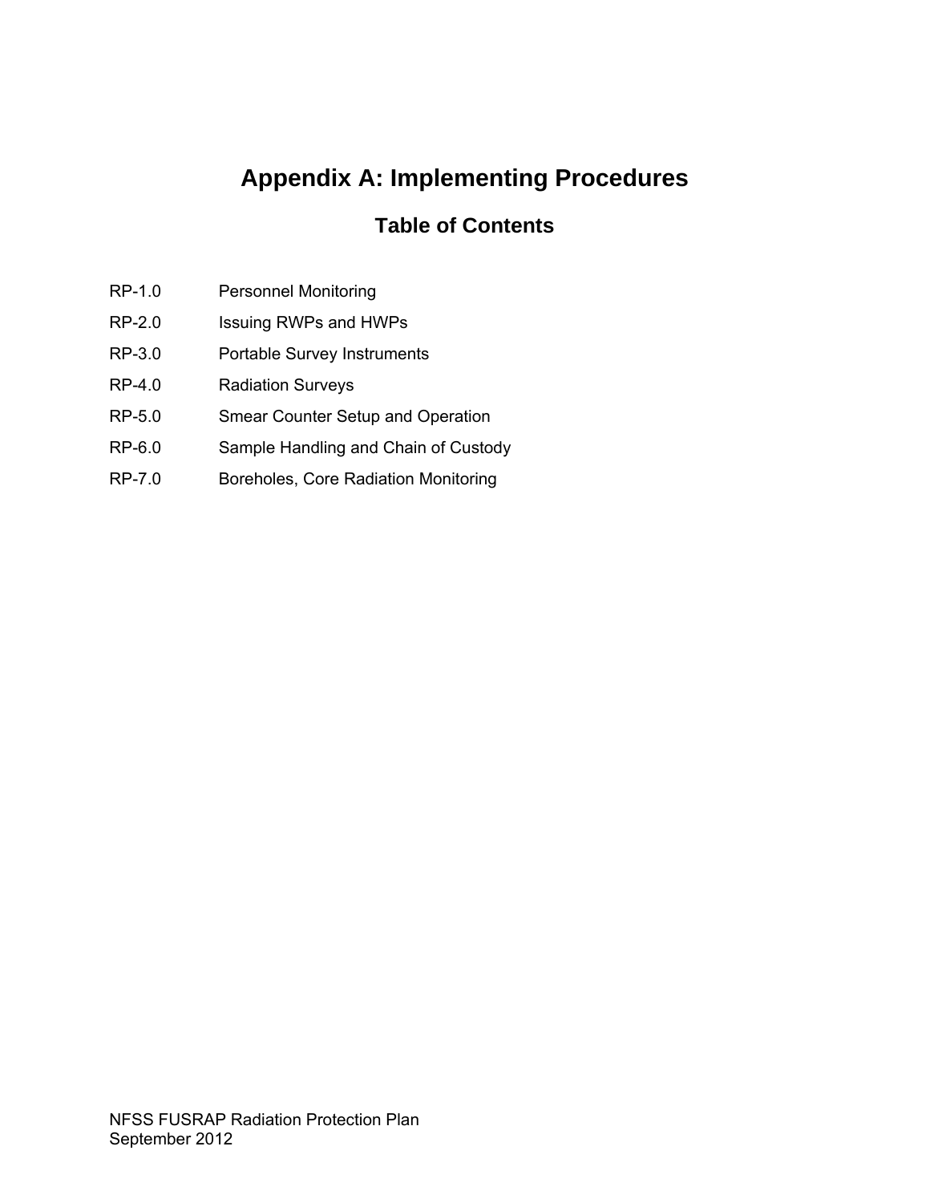# Appendix A: Implementing Procedures

## Table of Contents

| | |
|---|---|
| RP-1.0 | Personnel Monitoring |
| RP-2.0 | Issuing RWPs and HWPs |
| RP-3.0 | Portable Survey Instruments |
| RP-4.0 | Radiation Surveys |
| RP-5.0 | Smear Counter Setup and Operation |
| RP-6.0 | Sample Handling and Chain of Custody |
| RP-7.0 | Boreholes, Core Radiation Monitoring |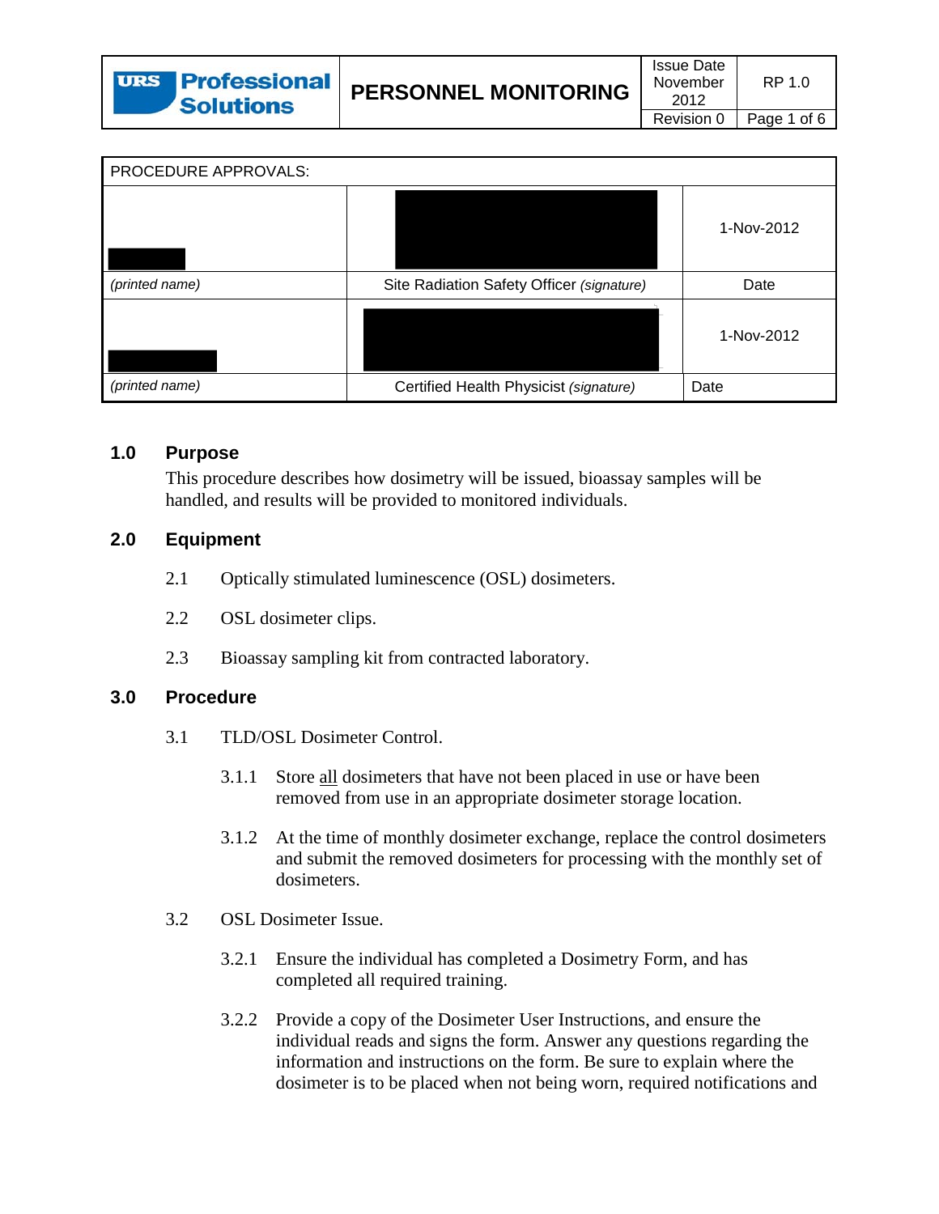| PROCEDURE APPROVALS: | | |
|---|---|---|
| | | 1-Nov-2012 |
| *(printed name)* | Site Radiation Safety Officer *(signature)* | Date |
| | | 1-Nov-2012 |
| *(printed name)* | Certified Health Physicist *(signature)* | Date |

## 1.0 Purpose

This procedure describes how dosimetry will be issued, bioassay samples will be handled, and results will be provided to monitored individuals.

## 2.0 Equipment

2.1 Optically stimulated luminescence (OSL) dosimeters.

2.2 OSL dosimeter clips.

2.3 Bioassay sampling kit from contracted laboratory.

## 3.0 Procedure

3.1 TLD/OSL Dosimeter Control.

3.1.1 Store <u>all</u> dosimeters that have not been placed in use or have been removed from use in an appropriate dosimeter storage location.

3.1.2 At the time of monthly dosimeter exchange, replace the control dosimeters and submit the removed dosimeters for processing with the monthly set of dosimeters.

3.2 OSL Dosimeter Issue.

3.2.1 Ensure the individual has completed a Dosimetry Form, and has completed all required training.

3.2.2 Provide a copy of the Dosimeter User Instructions, and ensure the individual reads and signs the form. Answer any questions regarding the information and instructions on the form. Be sure to explain where the dosimeter is to be placed when not being worn, required notifications and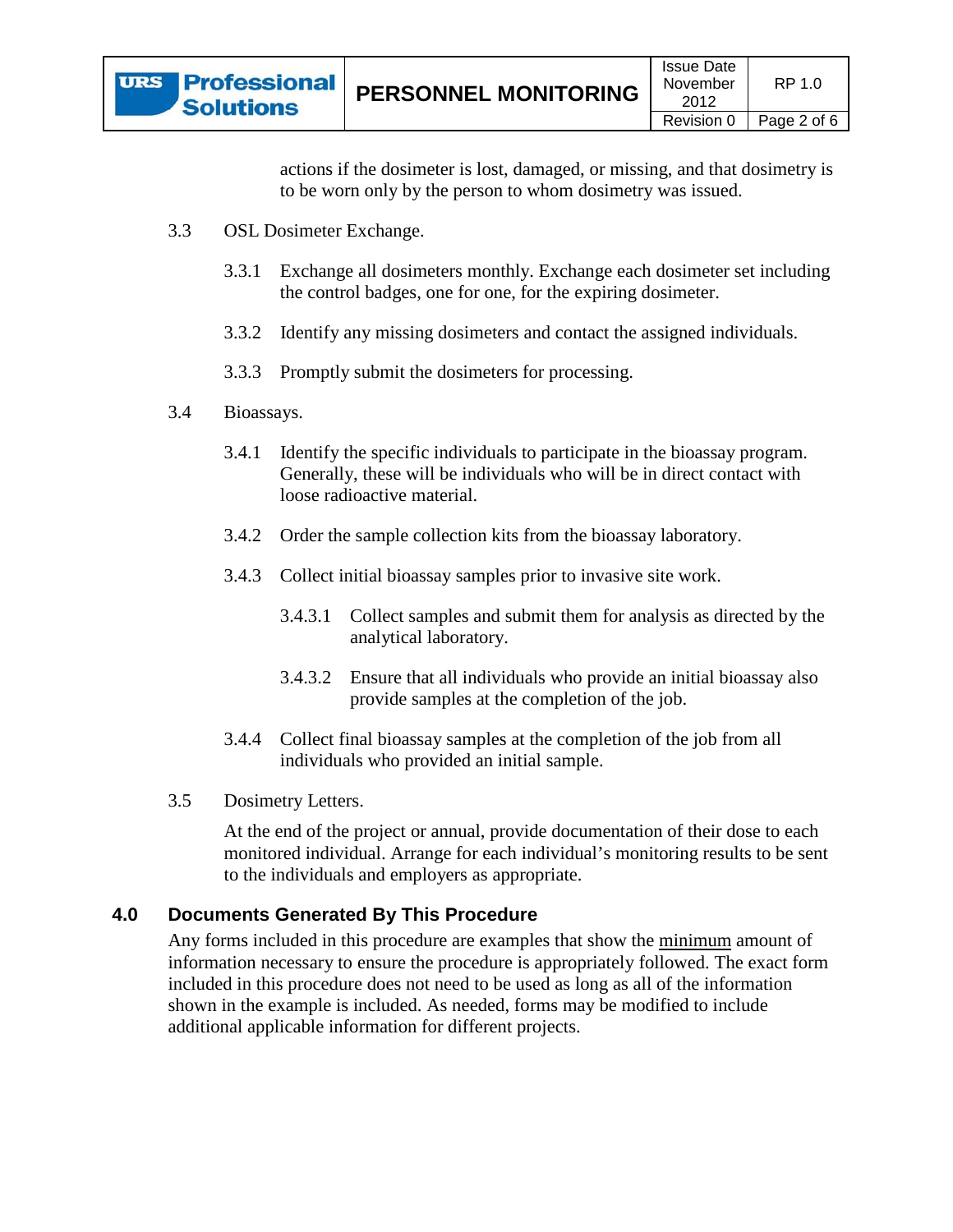actions if the dosimeter is lost, damaged, or missing, and that dosimetry is to be worn only by the person to whom dosimetry was issued.

3.3 OSL Dosimeter Exchange.

3.3.1 Exchange all dosimeters monthly. Exchange each dosimeter set including the control badges, one for one, for the expiring dosimeter.

3.3.2 Identify any missing dosimeters and contact the assigned individuals.

3.3.3 Promptly submit the dosimeters for processing.

3.4 Bioassays.

3.4.1 Identify the specific individuals to participate in the bioassay program. Generally, these will be individuals who will be in direct contact with loose radioactive material.

3.4.2 Order the sample collection kits from the bioassay laboratory.

3.4.3 Collect initial bioassay samples prior to invasive site work.

3.4.3.1 Collect samples and submit them for analysis as directed by the analytical laboratory.

3.4.3.2 Ensure that all individuals who provide an initial bioassay also provide samples at the completion of the job.

3.4.4 Collect final bioassay samples at the completion of the job from all individuals who provided an initial sample.

3.5 Dosimetry Letters.

At the end of the project or annual, provide documentation of their dose to each monitored individual. Arrange for each individual's monitoring results to be sent to the individuals and employers as appropriate.

## 4.0 Documents Generated By This Procedure

Any forms included in this procedure are examples that show the <u>minimum</u> amount of information necessary to ensure the procedure is appropriately followed. The exact form included in this procedure does not need to be used as long as all of the information shown in the example is included. As needed, forms may be modified to include additional applicable information for different projects.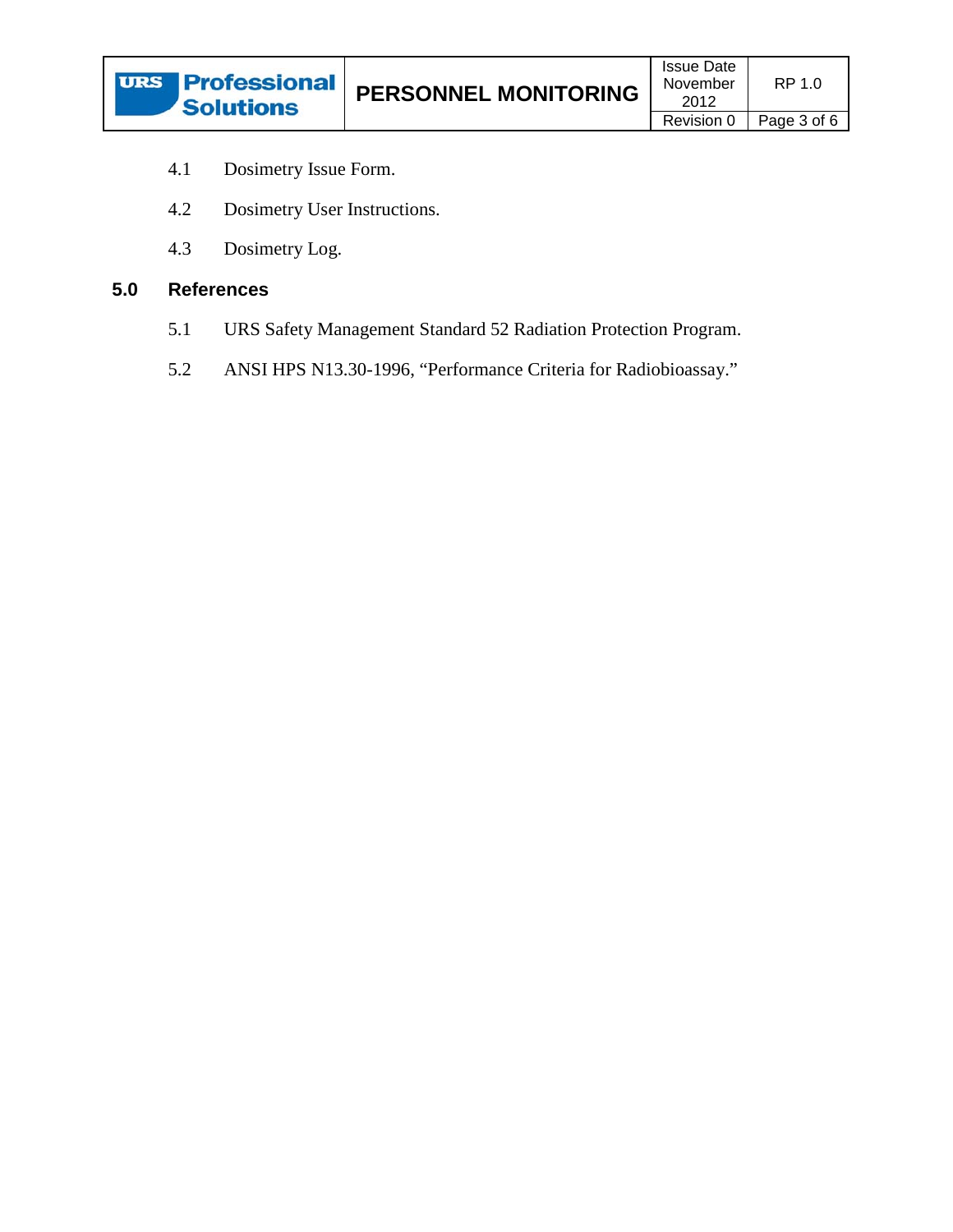4.1 Dosimetry Issue Form.

4.2 Dosimetry User Instructions.

4.3 Dosimetry Log.

## 5.0 References

5.1 URS Safety Management Standard 52 Radiation Protection Program.

5.2 ANSI HPS N13.30-1996, "Performance Criteria for Radiobioassay."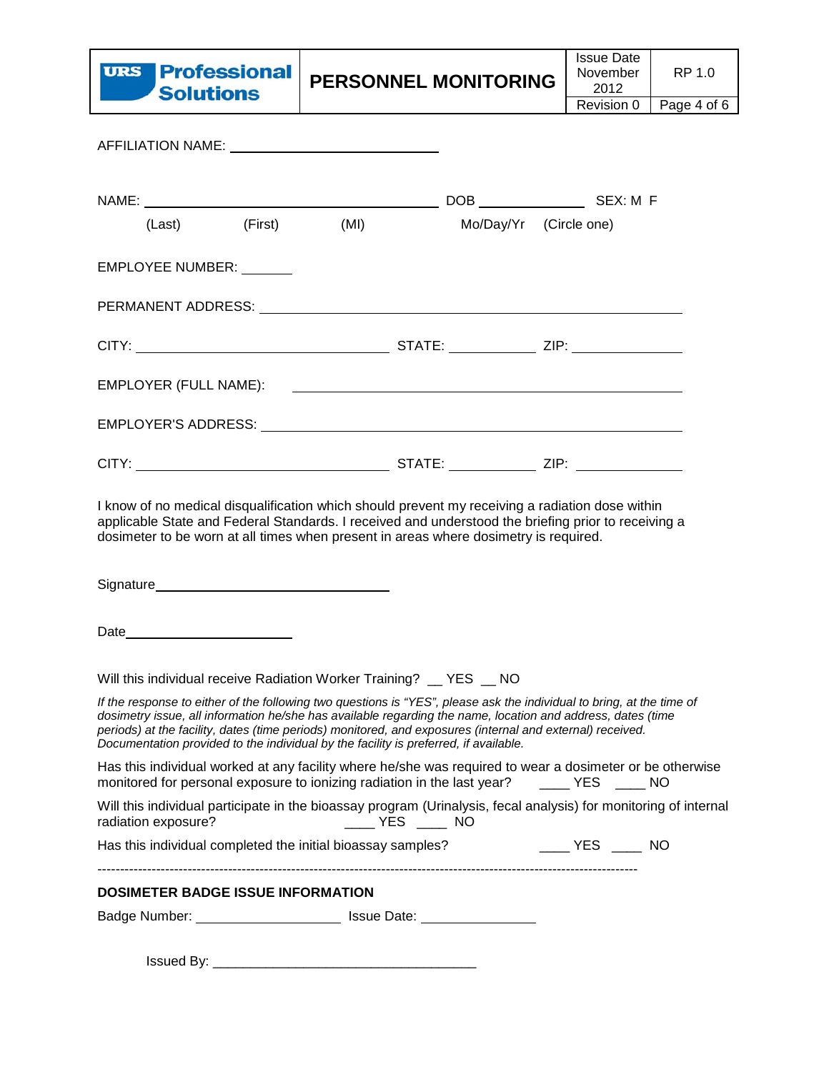AFFILIATION NAME: ______________________________

NAME: __________________________________________ DOB ______________ SEX: M F

(Last) (First) (MI) Mo/Day/Yr (Circle one)

EMPLOYEE NUMBER: _______

PERMANENT ADDRESS: ____________________________________________________________

CITY: ____________________________________ STATE: ____________ ZIP: _______________

EMPLOYER (FULL NAME): ________________________________________________________

EMPLOYER'S ADDRESS: _________________________________________________________

CITY: ____________________________________ STATE: ____________ ZIP: _______________

I know of no medical disqualification which should prevent my receiving a radiation dose within applicable State and Federal Standards. I received and understood the briefing prior to receiving a dosimeter to be worn at all times when present in areas where dosimetry is required.

Signature_________________________________

Date________________________

Will this individual receive Radiation Worker Training? __ YES __ NO

*If the response to either of the following two questions is "YES", please ask the individual to bring, at the time of dosimetry issue, all information he/she has available regarding the name, location and address, dates (time periods) at the facility, dates (time periods) monitored, and exposures (internal and external) received. Documentation provided to the individual by the facility is preferred, if available.*

Has this individual worked at any facility where he/she was required to wear a dosimeter or be otherwise monitored for personal exposure to ionizing radiation in the last year? ____ YES ____ NO

Will this individual participate in the bioassay program (Urinalysis, fecal analysis) for monitoring of internal radiation exposure? ____ YES ____ NO

Has this individual completed the initial bioassay samples? ____ YES ____ NO

---

**DOSIMETER BADGE ISSUE INFORMATION**

Badge Number: ____________________ Issue Date: ________________

Issued By: ___________________________________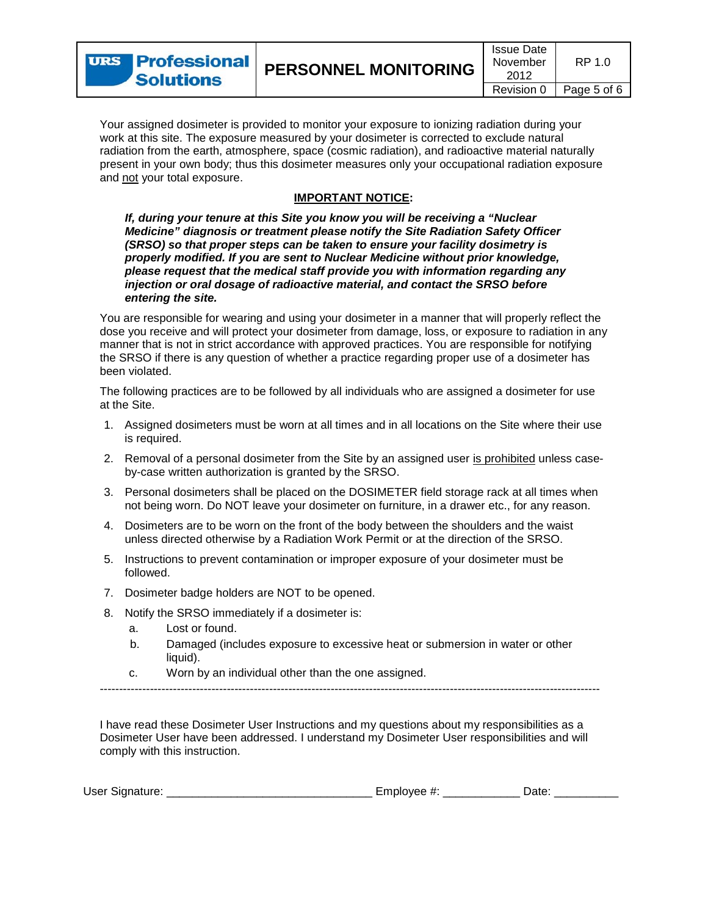Your assigned dosimeter is provided to monitor your exposure to ionizing radiation during your work at this site. The exposure measured by your dosimeter is corrected to exclude natural radiation from the earth, atmosphere, space (cosmic radiation), and radioactive material naturally present in your own body; thus this dosimeter measures only your occupational radiation exposure and not your total exposure.

**IMPORTANT NOTICE:**

***If, during your tenure at this Site you know you will be receiving a "Nuclear Medicine" diagnosis or treatment please notify the Site Radiation Safety Officer (SRSO) so that proper steps can be taken to ensure your facility dosimetry is properly modified. If you are sent to Nuclear Medicine without prior knowledge, please request that the medical staff provide you with information regarding any injection or oral dosage of radioactive material, and contact the SRSO before entering the site.***

You are responsible for wearing and using your dosimeter in a manner that will properly reflect the dose you receive and will protect your dosimeter from damage, loss, or exposure to radiation in any manner that is not in strict accordance with approved practices. You are responsible for notifying the SRSO if there is any question of whether a practice regarding proper use of a dosimeter has been violated.

The following practices are to be followed by all individuals who are assigned a dosimeter for use at the Site.

1. Assigned dosimeters must be worn at all times and in all locations on the Site where their use is required.
2. Removal of a personal dosimeter from the Site by an assigned user is prohibited unless case-by-case written authorization is granted by the SRSO.
3. Personal dosimeters shall be placed on the DOSIMETER field storage rack at all times when not being worn. Do NOT leave your dosimeter on furniture, in a drawer etc., for any reason.
4. Dosimeters are to be worn on the front of the body between the shoulders and the waist unless directed otherwise by a Radiation Work Permit or at the direction of the SRSO.
5. Instructions to prevent contamination or improper exposure of your dosimeter must be followed.

7. Dosimeter badge holders are NOT to be opened.
8. Notify the SRSO immediately if a dosimeter is:
   a. Lost or found.
   b. Damaged (includes exposure to excessive heat or submersion in water or other liquid).
   c. Worn by an individual other than the one assigned.

---

I have read these Dosimeter User Instructions and my questions about my responsibilities as a Dosimeter User have been addressed. I understand my Dosimeter User responsibilities and will comply with this instruction.

User Signature: ________________________________ Employee #: ____________ Date: __________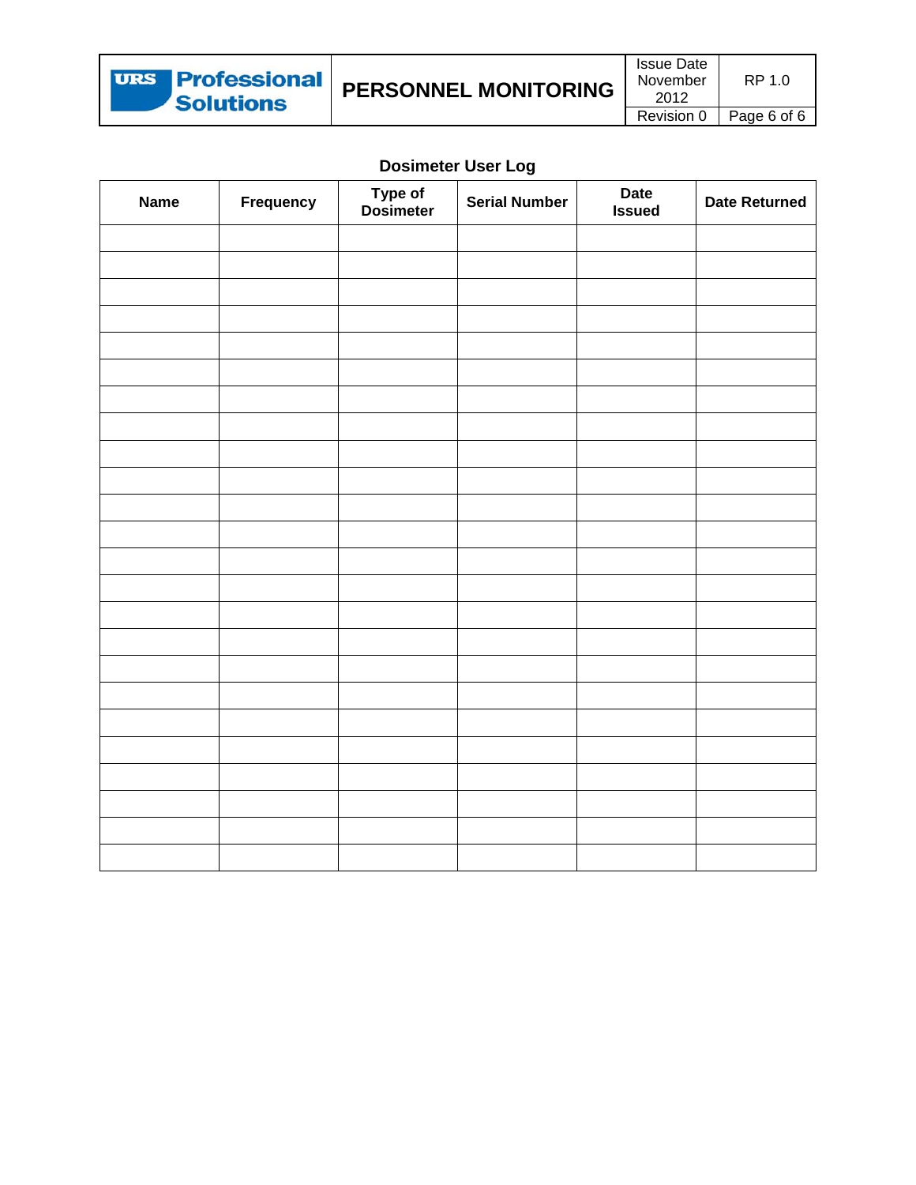## Dosimeter User Log

| Name | Frequency | Type of Dosimeter | Serial Number | Date Issued | Date Returned |
|---|---|---|---|---|---|
| | | | | | |
| | | | | | |
| | | | | | |
| | | | | | |
| | | | | | |
| | | | | | |
| | | | | | |
| | | | | | |
| | | | | | |
| | | | | | |
| | | | | | |
| | | | | | |
| | | | | | |
| | | | | | |
| | | | | | |
| | | | | | |
| | | | | | |
| | | | | | |
| | | | | | |
| | | | | | |
| | | | | | |
| | | | | | |
| | | | | | |
| | | | | | |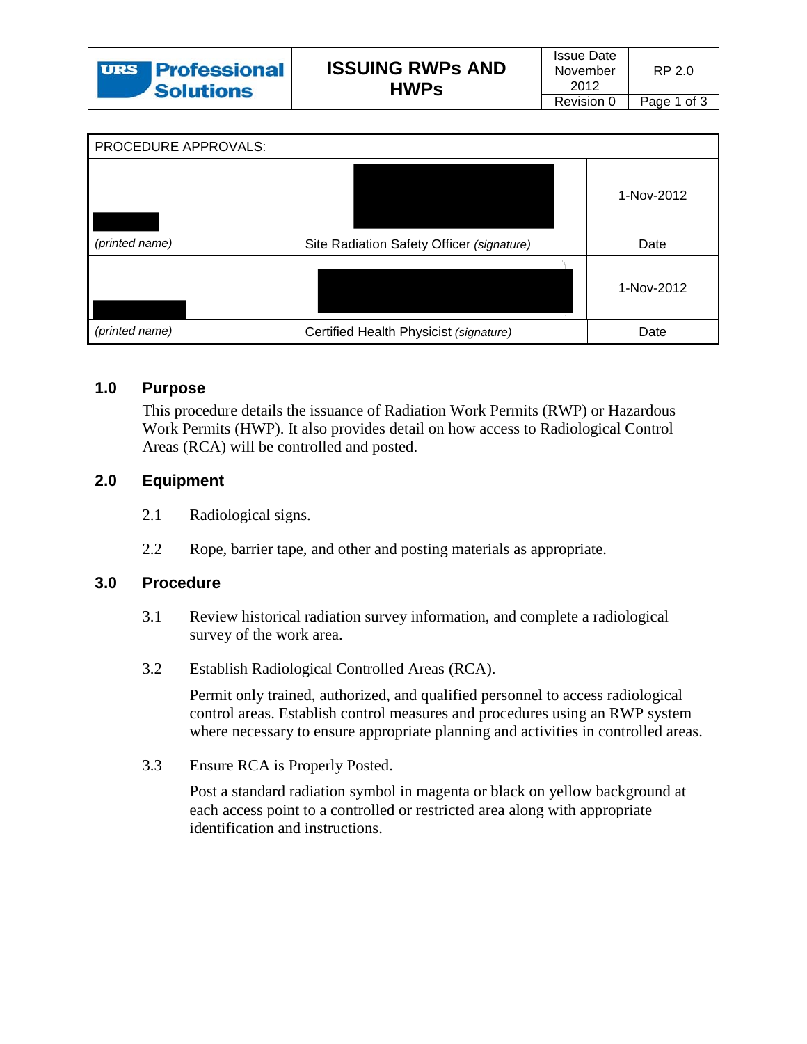| URS Professional Solutions | ISSUING RWPs AND HWPs | Issue Date November 2012 | RP 2.0 |
|---|---|---|---|
| | | Revision 0 | |

| PROCEDURE APPROVALS: | | |
|---|---|---|
| | | 1-Nov-2012 |
| *(printed name)* | Site Radiation Safety Officer *(signature)* | Date |
| | | 1-Nov-2012 |
| *(printed name)* | Certified Health Physicist *(signature)* | Date |

## 1.0 Purpose

This procedure details the issuance of Radiation Work Permits (RWP) or Hazardous Work Permits (HWP). It also provides detail on how access to Radiological Control Areas (RCA) will be controlled and posted.

## 2.0 Equipment

2.1 Radiological signs.

2.2 Rope, barrier tape, and other and posting materials as appropriate.

## 3.0 Procedure

3.1 Review historical radiation survey information, and complete a radiological survey of the work area.

3.2 Establish Radiological Controlled Areas (RCA).

Permit only trained, authorized, and qualified personnel to access radiological control areas. Establish control measures and procedures using an RWP system where necessary to ensure appropriate planning and activities in controlled areas.

3.3 Ensure RCA is Properly Posted.

Post a standard radiation symbol in magenta or black on yellow background at each access point to a controlled or restricted area along with appropriate identification and instructions.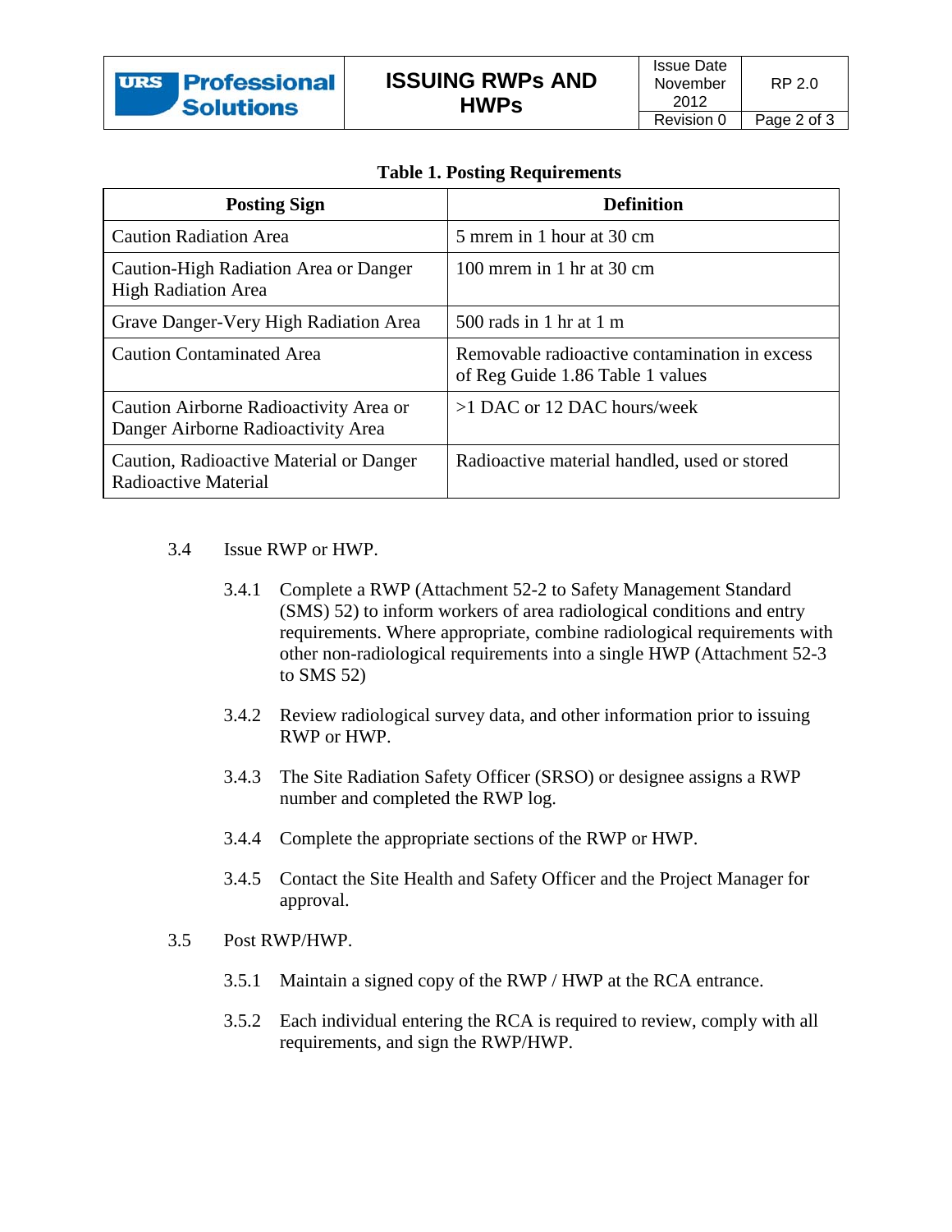**Table 1. Posting Requirements**

| Posting Sign | Definition |
|---|---|
| Caution Radiation Area | 5 mrem in 1 hour at 30 cm |
| Caution-High Radiation Area or Danger High Radiation Area | 100 mrem in 1 hr at 30 cm |
| Grave Danger-Very High Radiation Area | 500 rads in 1 hr at 1 m |
| Caution Contaminated Area | Removable radioactive contamination in excess of Reg Guide 1.86 Table 1 values |
| Caution Airborne Radioactivity Area or Danger Airborne Radioactivity Area | >1 DAC or 12 DAC hours/week |
| Caution, Radioactive Material or Danger Radioactive Material | Radioactive material handled, used or stored |

3.4 Issue RWP or HWP.

3.4.1 Complete a RWP (Attachment 52-2 to Safety Management Standard (SMS) 52) to inform workers of area radiological conditions and entry requirements. Where appropriate, combine radiological requirements with other non-radiological requirements into a single HWP (Attachment 52-3 to SMS 52)

3.4.2 Review radiological survey data, and other information prior to issuing RWP or HWP.

3.4.3 The Site Radiation Safety Officer (SRSO) or designee assigns a RWP number and completed the RWP log.

3.4.4 Complete the appropriate sections of the RWP or HWP.

3.4.5 Contact the Site Health and Safety Officer and the Project Manager for approval.

3.5 Post RWP/HWP.

3.5.1 Maintain a signed copy of the RWP / HWP at the RCA entrance.

3.5.2 Each individual entering the RCA is required to review, comply with all requirements, and sign the RWP/HWP.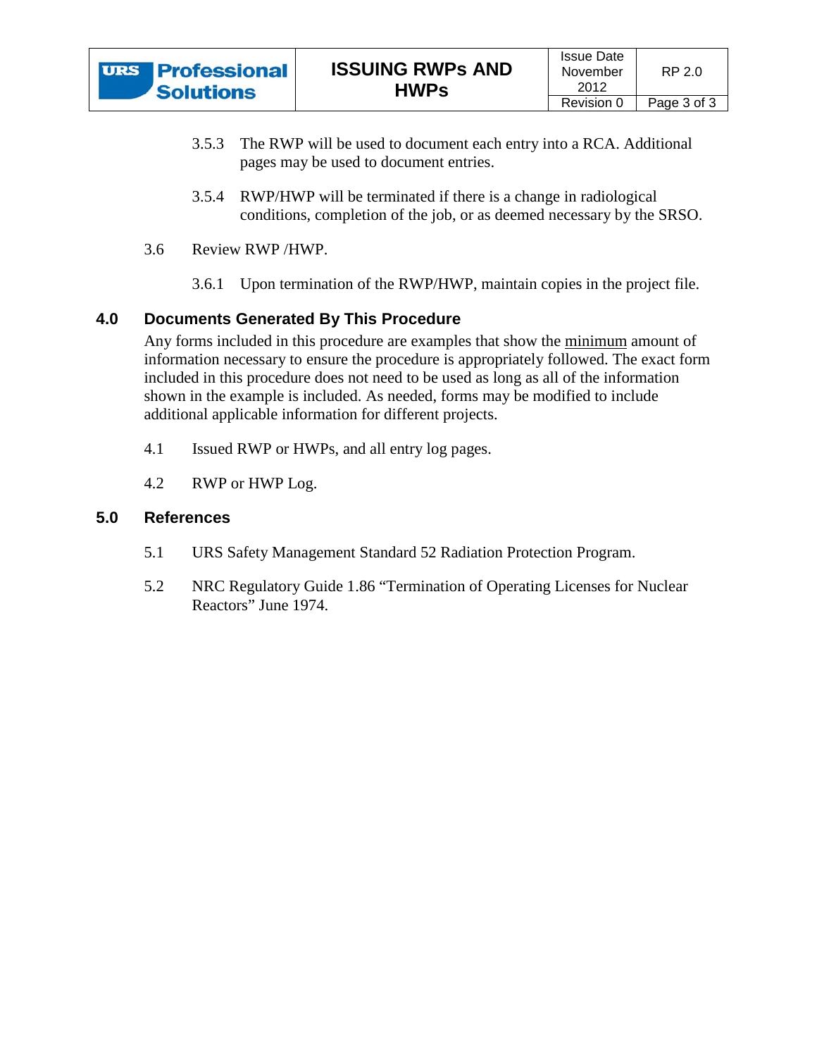3.5.3 The RWP will be used to document each entry into a RCA. Additional pages may be used to document entries.

3.5.4 RWP/HWP will be terminated if there is a change in radiological conditions, completion of the job, or as deemed necessary by the SRSO.

3.6 Review RWP /HWP.

3.6.1 Upon termination of the RWP/HWP, maintain copies in the project file.

## 4.0 Documents Generated By This Procedure

Any forms included in this procedure are examples that show the minimum amount of information necessary to ensure the procedure is appropriately followed. The exact form included in this procedure does not need to be used as long as all of the information shown in the example is included. As needed, forms may be modified to include additional applicable information for different projects.

4.1 Issued RWP or HWPs, and all entry log pages.

4.2 RWP or HWP Log.

## 5.0 References

5.1 URS Safety Management Standard 52 Radiation Protection Program.

5.2 NRC Regulatory Guide 1.86 "Termination of Operating Licenses for Nuclear Reactors" June 1974.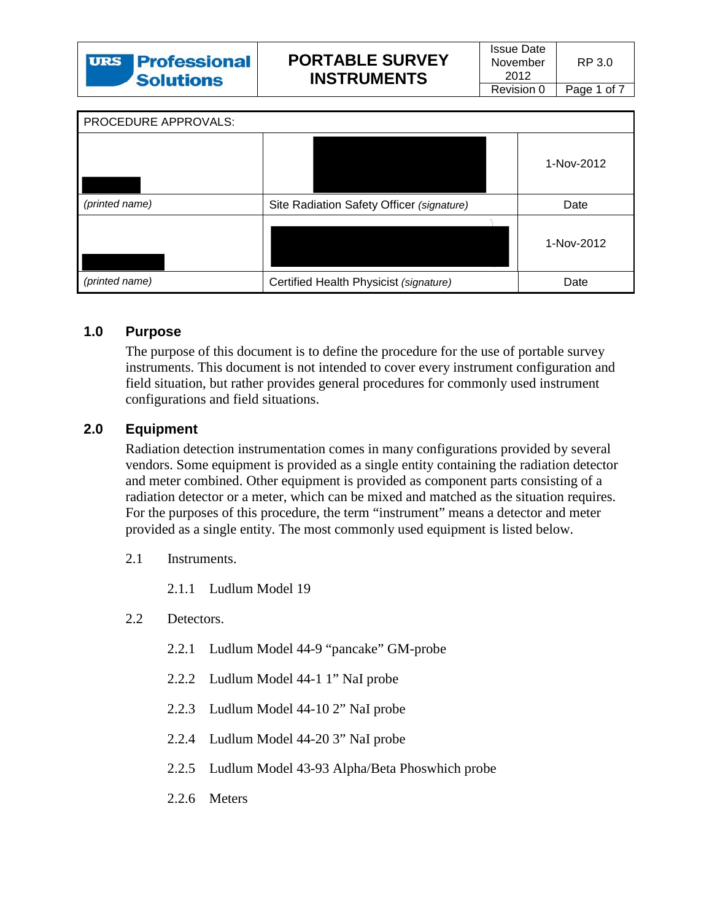| URS Professional Solutions | PORTABLE SURVEY INSTRUMENTS | Issue Date November 2012 | RP 3.0 |
|---|---|---|---|
| | | Revision 0 | Page 1 of 7 |

| PROCEDURE APPROVALS: | | |
|---|---|---|
| | | 1-Nov-2012 |
| *(printed name)* | Site Radiation Safety Officer *(signature)* | Date |
| | | 1-Nov-2012 |
| *(printed name)* | Certified Health Physicist *(signature)* | Date |

## 1.0 Purpose

The purpose of this document is to define the procedure for the use of portable survey instruments. This document is not intended to cover every instrument configuration and field situation, but rather provides general procedures for commonly used instrument configurations and field situations.

## 2.0 Equipment

Radiation detection instrumentation comes in many configurations provided by several vendors. Some equipment is provided as a single entity containing the radiation detector and meter combined. Other equipment is provided as component parts consisting of a radiation detector or a meter, which can be mixed and matched as the situation requires. For the purposes of this procedure, the term "instrument" means a detector and meter provided as a single entity. The most commonly used equipment is listed below.

2.1 Instruments.

2.1.1 Ludlum Model 19

2.2 Detectors.

2.2.1 Ludlum Model 44-9 "pancake" GM-probe

2.2.2 Ludlum Model 44-1 1" NaI probe

2.2.3 Ludlum Model 44-10 2" NaI probe

2.2.4 Ludlum Model 44-20 3" NaI probe

2.2.5 Ludlum Model 43-93 Alpha/Beta Phoswhich probe

2.2.6 Meters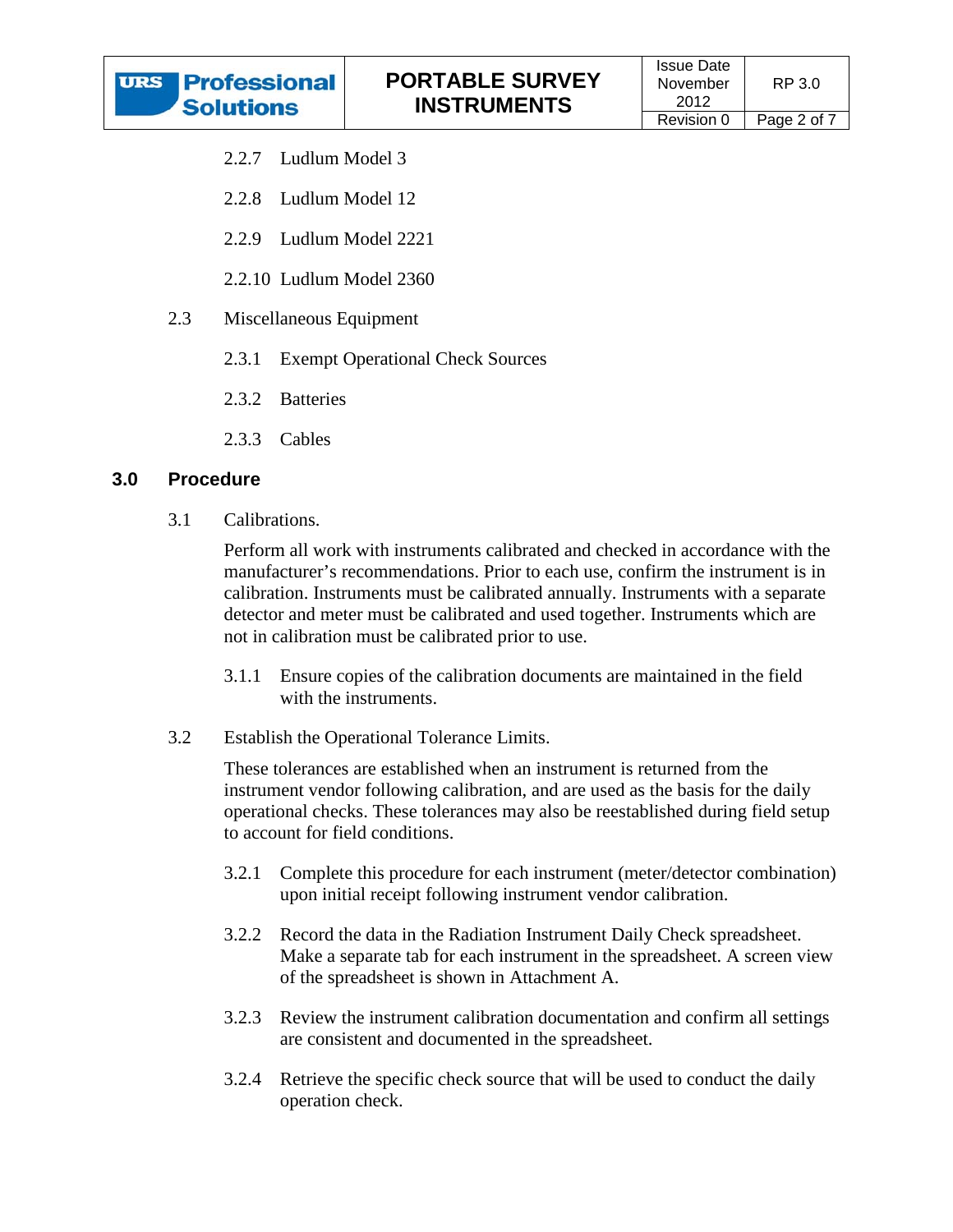2.2.7 Ludlum Model 3

2.2.8 Ludlum Model 12

2.2.9 Ludlum Model 2221

2.2.10 Ludlum Model 2360

2.3 Miscellaneous Equipment

2.3.1 Exempt Operational Check Sources

2.3.2 Batteries

2.3.3 Cables

## 3.0 Procedure

3.1 Calibrations.

Perform all work with instruments calibrated and checked in accordance with the manufacturer's recommendations. Prior to each use, confirm the instrument is in calibration. Instruments must be calibrated annually. Instruments with a separate detector and meter must be calibrated and used together. Instruments which are not in calibration must be calibrated prior to use.

3.1.1 Ensure copies of the calibration documents are maintained in the field with the instruments.

3.2 Establish the Operational Tolerance Limits.

These tolerances are established when an instrument is returned from the instrument vendor following calibration, and are used as the basis for the daily operational checks. These tolerances may also be reestablished during field setup to account for field conditions.

3.2.1 Complete this procedure for each instrument (meter/detector combination) upon initial receipt following instrument vendor calibration.

3.2.2 Record the data in the Radiation Instrument Daily Check spreadsheet. Make a separate tab for each instrument in the spreadsheet. A screen view of the spreadsheet is shown in Attachment A.

3.2.3 Review the instrument calibration documentation and confirm all settings are consistent and documented in the spreadsheet.

3.2.4 Retrieve the specific check source that will be used to conduct the daily operation check.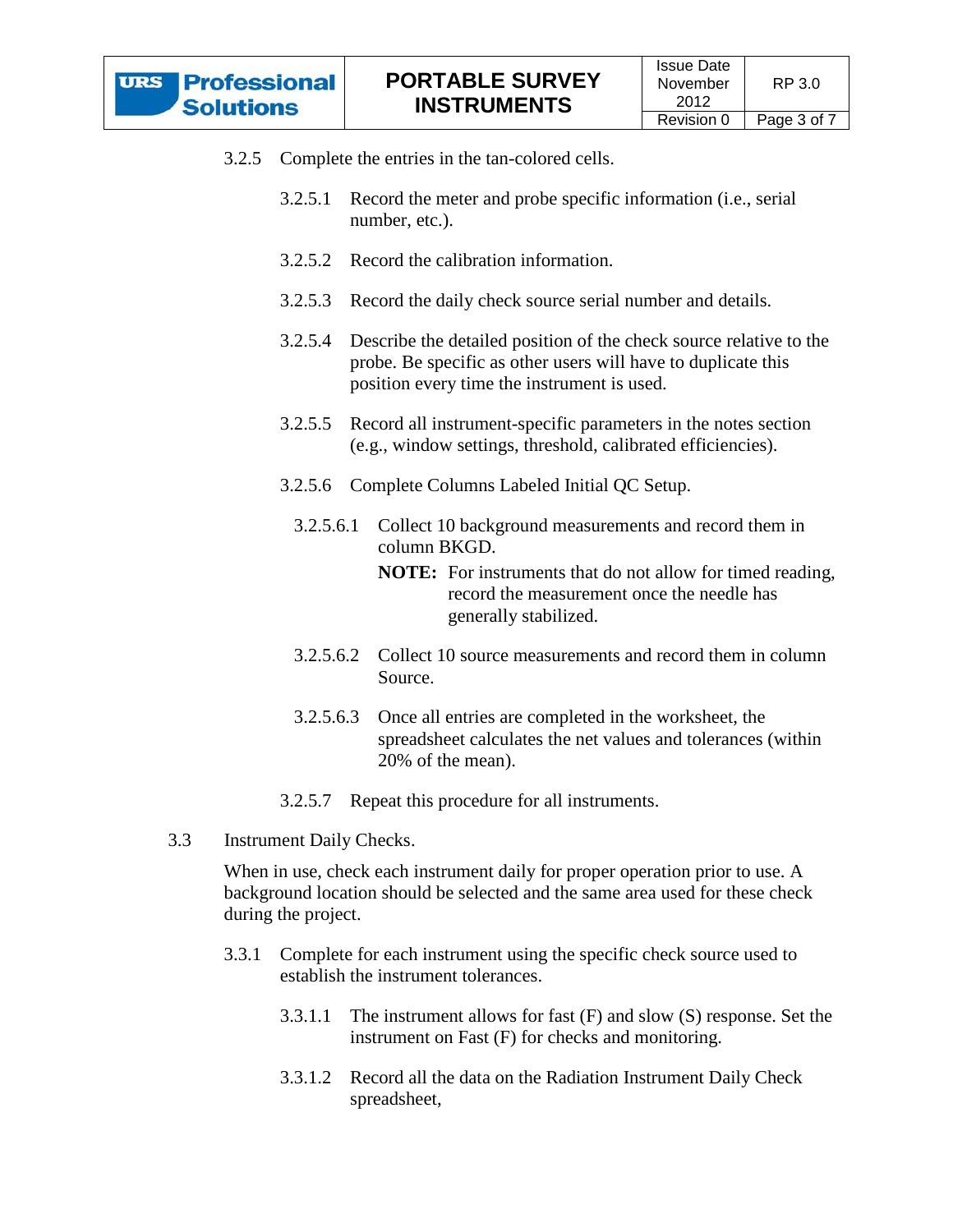3.2.5 Complete the entries in the tan-colored cells.

3.2.5.1 Record the meter and probe specific information (i.e., serial number, etc.).

3.2.5.2 Record the calibration information.

3.2.5.3 Record the daily check source serial number and details.

3.2.5.4 Describe the detailed position of the check source relative to the probe. Be specific as other users will have to duplicate this position every time the instrument is used.

3.2.5.5 Record all instrument-specific parameters in the notes section (e.g., window settings, threshold, calibrated efficiencies).

3.2.5.6 Complete Columns Labeled Initial QC Setup.

3.2.5.6.1 Collect 10 background measurements and record them in column BKGD.

**NOTE:** For instruments that do not allow for timed reading, record the measurement once the needle has generally stabilized.

3.2.5.6.2 Collect 10 source measurements and record them in column Source.

3.2.5.6.3 Once all entries are completed in the worksheet, the spreadsheet calculates the net values and tolerances (within 20% of the mean).

3.2.5.7 Repeat this procedure for all instruments.

3.3 Instrument Daily Checks.

When in use, check each instrument daily for proper operation prior to use. A background location should be selected and the same area used for these check during the project.

3.3.1 Complete for each instrument using the specific check source used to establish the instrument tolerances.

3.3.1.1 The instrument allows for fast (F) and slow (S) response. Set the instrument on Fast (F) for checks and monitoring.

3.3.1.2 Record all the data on the Radiation Instrument Daily Check spreadsheet,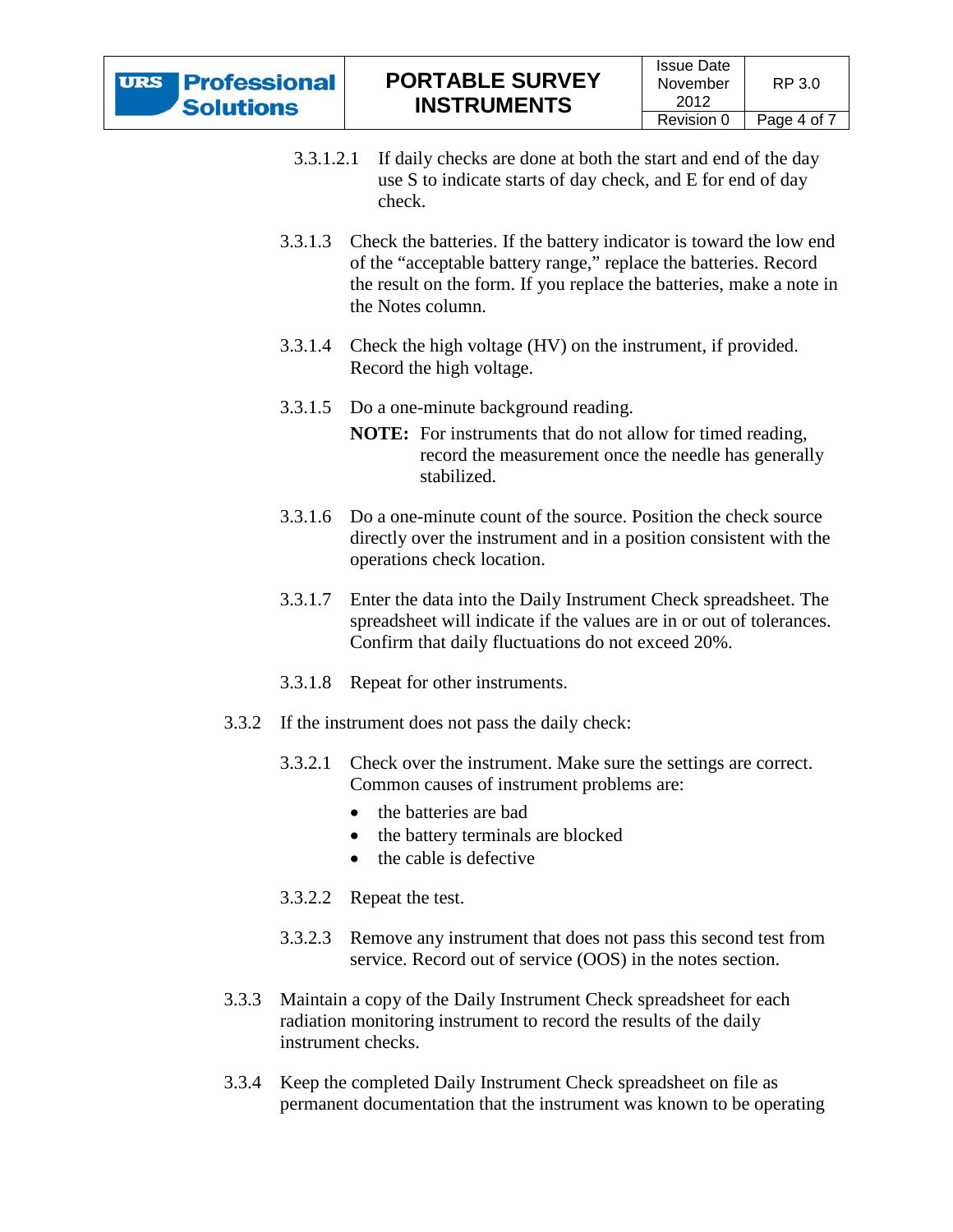3.3.1.2.1 If daily checks are done at both the start and end of the day use S to indicate starts of day check, and E for end of day check.

3.3.1.3 Check the batteries. If the battery indicator is toward the low end of the "acceptable battery range," replace the batteries. Record the result on the form. If you replace the batteries, make a note in the Notes column.

3.3.1.4 Check the high voltage (HV) on the instrument, if provided. Record the high voltage.

3.3.1.5 Do a one-minute background reading.

**NOTE:** For instruments that do not allow for timed reading, record the measurement once the needle has generally stabilized.

3.3.1.6 Do a one-minute count of the source. Position the check source directly over the instrument and in a position consistent with the operations check location.

3.3.1.7 Enter the data into the Daily Instrument Check spreadsheet. The spreadsheet will indicate if the values are in or out of tolerances. Confirm that daily fluctuations do not exceed 20%.

3.3.1.8 Repeat for other instruments.

3.3.2 If the instrument does not pass the daily check:

3.3.2.1 Check over the instrument. Make sure the settings are correct. Common causes of instrument problems are:

- the batteries are bad
- the battery terminals are blocked
- the cable is defective

3.3.2.2 Repeat the test.

3.3.2.3 Remove any instrument that does not pass this second test from service. Record out of service (OOS) in the notes section.

3.3.3 Maintain a copy of the Daily Instrument Check spreadsheet for each radiation monitoring instrument to record the results of the daily instrument checks.

3.3.4 Keep the completed Daily Instrument Check spreadsheet on file as permanent documentation that the instrument was known to be operating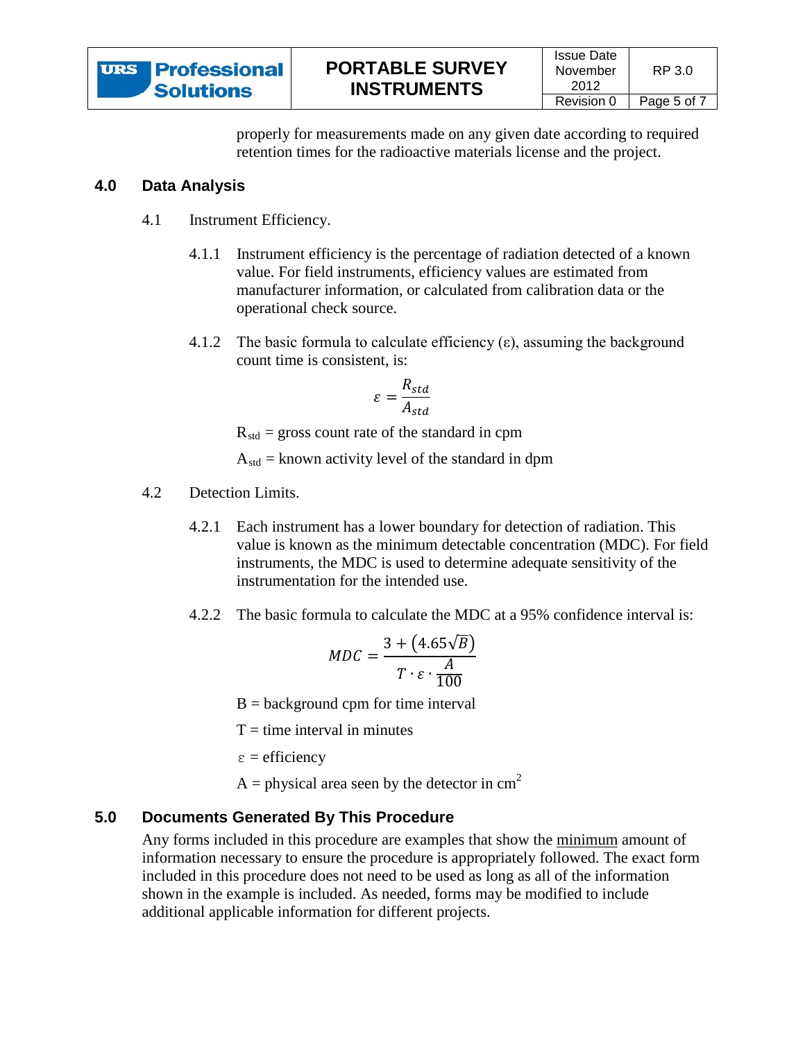properly for measurements made on any given date according to required retention times for the radioactive materials license and the project.

## 4.0 Data Analysis

4.1 Instrument Efficiency.

4.1.1 Instrument efficiency is the percentage of radiation detected of a known value. For field instruments, efficiency values are estimated from manufacturer information, or calculated from calibration data or the operational check source.

4.1.2 The basic formula to calculate efficiency ($\varepsilon$), assuming the background count time is consistent, is:

$$\varepsilon = \frac{R_{std}}{A_{std}}$$

$R_{std}$ = gross count rate of the standard in cpm

$A_{std}$ = known activity level of the standard in dpm

4.2 Detection Limits.

4.2.1 Each instrument has a lower boundary for detection of radiation. This value is known as the minimum detectable concentration (MDC). For field instruments, the MDC is used to determine adequate sensitivity of the instrumentation for the intended use.

4.2.2 The basic formula to calculate the MDC at a 95% confidence interval is:

$$MDC = \frac{3 + \left(4.65\sqrt{B}\right)}{T \cdot \varepsilon \cdot \frac{A}{100}}$$

B = background cpm for time interval

T = time interval in minutes

$\varepsilon$ = efficiency

A = physical area seen by the detector in $cm^2$

## 5.0 Documents Generated By This Procedure

Any forms included in this procedure are examples that show the minimum amount of information necessary to ensure the procedure is appropriately followed. The exact form included in this procedure does not need to be used as long as all of the information shown in the example is included. As needed, forms may be modified to include additional applicable information for different projects.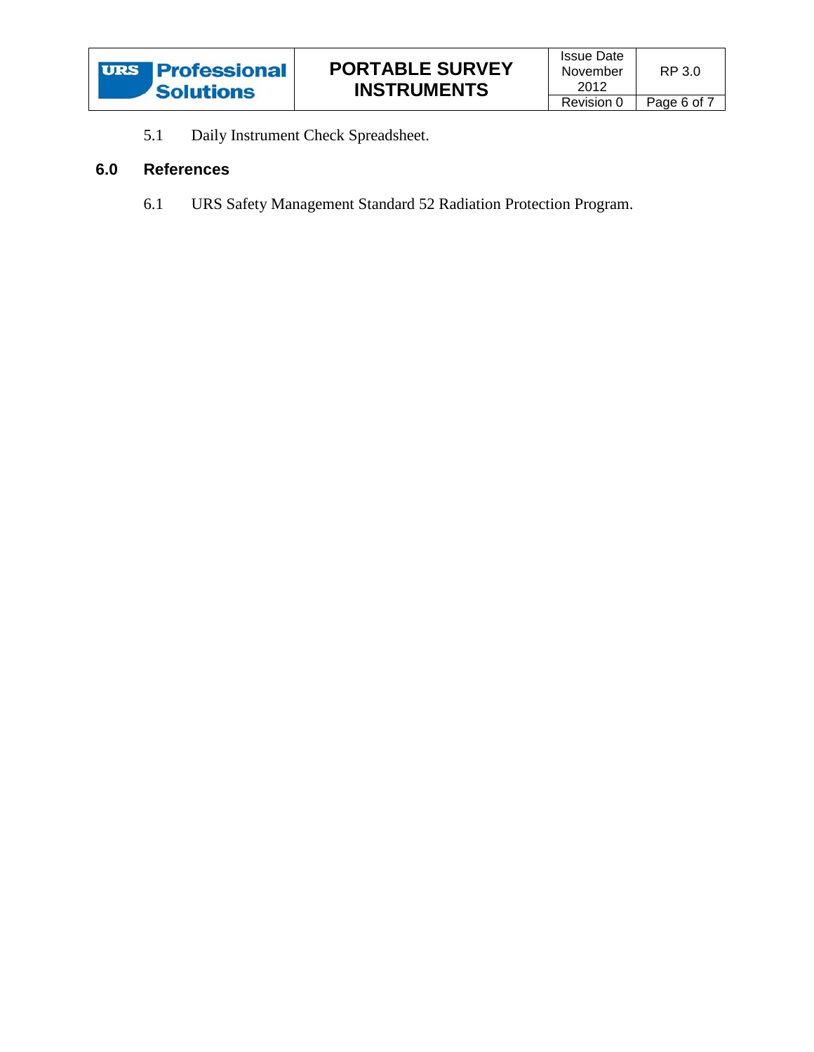5.1 Daily Instrument Check Spreadsheet.

## 6.0 References

6.1 URS Safety Management Standard 52 Radiation Protection Program.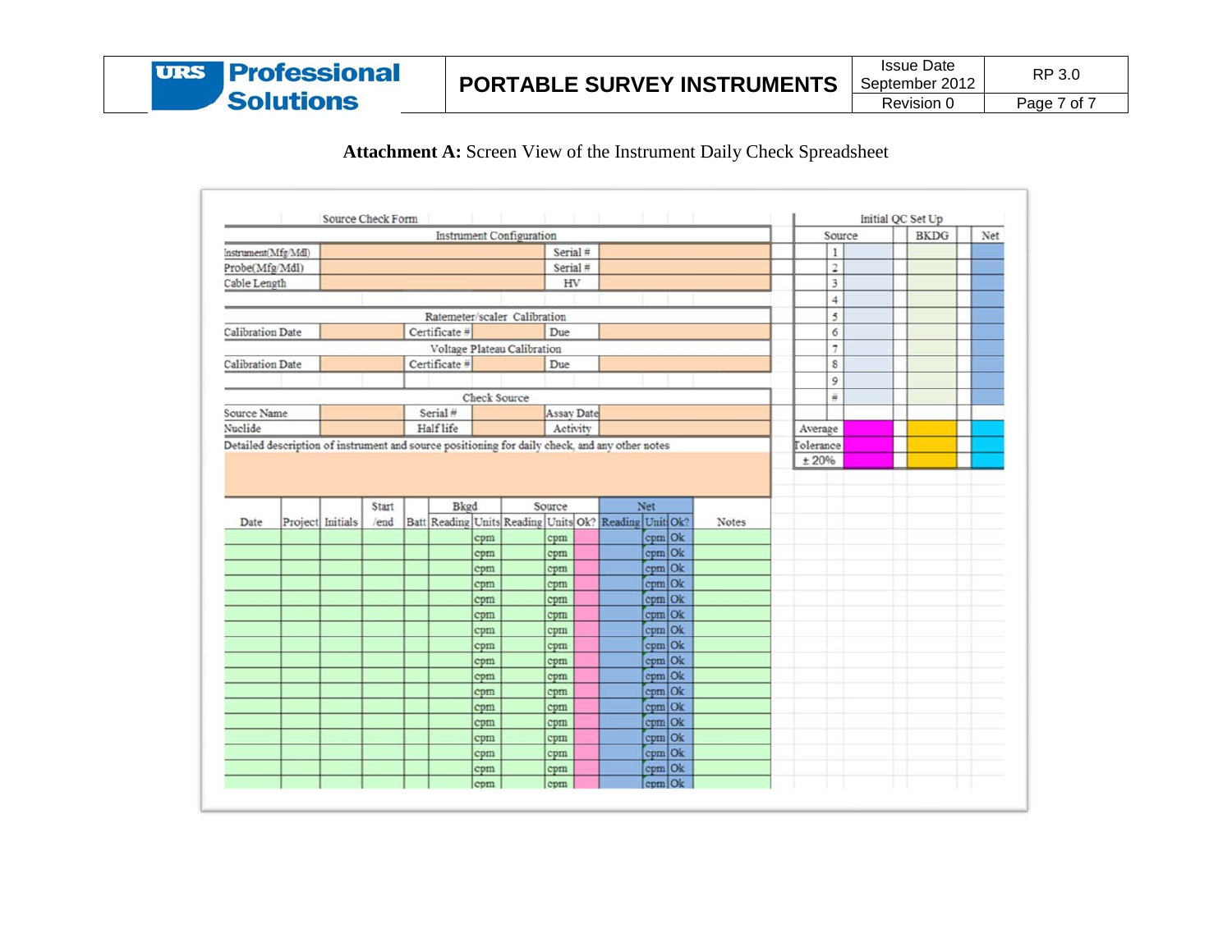**Attachment A:** Screen View of the Instrument Daily Check Spreadsheet

Source Check Form

| Instrument Configuration | | | |
|---|---|---|---|
| Instrument(Mfg/Mdl) | | Serial # | |
| Probe(Mfg/Mdl) | | Serial # | |
| Cable Length | | HV | |

| Ratemeter/scaler Calibration | | | | | |
|---|---|---|---|---|---|
| Calibration Date | | Certificate # | | Due | |
| **Voltage Plateau Calibration** | | | | | |
| Calibration Date | | Certificate # | | Due | |

| Check Source | | | | | |
|---|---|---|---|---|---|
| Source Name | | Serial # | | Assay Date | |
| Nuclide | | Half life | | Activity | |

Detailed description of instrument and source positioning for daily check, and any other notes

| Date | Project | Initials | Start /end | Batt | Bkgd Reading | Bkgd Units | Source Reading | Source Units | Source Ok? | Net Reading | Net Unit | Net Ok? | Notes |
|---|---|---|---|---|---|---|---|---|---|---|---|---|---|
| | | | | | | cpm | | cpm | | | cpm | Ok | |
| | | | | | | cpm | | cpm | | | cpm | Ok | |
| | | | | | | cpm | | cpm | | | cpm | Ok | |
| | | | | | | cpm | | cpm | | | cpm | Ok | |
| | | | | | | cpm | | cpm | | | cpm | Ok | |
| | | | | | | cpm | | cpm | | | cpm | Ok | |
| | | | | | | cpm | | cpm | | | cpm | Ok | |
| | | | | | | cpm | | cpm | | | cpm | Ok | |
| | | | | | | cpm | | cpm | | | cpm | Ok | |
| | | | | | | cpm | | cpm | | | cpm | Ok | |
| | | | | | | cpm | | cpm | | | cpm | Ok | |
| | | | | | | cpm | | cpm | | | cpm | Ok | |
| | | | | | | cpm | | cpm | | | cpm | Ok | |
| | | | | | | cpm | | cpm | | | cpm | Ok | |
| | | | | | | cpm | | cpm | | | cpm | Ok | |
| | | | | | | cpm | | cpm | | | cpm | Ok | |
| | | | | | | cpm | | cpm | | | cpm | Ok | |

Initial QC Set Up

| | Source | BKDG | Net |
|---|---|---|---|
| 1 | | | |
| 2 | | | |
| 3 | | | |
| 4 | | | |
| 5 | | | |
| 6 | | | |
| 7 | | | |
| 8 | | | |
| 9 | | | |
| # | | | |
| Average | | | |
| Tolerance ± 20% | | | |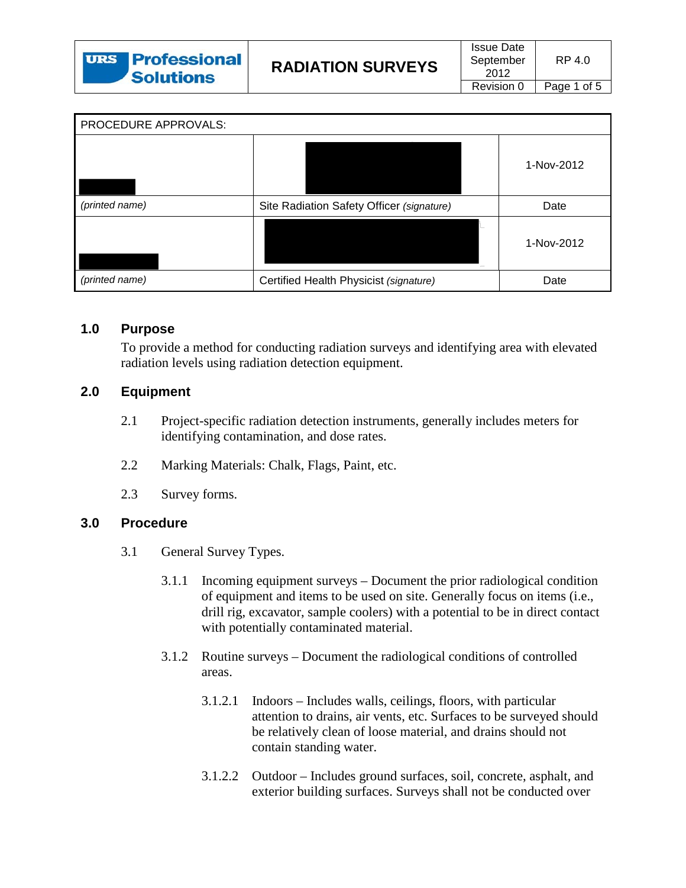| URS Professional Solutions | RADIATION SURVEYS | Issue Date September 2012 | RP 4.0 |
|---|---|---|---|
| | | Revision 0 | |

| PROCEDURE APPROVALS: | | |
|---|---|---|
| | | 1-Nov-2012 |
| *(printed name)* | Site Radiation Safety Officer *(signature)* | Date |
| | | 1-Nov-2012 |
| *(printed name)* | Certified Health Physicist *(signature)* | Date |

## 1.0 Purpose

To provide a method for conducting radiation surveys and identifying area with elevated radiation levels using radiation detection equipment.

## 2.0 Equipment

2.1 Project-specific radiation detection instruments, generally includes meters for identifying contamination, and dose rates.

2.2 Marking Materials: Chalk, Flags, Paint, etc.

2.3 Survey forms.

## 3.0 Procedure

3.1 General Survey Types.

3.1.1 Incoming equipment surveys – Document the prior radiological condition of equipment and items to be used on site. Generally focus on items (i.e., drill rig, excavator, sample coolers) with a potential to be in direct contact with potentially contaminated material.

3.1.2 Routine surveys – Document the radiological conditions of controlled areas.

3.1.2.1 Indoors – Includes walls, ceilings, floors, with particular attention to drains, air vents, etc. Surfaces to be surveyed should be relatively clean of loose material, and drains should not contain standing water.

3.1.2.2 Outdoor – Includes ground surfaces, soil, concrete, asphalt, and exterior building surfaces. Surveys shall not be conducted over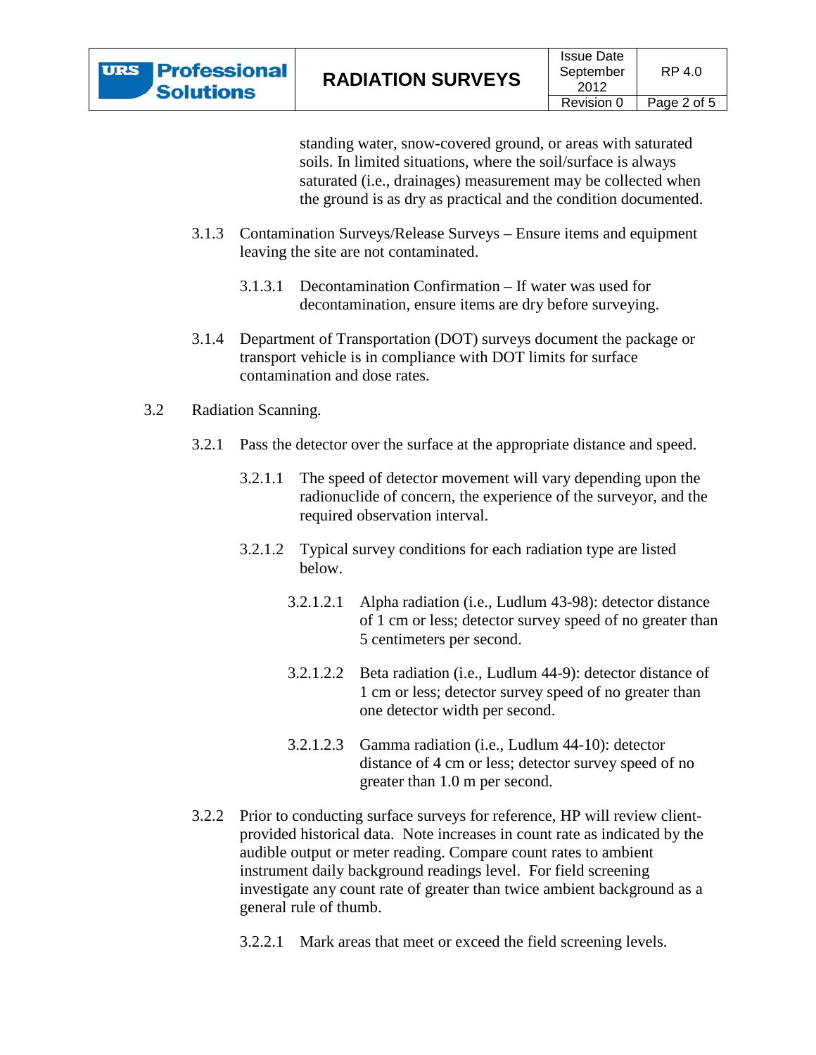standing water, snow-covered ground, or areas with saturated soils. In limited situations, where the soil/surface is always saturated (i.e., drainages) measurement may be collected when the ground is as dry as practical and the condition documented.

3.1.3 Contamination Surveys/Release Surveys – Ensure items and equipment leaving the site are not contaminated.

3.1.3.1 Decontamination Confirmation – If water was used for decontamination, ensure items are dry before surveying.

3.1.4 Department of Transportation (DOT) surveys document the package or transport vehicle is in compliance with DOT limits for surface contamination and dose rates.

3.2 Radiation Scanning.

3.2.1 Pass the detector over the surface at the appropriate distance and speed.

3.2.1.1 The speed of detector movement will vary depending upon the radionuclide of concern, the experience of the surveyor, and the required observation interval.

3.2.1.2 Typical survey conditions for each radiation type are listed below.

3.2.1.2.1 Alpha radiation (i.e., Ludlum 43-98): detector distance of 1 cm or less; detector survey speed of no greater than 5 centimeters per second.

3.2.1.2.2 Beta radiation (i.e., Ludlum 44-9): detector distance of 1 cm or less; detector survey speed of no greater than one detector width per second.

3.2.1.2.3 Gamma radiation (i.e., Ludlum 44-10): detector distance of 4 cm or less; detector survey speed of no greater than 1.0 m per second.

3.2.2 Prior to conducting surface surveys for reference, HP will review client-provided historical data. Note increases in count rate as indicated by the audible output or meter reading. Compare count rates to ambient instrument daily background readings level. For field screening investigate any count rate of greater than twice ambient background as a general rule of thumb.

3.2.2.1 Mark areas that meet or exceed the field screening levels.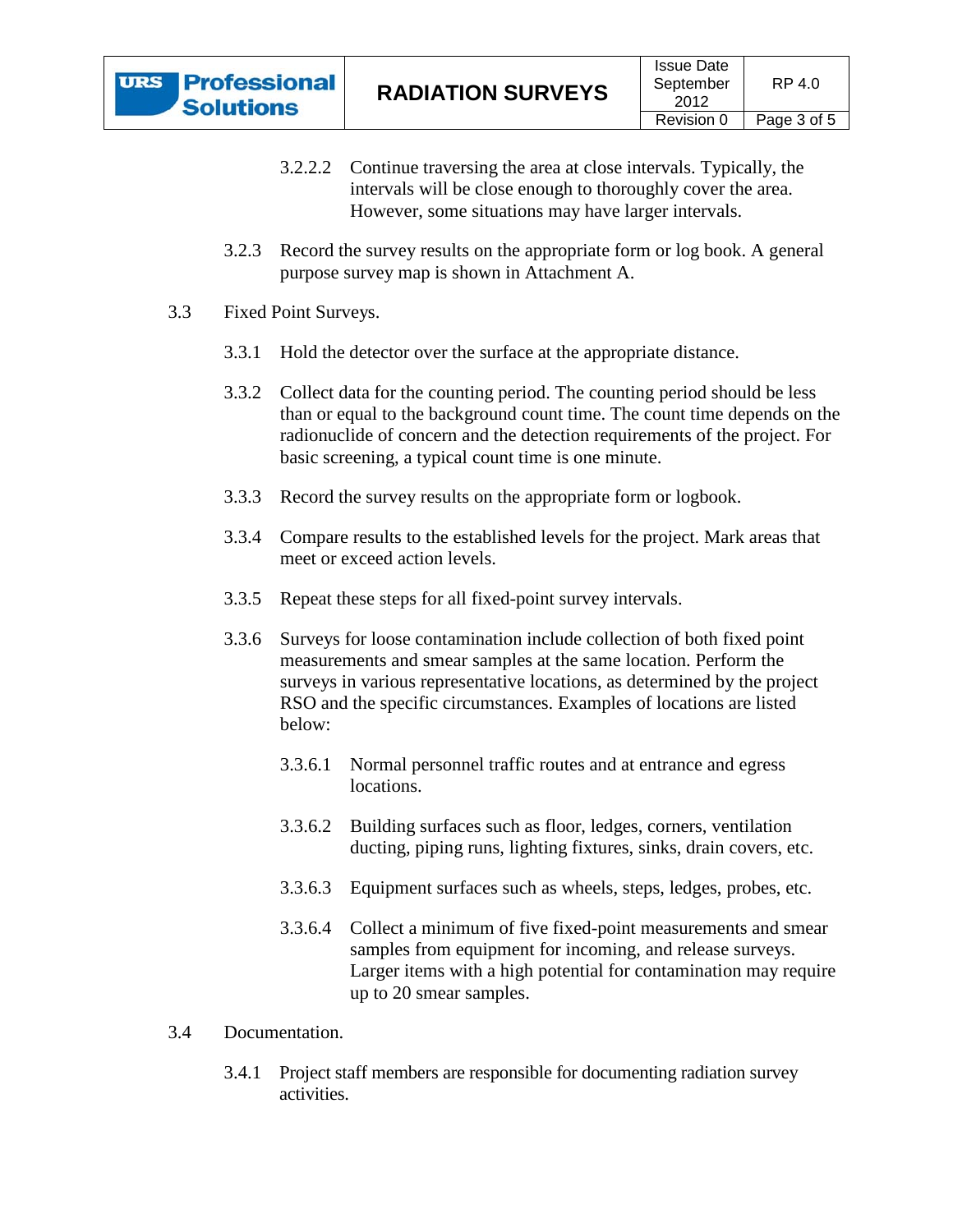3.2.2.2 Continue traversing the area at close intervals. Typically, the intervals will be close enough to thoroughly cover the area. However, some situations may have larger intervals.

3.2.3 Record the survey results on the appropriate form or log book. A general purpose survey map is shown in Attachment A.

3.3 Fixed Point Surveys.

3.3.1 Hold the detector over the surface at the appropriate distance.

3.3.2 Collect data for the counting period. The counting period should be less than or equal to the background count time. The count time depends on the radionuclide of concern and the detection requirements of the project. For basic screening, a typical count time is one minute.

3.3.3 Record the survey results on the appropriate form or logbook.

3.3.4 Compare results to the established levels for the project. Mark areas that meet or exceed action levels.

3.3.5 Repeat these steps for all fixed-point survey intervals.

3.3.6 Surveys for loose contamination include collection of both fixed point measurements and smear samples at the same location. Perform the surveys in various representative locations, as determined by the project RSO and the specific circumstances. Examples of locations are listed below:

3.3.6.1 Normal personnel traffic routes and at entrance and egress locations.

3.3.6.2 Building surfaces such as floor, ledges, corners, ventilation ducting, piping runs, lighting fixtures, sinks, drain covers, etc.

3.3.6.3 Equipment surfaces such as wheels, steps, ledges, probes, etc.

3.3.6.4 Collect a minimum of five fixed-point measurements and smear samples from equipment for incoming, and release surveys. Larger items with a high potential for contamination may require up to 20 smear samples.

3.4 Documentation.

3.4.1 Project staff members are responsible for documenting radiation survey activities.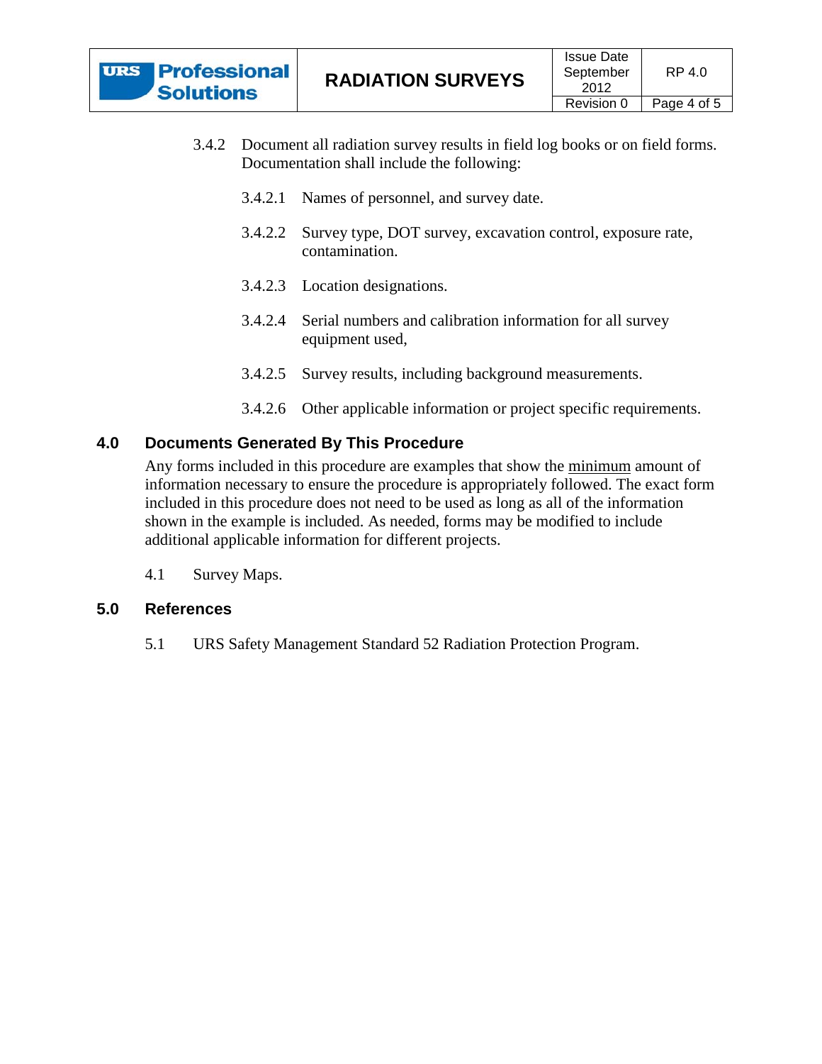3.4.2 Document all radiation survey results in field log books or on field forms. Documentation shall include the following:

3.4.2.1 Names of personnel, and survey date.

3.4.2.2 Survey type, DOT survey, excavation control, exposure rate, contamination.

3.4.2.3 Location designations.

3.4.2.4 Serial numbers and calibration information for all survey equipment used,

3.4.2.5 Survey results, including background measurements.

3.4.2.6 Other applicable information or project specific requirements.

## 4.0 Documents Generated By This Procedure

Any forms included in this procedure are examples that show the minimum amount of information necessary to ensure the procedure is appropriately followed. The exact form included in this procedure does not need to be used as long as all of the information shown in the example is included. As needed, forms may be modified to include additional applicable information for different projects.

4.1 Survey Maps.

## 5.0 References

5.1 URS Safety Management Standard 52 Radiation Protection Program.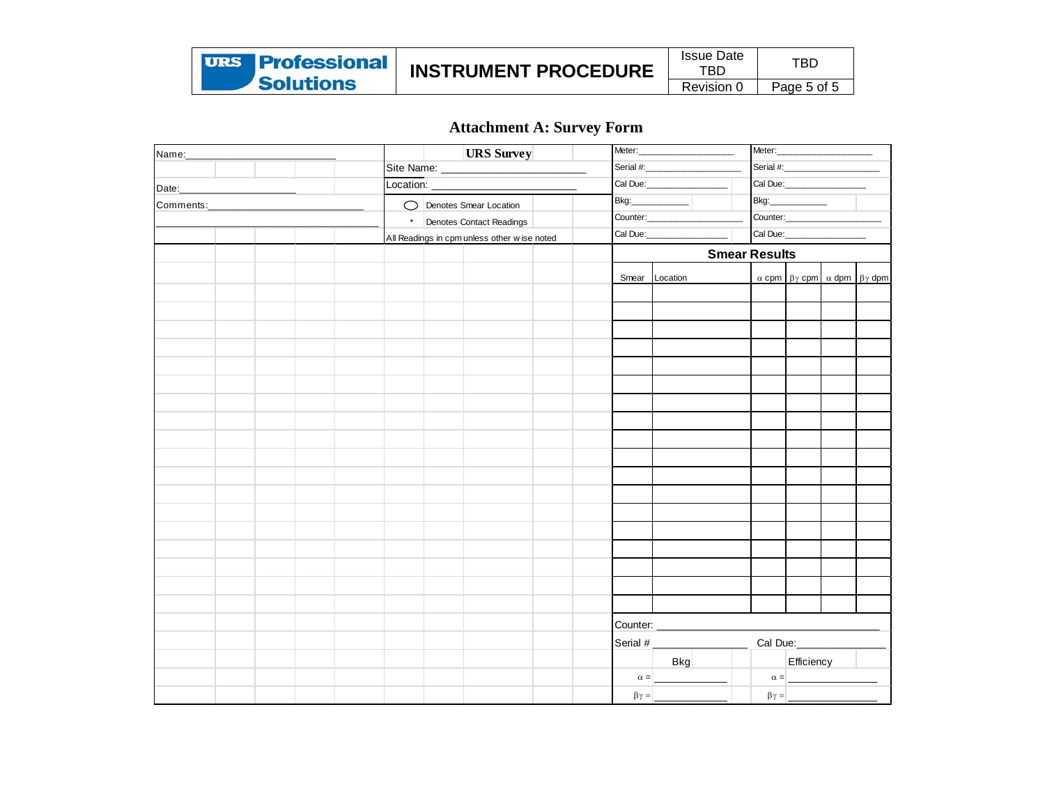## Attachment A: Survey Form

Name:________________________

Date:____________________

Comments:__________________________

________________________________________

**URS Survey**

Site Name: ________________________

Location: ________________________

◯ Denotes Smear Location

\* Denotes Contact Readings

All Readings in cpm unless other wise noted

| Meter:__________________ | Meter:__________________ |
|---|---|
| Serial #:__________________ | Serial #:__________________ |
| Cal Due:________________ | Cal Due:________________ |
| Bkg:___________ | Bkg:___________ |
| Counter:___________________ | Counter:___________________ |
| Cal Due:________________ | Cal Due:________________ |

**Smear Results**

| Smear | Location | α cpm | βγ cpm | α dpm | βγ dpm |
|---|---|---|---|---|---|
| | | | | | |
| | | | | | |
| | | | | | |
| | | | | | |
| | | | | | |
| | | | | | |
| | | | | | |
| | | | | | |
| | | | | | |
| | | | | | |
| | | | | | |
| | | | | | |
| | | | | | |
| | | | | | |
| | | | | | |
| | | | | | |
| | | | | | |
| | | | | | |

Counter: ________________________________

Serial # ______________ Cal Due:______________

| | Bkg | | Efficiency |
|---|---|---|---|
| α = | ____________ | α = | ______________ |
| βγ = | ____________ | βγ = | ______________ |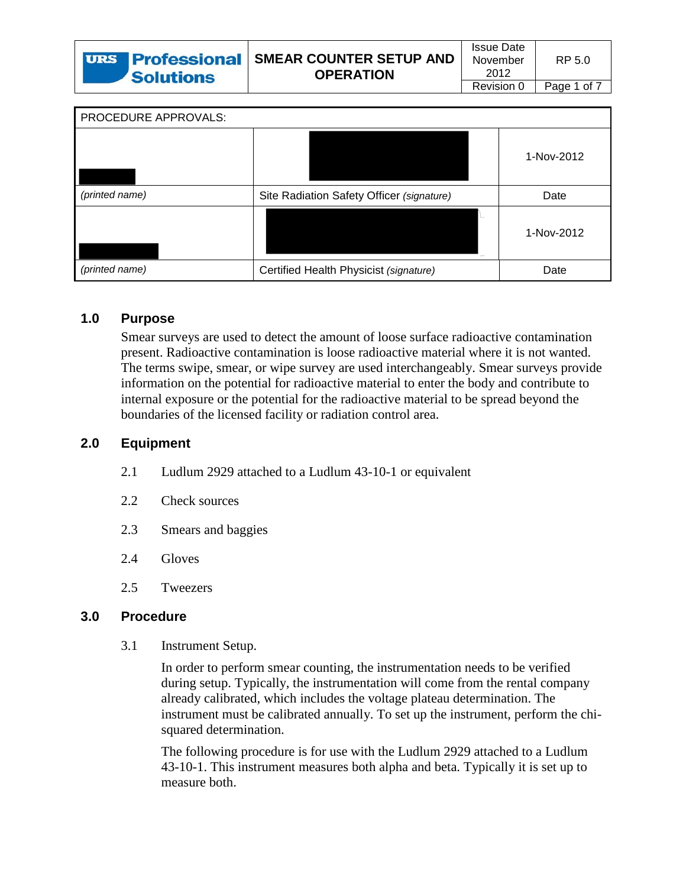| URS Professional Solutions | SMEAR COUNTER SETUP AND OPERATION | Issue Date November 2012 | RP 5.0 |
| --- | --- | --- | --- |
| | | Revision 0 | Page 1 of 7 |

| PROCEDURE APPROVALS: | | |
| --- | --- | --- |
| | | 1-Nov-2012 |
| *(printed name)* | Site Radiation Safety Officer *(signature)* | Date |
| | | 1-Nov-2012 |
| *(printed name)* | Certified Health Physicist *(signature)* | Date |

## 1.0 Purpose

Smear surveys are used to detect the amount of loose surface radioactive contamination present. Radioactive contamination is loose radioactive material where it is not wanted. The terms swipe, smear, or wipe survey are used interchangeably. Smear surveys provide information on the potential for radioactive material to enter the body and contribute to internal exposure or the potential for the radioactive material to be spread beyond the boundaries of the licensed facility or radiation control area.

## 2.0 Equipment

2.1 Ludlum 2929 attached to a Ludlum 43-10-1 or equivalent

2.2 Check sources

2.3 Smears and baggies

2.4 Gloves

2.5 Tweezers

## 3.0 Procedure

3.1 Instrument Setup.

In order to perform smear counting, the instrumentation needs to be verified during setup. Typically, the instrumentation will come from the rental company already calibrated, which includes the voltage plateau determination. The instrument must be calibrated annually. To set up the instrument, perform the chi-squared determination.

The following procedure is for use with the Ludlum 2929 attached to a Ludlum 43-10-1. This instrument measures both alpha and beta. Typically it is set up to measure both.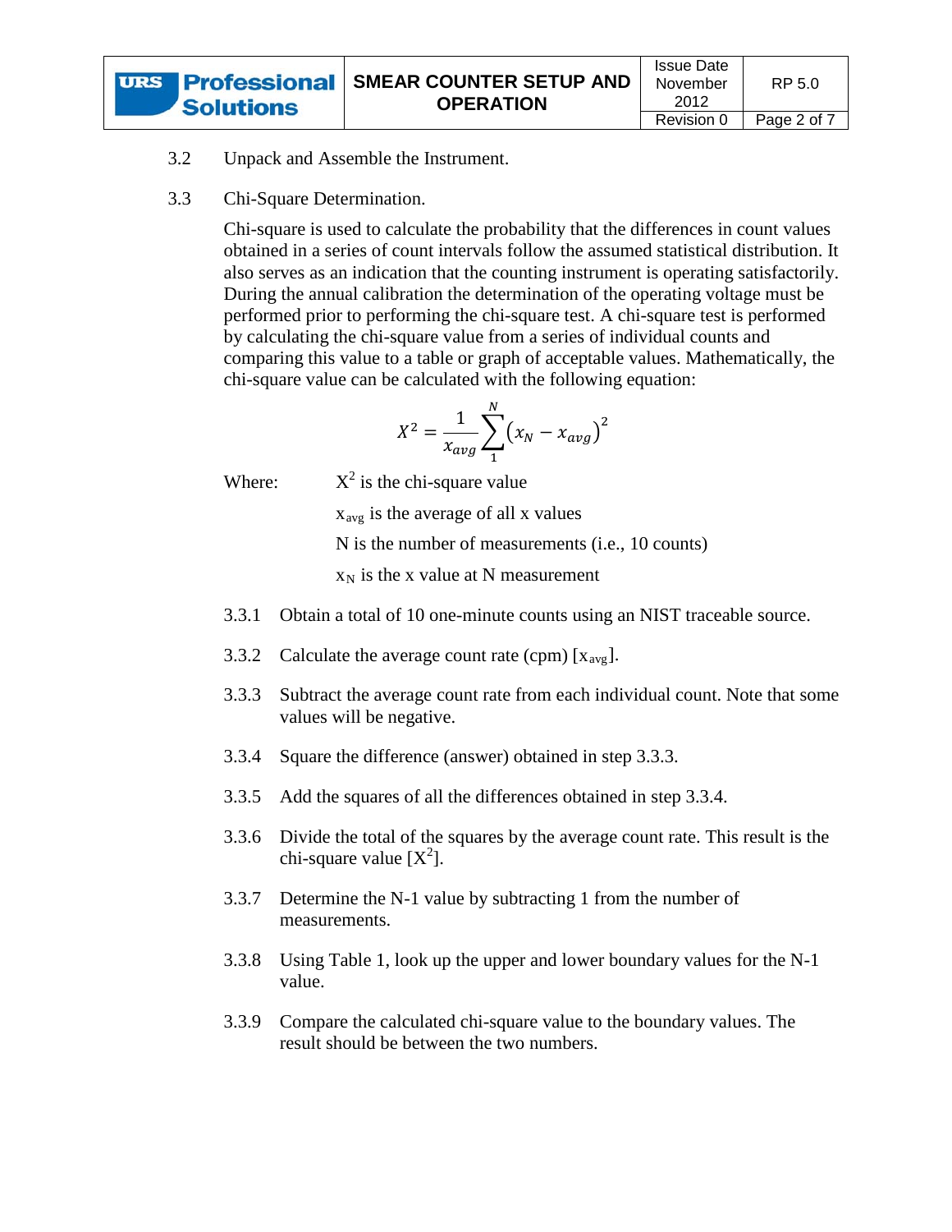3.2 Unpack and Assemble the Instrument.

3.3 Chi-Square Determination.

Chi-square is used to calculate the probability that the differences in count values obtained in a series of count intervals follow the assumed statistical distribution. It also serves as an indication that the counting instrument is operating satisfactorily. During the annual calibration the determination of the operating voltage must be performed prior to performing the chi-square test. A chi-square test is performed by calculating the chi-square value from a series of individual counts and comparing this value to a table or graph of acceptable values. Mathematically, the chi-square value can be calculated with the following equation:

$$X^2 = \frac{1}{x_{avg}} \sum_{1}^{N} \left(x_N - x_{avg}\right)^2$$

Where: $X^2$ is the chi-square value

$x_{avg}$ is the average of all x values

N is the number of measurements (i.e., 10 counts)

$x_N$ is the x value at N measurement

3.3.1 Obtain a total of 10 one-minute counts using an NIST traceable source.

3.3.2 Calculate the average count rate (cpm) [$x_{avg}$].

3.3.3 Subtract the average count rate from each individual count. Note that some values will be negative.

3.3.4 Square the difference (answer) obtained in step 3.3.3.

3.3.5 Add the squares of all the differences obtained in step 3.3.4.

3.3.6 Divide the total of the squares by the average count rate. This result is the chi-square value [$X^2$].

3.3.7 Determine the N-1 value by subtracting 1 from the number of measurements.

3.3.8 Using Table 1, look up the upper and lower boundary values for the N-1 value.

3.3.9 Compare the calculated chi-square value to the boundary values. The result should be between the two numbers.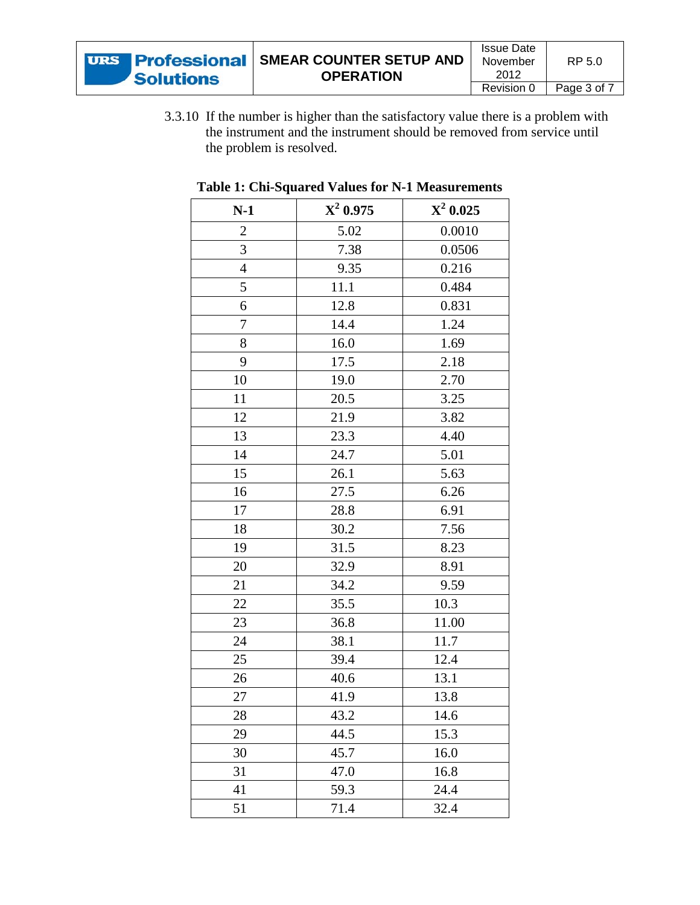3.3.10 If the number is higher than the satisfactory value there is a problem with the instrument and the instrument should be removed from service until the problem is resolved.

**Table 1: Chi-Squared Values for N-1 Measurements**

| N-1 | $X^2$ 0.975 | $X^2$ 0.025 |
|---|---|---|
| 2 | 5.02 | 0.0010 |
| 3 | 7.38 | 0.0506 |
| 4 | 9.35 | 0.216 |
| 5 | 11.1 | 0.484 |
| 6 | 12.8 | 0.831 |
| 7 | 14.4 | 1.24 |
| 8 | 16.0 | 1.69 |
| 9 | 17.5 | 2.18 |
| 10 | 19.0 | 2.70 |
| 11 | 20.5 | 3.25 |
| 12 | 21.9 | 3.82 |
| 13 | 23.3 | 4.40 |
| 14 | 24.7 | 5.01 |
| 15 | 26.1 | 5.63 |
| 16 | 27.5 | 6.26 |
| 17 | 28.8 | 6.91 |
| 18 | 30.2 | 7.56 |
| 19 | 31.5 | 8.23 |
| 20 | 32.9 | 8.91 |
| 21 | 34.2 | 9.59 |
| 22 | 35.5 | 10.3 |
| 23 | 36.8 | 11.00 |
| 24 | 38.1 | 11.7 |
| 25 | 39.4 | 12.4 |
| 26 | 40.6 | 13.1 |
| 27 | 41.9 | 13.8 |
| 28 | 43.2 | 14.6 |
| 29 | 44.5 | 15.3 |
| 30 | 45.7 | 16.0 |
| 31 | 47.0 | 16.8 |
| 41 | 59.3 | 24.4 |
| 51 | 71.4 | 32.4 |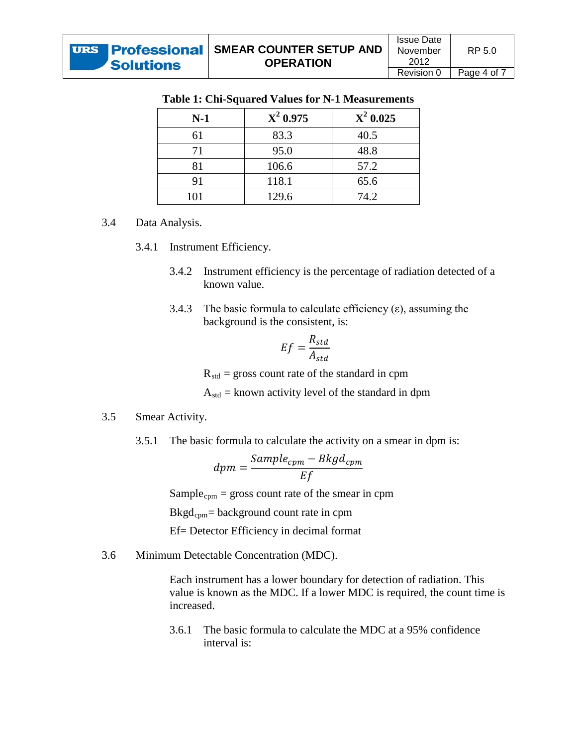**Table 1: Chi-Squared Values for N-1 Measurements**

| N-1 | $X^2$ 0.975 | $X^2$ 0.025 |
|---|---|---|
| 61 | 83.3 | 40.5 |
| 71 | 95.0 | 48.8 |
| 81 | 106.6 | 57.2 |
| 91 | 118.1 | 65.6 |
| 101 | 129.6 | 74.2 |

3.4 Data Analysis.

3.4.1 Instrument Efficiency.

3.4.2 Instrument efficiency is the percentage of radiation detected of a known value.

3.4.3 The basic formula to calculate efficiency (ε), assuming the background is the consistent, is:

$$Ef = \frac{R_{std}}{A_{std}}$$

$R_{std}$ = gross count rate of the standard in cpm

$A_{std}$ = known activity level of the standard in dpm

3.5 Smear Activity.

3.5.1 The basic formula to calculate the activity on a smear in dpm is:

$$dpm = \frac{Sample_{cpm} - Bkgd_{cpm}}{Ef}$$

$Sample_{cpm}$ = gross count rate of the smear in cpm

$Bkgd_{cpm}$= background count rate in cpm

Ef= Detector Efficiency in decimal format

3.6 Minimum Detectable Concentration (MDC).

Each instrument has a lower boundary for detection of radiation. This value is known as the MDC. If a lower MDC is required, the count time is increased.

3.6.1 The basic formula to calculate the MDC at a 95% confidence interval is: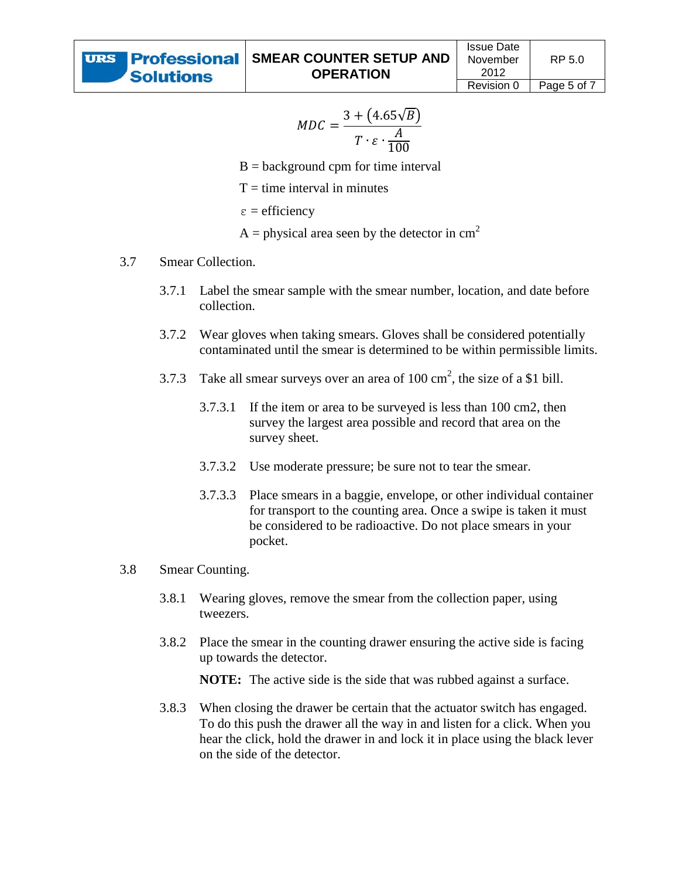$$MDC = \frac{3 + \left(4.65\sqrt{B}\right)}{T \cdot \varepsilon \cdot \frac{A}{100}}$$

B = background cpm for time interval

T = time interval in minutes

$\varepsilon$ = efficiency

A = physical area seen by the detector in $cm^2$

3.7 Smear Collection.

3.7.1 Label the smear sample with the smear number, location, and date before collection.

3.7.2 Wear gloves when taking smears. Gloves shall be considered potentially contaminated until the smear is determined to be within permissible limits.

3.7.3 Take all smear surveys over an area of 100 $cm^2$, the size of a $1 bill.

3.7.3.1 If the item or area to be surveyed is less than 100 cm2, then survey the largest area possible and record that area on the survey sheet.

3.7.3.2 Use moderate pressure; be sure not to tear the smear.

3.7.3.3 Place smears in a baggie, envelope, or other individual container for transport to the counting area. Once a swipe is taken it must be considered to be radioactive. Do not place smears in your pocket.

3.8 Smear Counting.

3.8.1 Wearing gloves, remove the smear from the collection paper, using tweezers.

3.8.2 Place the smear in the counting drawer ensuring the active side is facing up towards the detector.

**NOTE:** The active side is the side that was rubbed against a surface.

3.8.3 When closing the drawer be certain that the actuator switch has engaged. To do this push the drawer all the way in and listen for a click. When you hear the click, hold the drawer in and lock it in place using the black lever on the side of the detector.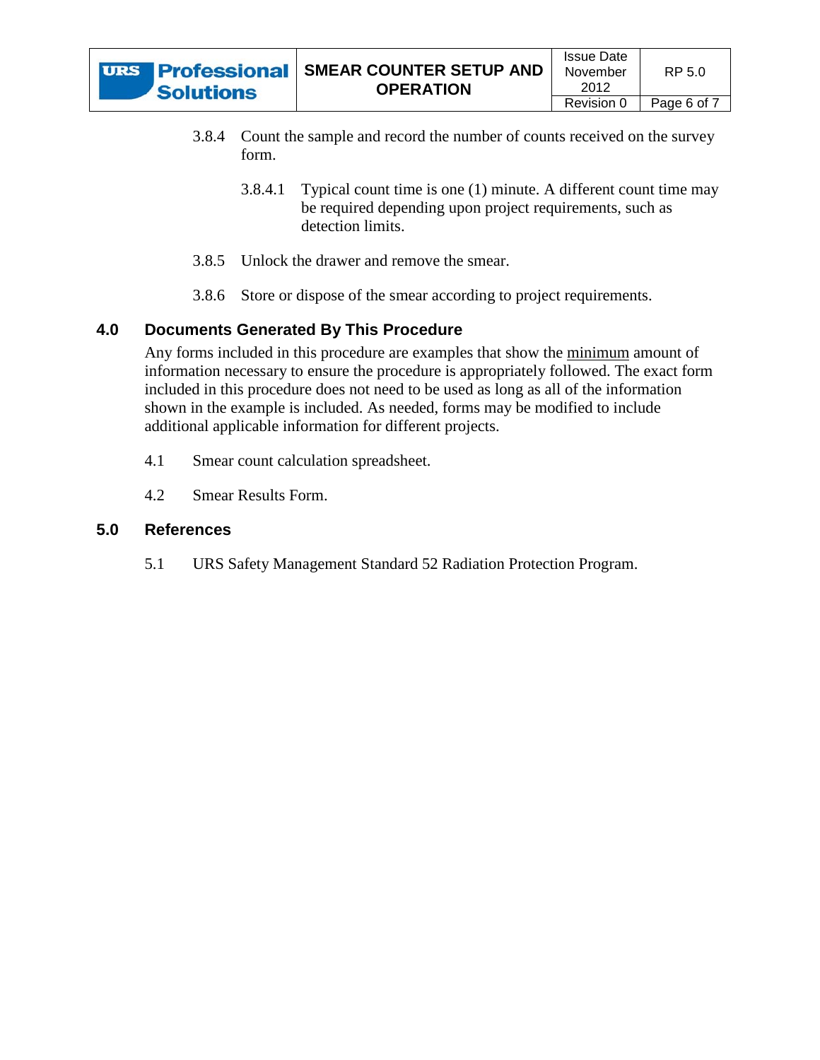3.8.4 Count the sample and record the number of counts received on the survey form.

3.8.4.1 Typical count time is one (1) minute. A different count time may be required depending upon project requirements, such as detection limits.

3.8.5 Unlock the drawer and remove the smear.

3.8.6 Store or dispose of the smear according to project requirements.

## 4.0 Documents Generated By This Procedure

Any forms included in this procedure are examples that show the minimum amount of information necessary to ensure the procedure is appropriately followed. The exact form included in this procedure does not need to be used as long as all of the information shown in the example is included. As needed, forms may be modified to include additional applicable information for different projects.

4.1 Smear count calculation spreadsheet.

4.2 Smear Results Form.

## 5.0 References

5.1 URS Safety Management Standard 52 Radiation Protection Program.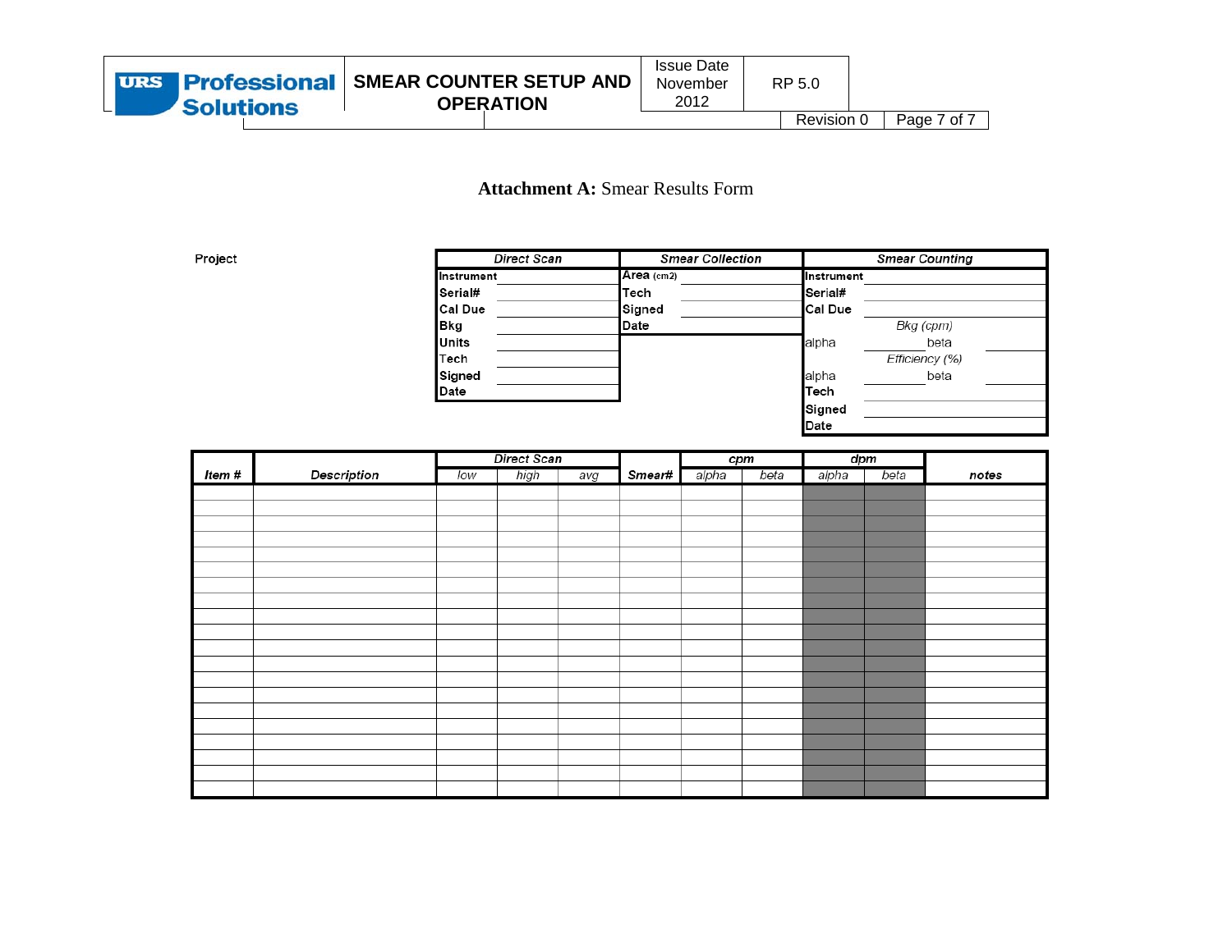**Attachment A:** Smear Results Form

Project

| Direct Scan | | Smear Collection | | Smear Counting | | | |
|---|---|---|---|---|---|---|---|
| Instrument | | Area (cm2) | | Instrument | | | |
| Serial# | | Tech | | Serial# | | | |
| Cal Due | | Signed | | Cal Due | | | |
| Bkg | | Date | | | Bkg (cpm) | | |
| Units | | | | alpha | | beta | |
| Tech | | | | | Efficiency (%) | | |
| Signed | | | | alpha | | beta | |
| Date | | | | Tech | | | |
| | | | | Signed | | | |
| | | | | Date | | | |

| Item # | Description | Direct Scan | | | Smear# | cpm | | dpm | | notes |
|---|---|---|---|---|---|---|---|---|---|---|
| | | low | high | avg | | alpha | beta | alpha | beta | |
| | | | | | | | | | | |
| | | | | | | | | | | |
| | | | | | | | | | | |
| | | | | | | | | | | |
| | | | | | | | | | | |
| | | | | | | | | | | |
| | | | | | | | | | | |
| | | | | | | | | | | |
| | | | | | | | | | | |
| | | | | | | | | | | |
| | | | | | | | | | | |
| | | | | | | | | | | |
| | | | | | | | | | | |
| | | | | | | | | | | |
| | | | | | | | | | | |
| | | | | | | | | | | |
| | | | | | | | | | | |
| | | | | | | | | | | |
| | | | | | | | | | | |
| | | | | | | | | | | |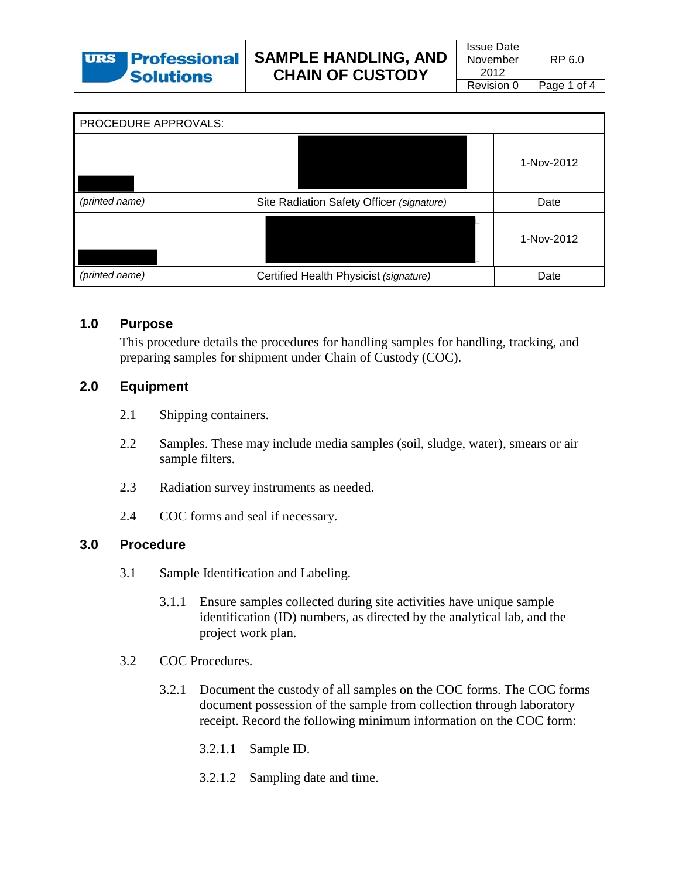| URS Professional Solutions | SAMPLE HANDLING, AND CHAIN OF CUSTODY | Issue Date November 2012 | RP 6.0 |
|---|---|---|---|
| | | Revision 0 | |

| PROCEDURE APPROVALS: | | |
|---|---|---|
| | | 1-Nov-2012 |
| *(printed name)* | Site Radiation Safety Officer *(signature)* | Date |
| | | 1-Nov-2012 |
| *(printed name)* | Certified Health Physicist *(signature)* | Date |

## 1.0 Purpose

This procedure details the procedures for handling samples for handling, tracking, and preparing samples for shipment under Chain of Custody (COC).

## 2.0 Equipment

2.1 Shipping containers.

2.2 Samples. These may include media samples (soil, sludge, water), smears or air sample filters.

2.3 Radiation survey instruments as needed.

2.4 COC forms and seal if necessary.

## 3.0 Procedure

3.1 Sample Identification and Labeling.

3.1.1 Ensure samples collected during site activities have unique sample identification (ID) numbers, as directed by the analytical lab, and the project work plan.

3.2 COC Procedures.

3.2.1 Document the custody of all samples on the COC forms. The COC forms document possession of the sample from collection through laboratory receipt. Record the following minimum information on the COC form:

3.2.1.1 Sample ID.

3.2.1.2 Sampling date and time.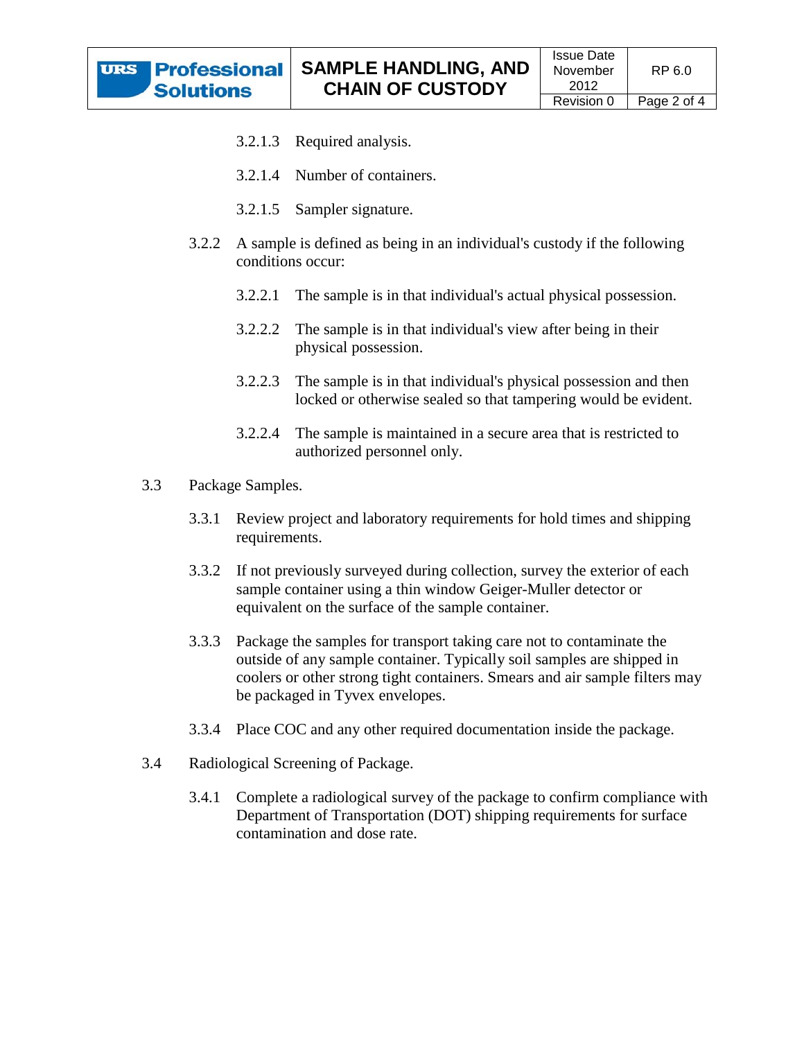3.2.1.3 Required analysis.

3.2.1.4 Number of containers.

3.2.1.5 Sampler signature.

3.2.2 A sample is defined as being in an individual's custody if the following conditions occur:

3.2.2.1 The sample is in that individual's actual physical possession.

3.2.2.2 The sample is in that individual's view after being in their physical possession.

3.2.2.3 The sample is in that individual's physical possession and then locked or otherwise sealed so that tampering would be evident.

3.2.2.4 The sample is maintained in a secure area that is restricted to authorized personnel only.

3.3 Package Samples.

3.3.1 Review project and laboratory requirements for hold times and shipping requirements.

3.3.2 If not previously surveyed during collection, survey the exterior of each sample container using a thin window Geiger-Muller detector or equivalent on the surface of the sample container.

3.3.3 Package the samples for transport taking care not to contaminate the outside of any sample container. Typically soil samples are shipped in coolers or other strong tight containers. Smears and air sample filters may be packaged in Tyvex envelopes.

3.3.4 Place COC and any other required documentation inside the package.

3.4 Radiological Screening of Package.

3.4.1 Complete a radiological survey of the package to confirm compliance with Department of Transportation (DOT) shipping requirements for surface contamination and dose rate.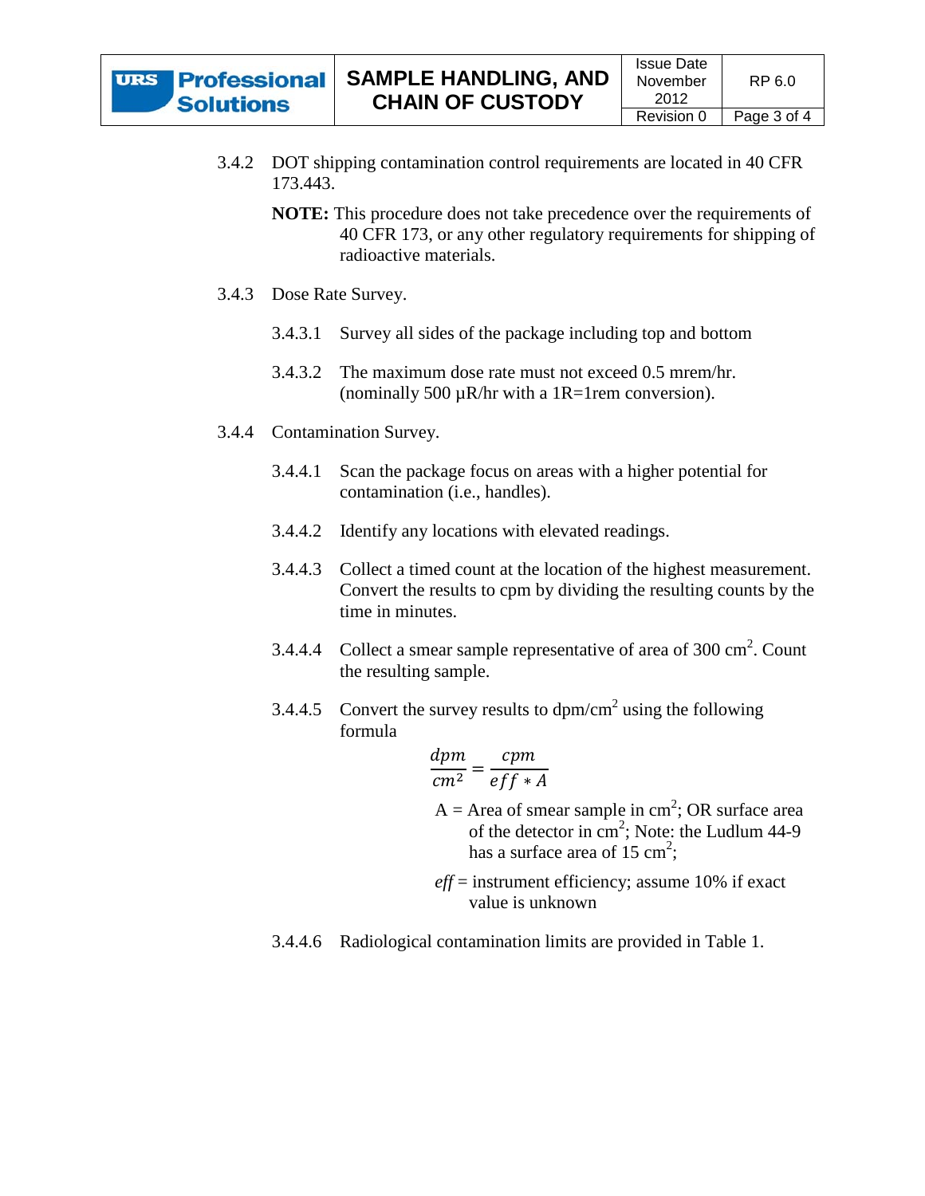3.4.2 DOT shipping contamination control requirements are located in 40 CFR 173.443.

**NOTE:** This procedure does not take precedence over the requirements of 40 CFR 173, or any other regulatory requirements for shipping of radioactive materials.

3.4.3 Dose Rate Survey.

3.4.3.1 Survey all sides of the package including top and bottom

3.4.3.2 The maximum dose rate must not exceed 0.5 mrem/hr. (nominally 500 µR/hr with a 1R=1rem conversion).

3.4.4 Contamination Survey.

3.4.4.1 Scan the package focus on areas with a higher potential for contamination (i.e., handles).

3.4.4.2 Identify any locations with elevated readings.

3.4.4.3 Collect a timed count at the location of the highest measurement. Convert the results to cpm by dividing the resulting counts by the time in minutes.

3.4.4.4 Collect a smear sample representative of area of 300 $cm^2$. Count the resulting sample.

3.4.4.5 Convert the survey results to $dpm/cm^2$ using the following formula

$$\frac{dpm}{cm^2} = \frac{cpm}{eff * A}$$

A = Area of smear sample in $cm^2$; OR surface area of the detector in $cm^2$; Note: the Ludlum 44-9 has a surface area of 15 $cm^2$;

*eff* = instrument efficiency; assume 10% if exact value is unknown

3.4.4.6 Radiological contamination limits are provided in Table 1.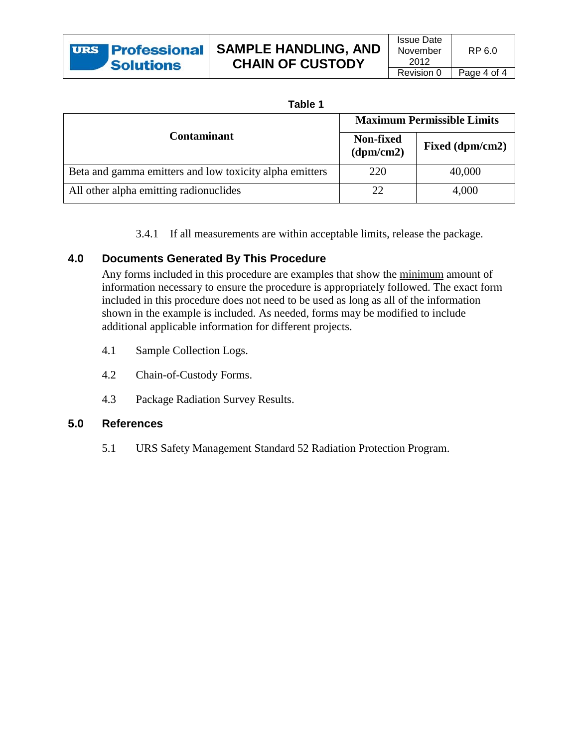**Table 1**

| Contaminant | Maximum Permissible Limits | |
|---|---|---|
| | Non-fixed (dpm/cm2) | Fixed (dpm/cm2) |
| Beta and gamma emitters and low toxicity alpha emitters | 220 | 40,000 |
| All other alpha emitting radionuclides | 22 | 4,000 |

3.4.1 If all measurements are within acceptable limits, release the package.

## 4.0 Documents Generated By This Procedure

Any forms included in this procedure are examples that show the minimum amount of information necessary to ensure the procedure is appropriately followed. The exact form included in this procedure does not need to be used as long as all of the information shown in the example is included. As needed, forms may be modified to include additional applicable information for different projects.

4.1 Sample Collection Logs.

4.2 Chain-of-Custody Forms.

4.3 Package Radiation Survey Results.

## 5.0 References

5.1 URS Safety Management Standard 52 Radiation Protection Program.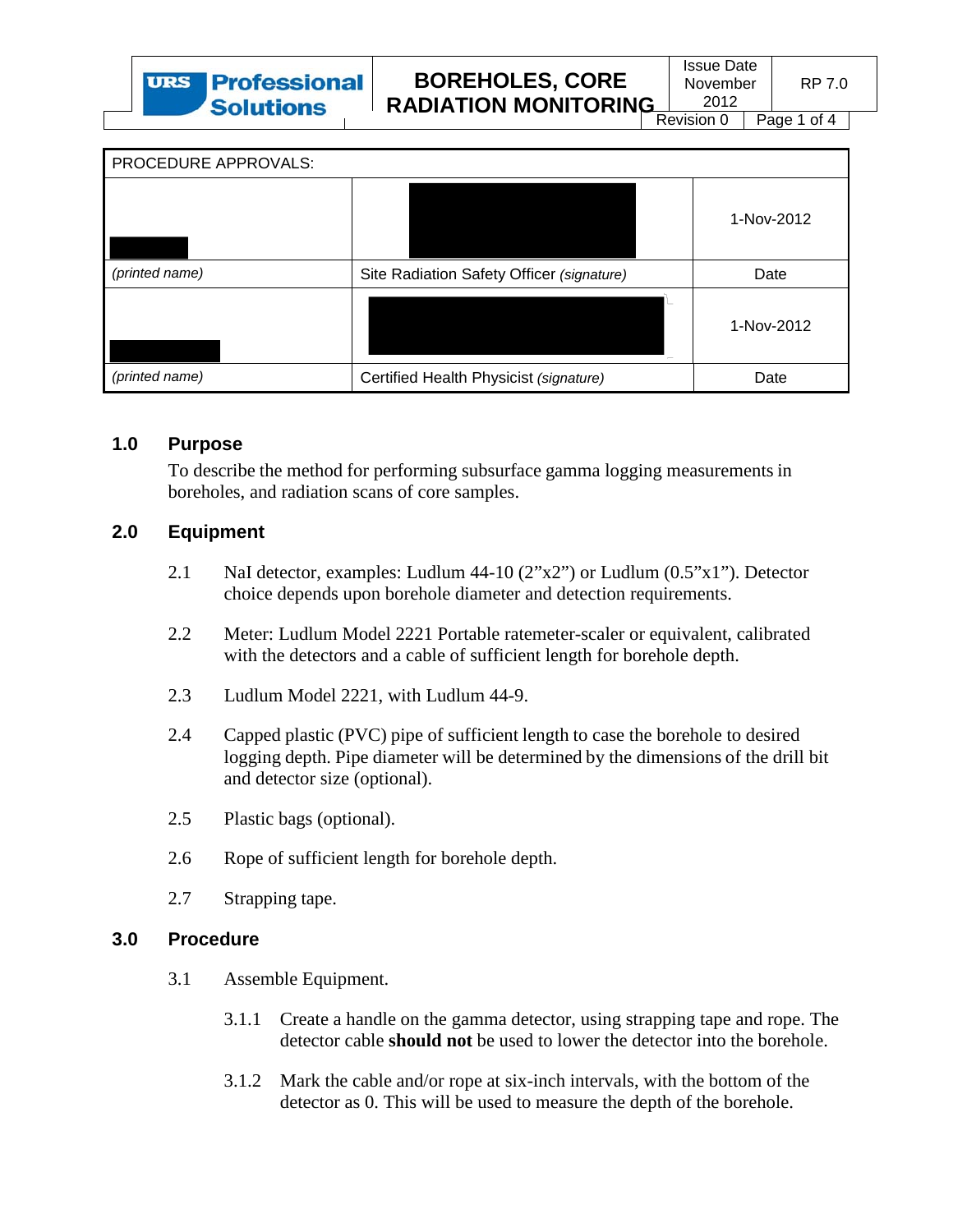| URS Professional Solutions | BOREHOLES, CORE RADIATION MONITORING | Issue Date November 2012 | RP 7.0 |
|---|---|---|---|
| | | Revision 0 | Page 1 of 4 |

| PROCEDURE APPROVALS: | | |
|---|---|---|
| | | 1-Nov-2012 |
| *(printed name)* | Site Radiation Safety Officer *(signature)* | Date |
| | | 1-Nov-2012 |
| *(printed name)* | Certified Health Physicist *(signature)* | Date |

## 1.0 Purpose

To describe the method for performing subsurface gamma logging measurements in boreholes, and radiation scans of core samples.

## 2.0 Equipment

2.1 NaI detector, examples: Ludlum 44-10 (2"x2") or Ludlum (0.5"x1"). Detector choice depends upon borehole diameter and detection requirements.

2.2 Meter: Ludlum Model 2221 Portable ratemeter-scaler or equivalent, calibrated with the detectors and a cable of sufficient length for borehole depth.

2.3 Ludlum Model 2221, with Ludlum 44-9.

2.4 Capped plastic (PVC) pipe of sufficient length to case the borehole to desired logging depth. Pipe diameter will be determined by the dimensions of the drill bit and detector size (optional).

2.5 Plastic bags (optional).

2.6 Rope of sufficient length for borehole depth.

2.7 Strapping tape.

## 3.0 Procedure

3.1 Assemble Equipment.

3.1.1 Create a handle on the gamma detector, using strapping tape and rope. The detector cable **should not** be used to lower the detector into the borehole.

3.1.2 Mark the cable and/or rope at six-inch intervals, with the bottom of the detector as 0. This will be used to measure the depth of the borehole.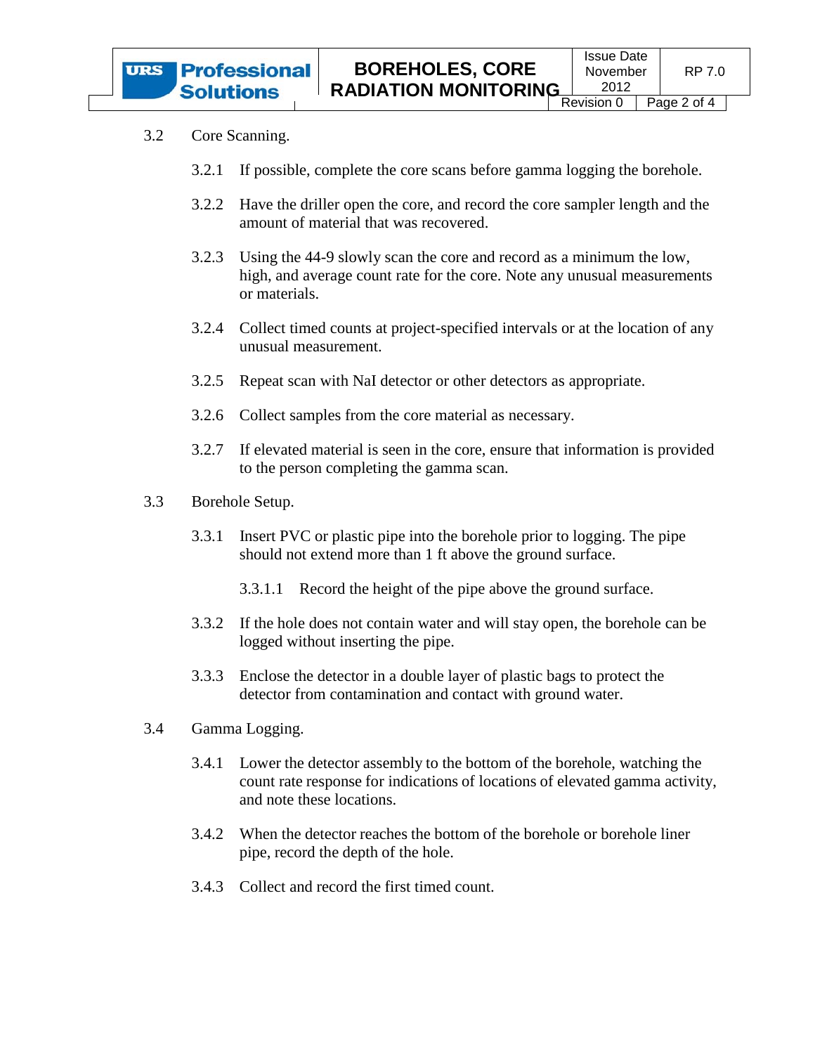3.2 Core Scanning.

3.2.1 If possible, complete the core scans before gamma logging the borehole.

3.2.2 Have the driller open the core, and record the core sampler length and the amount of material that was recovered.

3.2.3 Using the 44-9 slowly scan the core and record as a minimum the low, high, and average count rate for the core. Note any unusual measurements or materials.

3.2.4 Collect timed counts at project-specified intervals or at the location of any unusual measurement.

3.2.5 Repeat scan with NaI detector or other detectors as appropriate.

3.2.6 Collect samples from the core material as necessary.

3.2.7 If elevated material is seen in the core, ensure that information is provided to the person completing the gamma scan.

3.3 Borehole Setup.

3.3.1 Insert PVC or plastic pipe into the borehole prior to logging. The pipe should not extend more than 1 ft above the ground surface.

3.3.1.1 Record the height of the pipe above the ground surface.

3.3.2 If the hole does not contain water and will stay open, the borehole can be logged without inserting the pipe.

3.3.3 Enclose the detector in a double layer of plastic bags to protect the detector from contamination and contact with ground water.

3.4 Gamma Logging.

3.4.1 Lower the detector assembly to the bottom of the borehole, watching the count rate response for indications of locations of elevated gamma activity, and note these locations.

3.4.2 When the detector reaches the bottom of the borehole or borehole liner pipe, record the depth of the hole.

3.4.3 Collect and record the first timed count.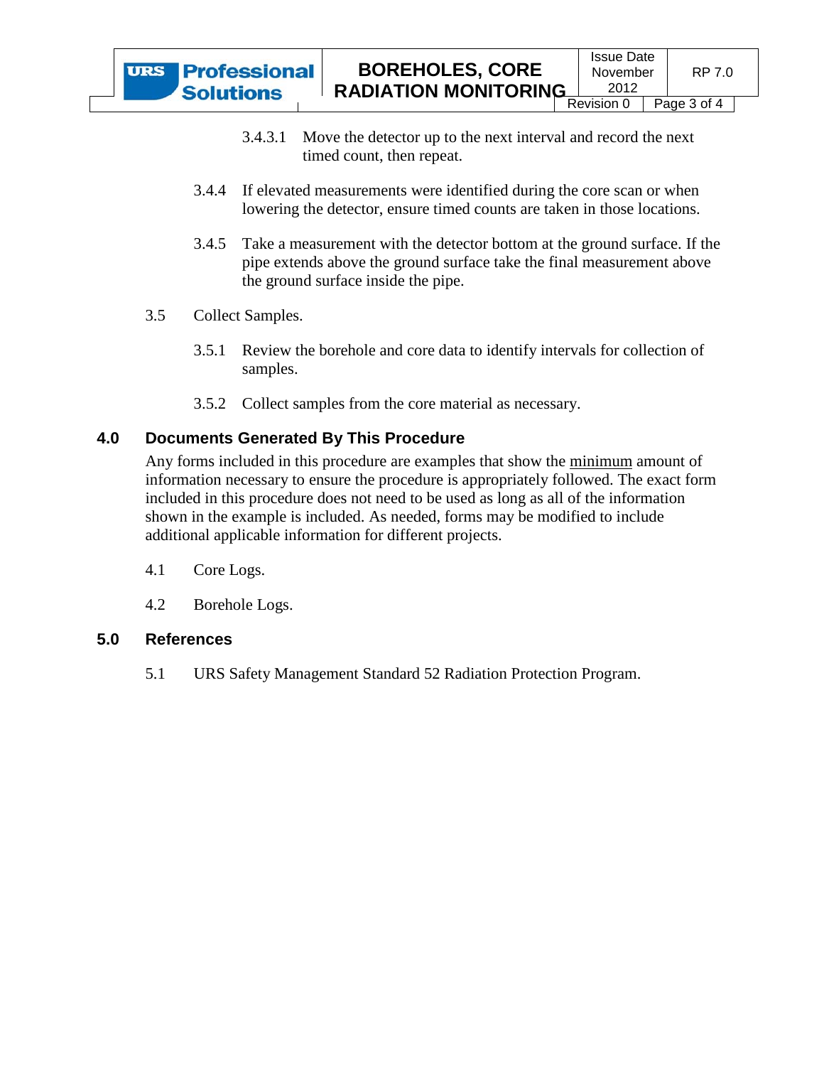3.4.3.1 Move the detector up to the next interval and record the next timed count, then repeat.

3.4.4 If elevated measurements were identified during the core scan or when lowering the detector, ensure timed counts are taken in those locations.

3.4.5 Take a measurement with the detector bottom at the ground surface. If the pipe extends above the ground surface take the final measurement above the ground surface inside the pipe.

3.5 Collect Samples.

3.5.1 Review the borehole and core data to identify intervals for collection of samples.

3.5.2 Collect samples from the core material as necessary.

## 4.0 Documents Generated By This Procedure

Any forms included in this procedure are examples that show the minimum amount of information necessary to ensure the procedure is appropriately followed. The exact form included in this procedure does not need to be used as long as all of the information shown in the example is included. As needed, forms may be modified to include additional applicable information for different projects.

4.1 Core Logs.

4.2 Borehole Logs.

## 5.0 References

5.1 URS Safety Management Standard 52 Radiation Protection Program.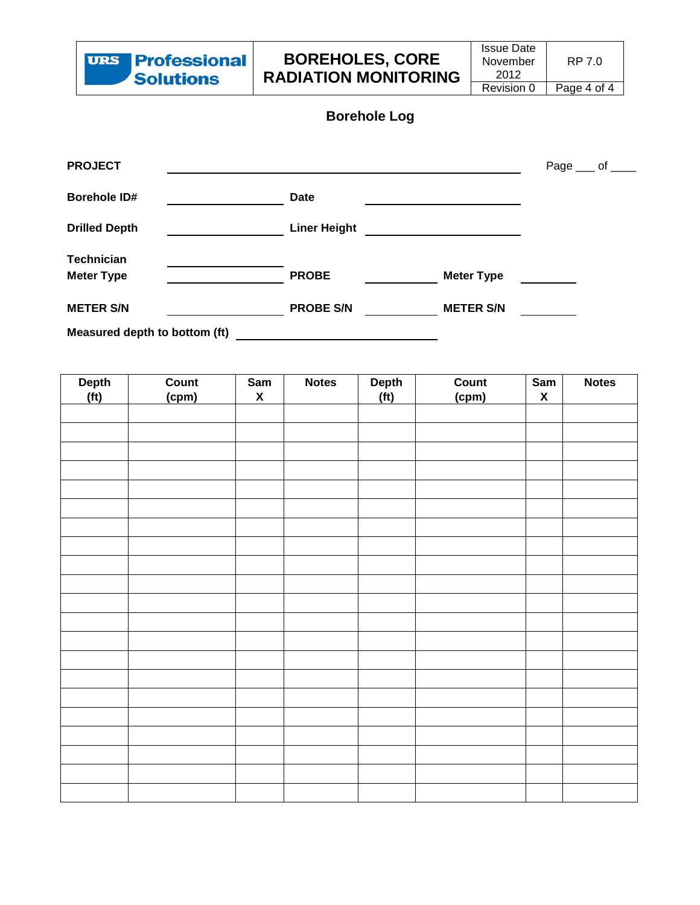## Borehole Log

**PROJECT** ______________________________ Page ___ of ____

**Borehole ID#** ______________ **Date** ______________

**Drilled Depth** ______________ **Liner Height** ______________

**Technician** ______________

**Meter Type** ______________ **PROBE** ________ **Meter Type** ________

**METER S/N** ______________ **PROBE S/N** ________ **METER S/N** ________

**Measured depth to bottom (ft)** ______________

| Depth (ft) | Count (cpm) | Sam X | Notes | Depth (ft) | Count (cpm) | Sam X | Notes |
|---|---|---|---|---|---|---|---|
| | | | | | | | |
| | | | | | | | |
| | | | | | | | |
| | | | | | | | |
| | | | | | | | |
| | | | | | | | |
| | | | | | | | |
| | | | | | | | |
| | | | | | | | |
| | | | | | | | |
| | | | | | | | |
| | | | | | | | |
| | | | | | | | |
| | | | | | | | |
| | | | | | | | |
| | | | | | | | |
| | | | | | | | |
| | | | | | | | |
| | | | | | | | |
| | | | | | | | |
| | | | | | | | |